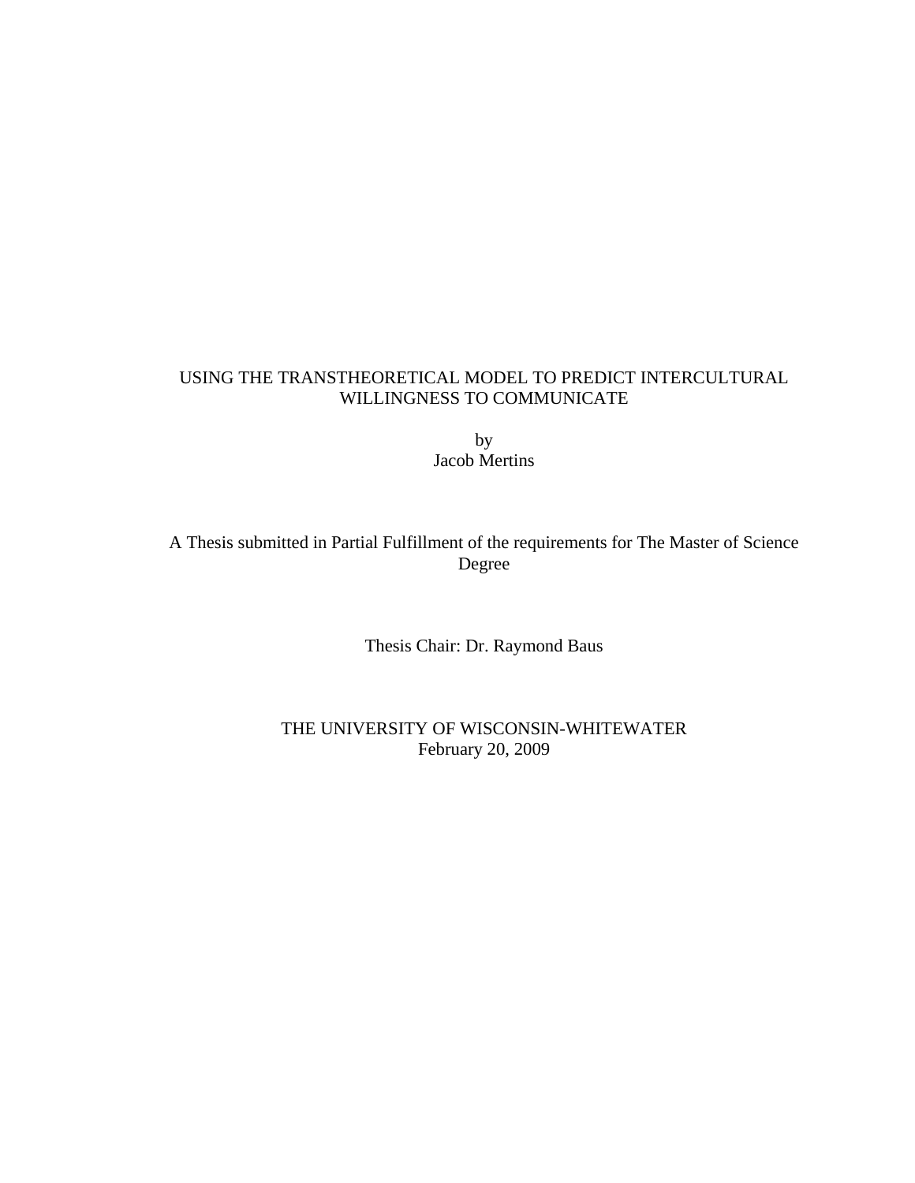# USING THE TRANSTHEORETICAL MODEL TO PREDICT INTERCULTURAL WILLINGNESS TO COMMUNICATE

by
Jacob Mertins

A Thesis submitted in Partial Fulfillment of the requirements for The Master of Science Degree

Thesis Chair: Dr. Raymond Baus

THE UNIVERSITY OF WISCONSIN-WHITEWATER
February 20, 2009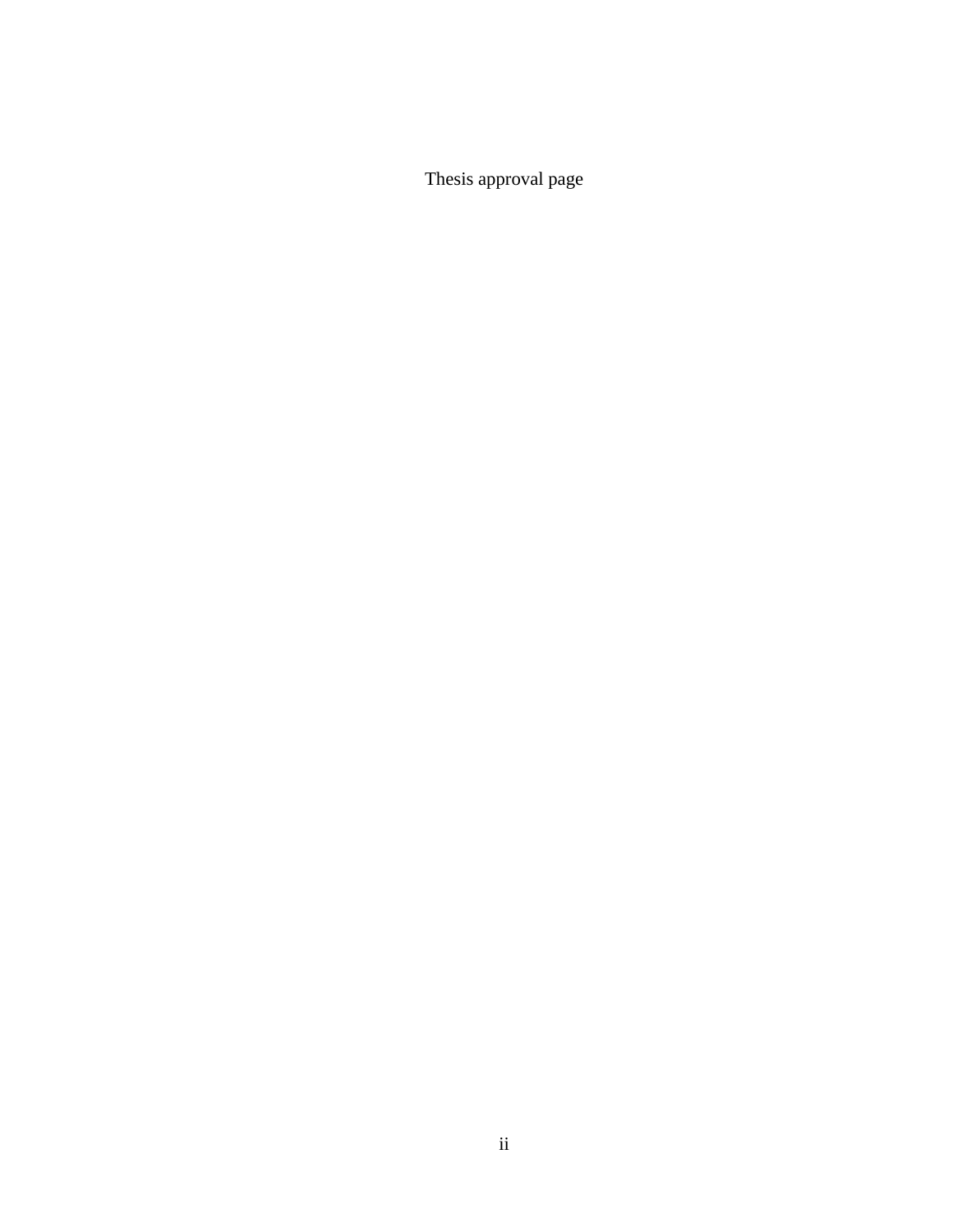Thesis approval page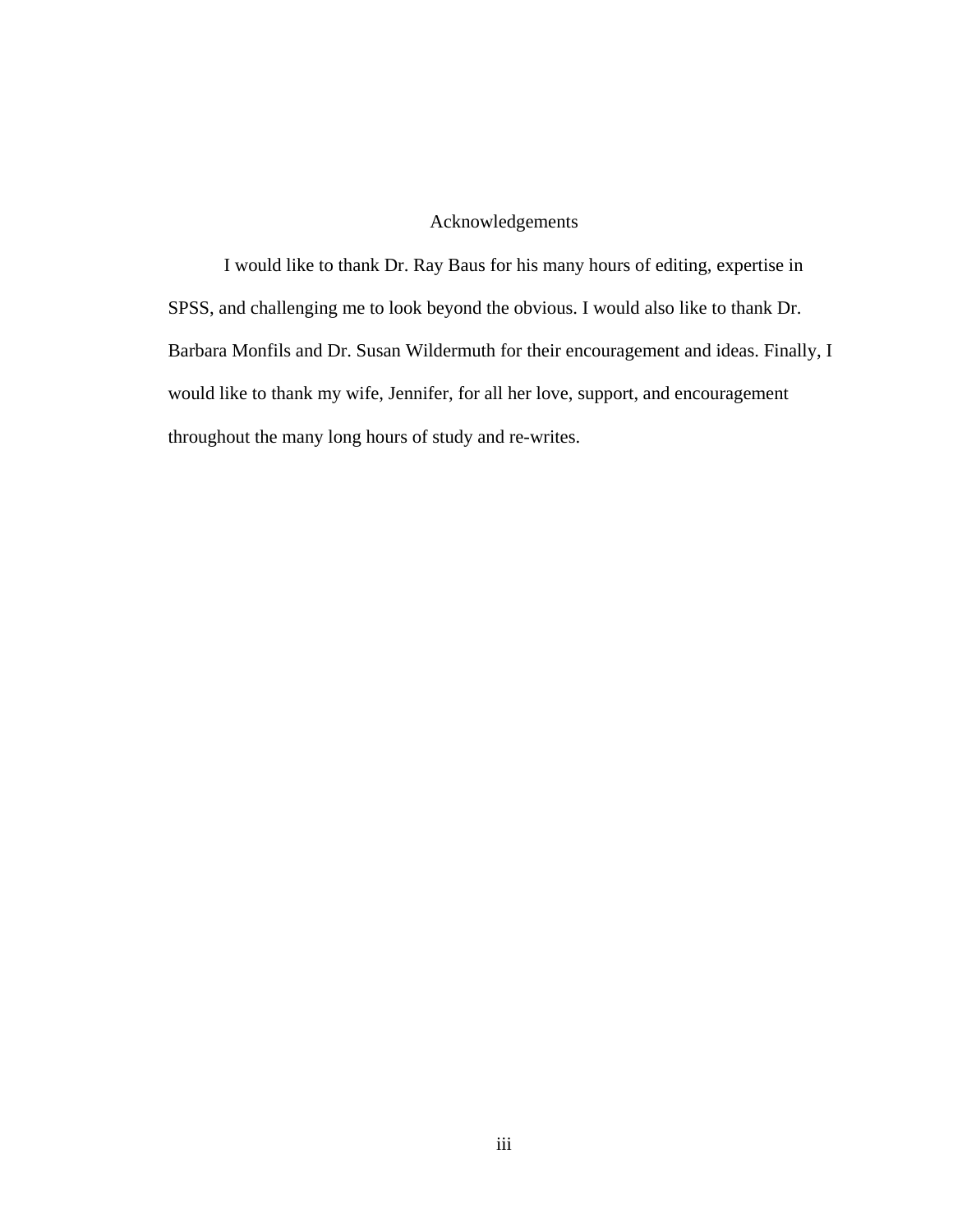# Acknowledgements

I would like to thank Dr. Ray Baus for his many hours of editing, expertise in SPSS, and challenging me to look beyond the obvious. I would also like to thank Dr. Barbara Monfils and Dr. Susan Wildermuth for their encouragement and ideas. Finally, I would like to thank my wife, Jennifer, for all her love, support, and encouragement throughout the many long hours of study and re-writes.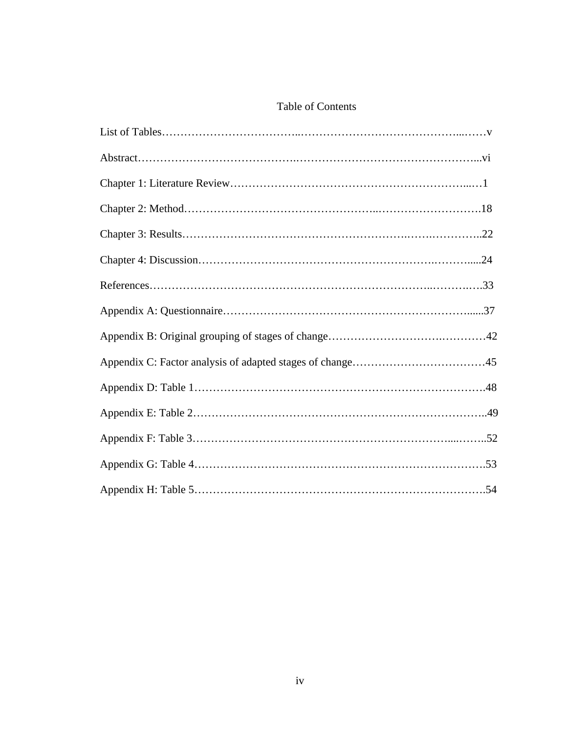# Table of Contents

List of Tables……………………………..……………………….…………………...……v

Abstract………………………………….………………………………………………...vi

Chapter 1: Literature Review……………………………………………………….....…1

Chapter 2: Method…………………………………………...……………………….18

Chapter 3: Results………………………………………………….…….…………..22

Chapter 4: Discussion……………………………………………….……….…….....24

References……………………………………………………………..……….….33

Appendix A: Questionnaire………………………………………………………......37

Appendix B: Original grouping of stages of change…………………….…………42

Appendix C: Factor analysis of adapted stages of change………………………………45

Appendix D: Table 1……………………………………………………………….48

Appendix E: Table 2………………………………………………………………..49

Appendix F: Table 3…………………………………………………………....……..52

Appendix G: Table 4……………………………………………………………….53

Appendix H: Table 5……………………………………………………………….54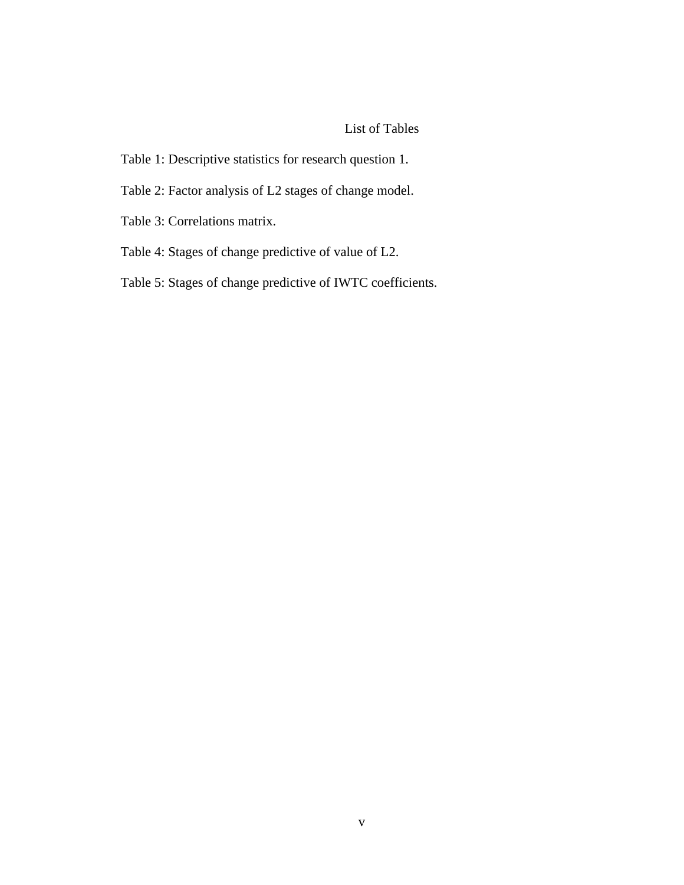# List of Tables

Table 1: Descriptive statistics for research question 1.

Table 2: Factor analysis of L2 stages of change model.

Table 3: Correlations matrix.

Table 4: Stages of change predictive of value of L2.

Table 5: Stages of change predictive of IWTC coefficients.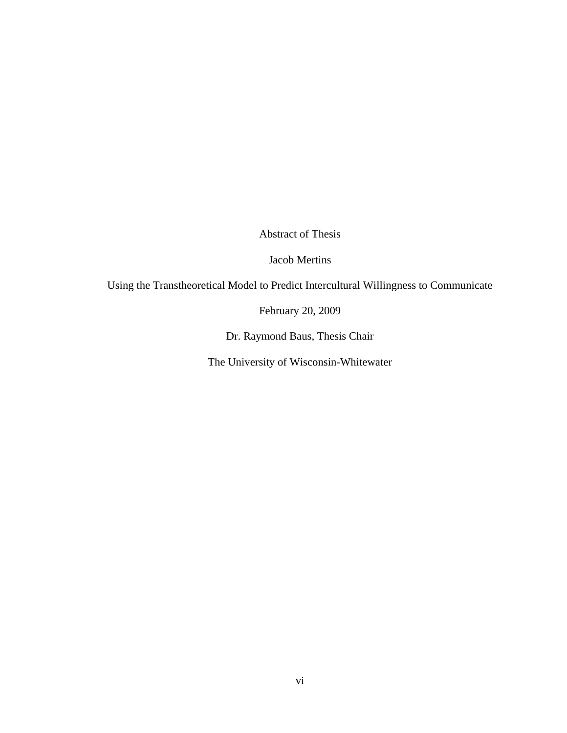Abstract of Thesis

Jacob Mertins

Using the Transtheoretical Model to Predict Intercultural Willingness to Communicate

February 20, 2009

Dr. Raymond Baus, Thesis Chair

The University of Wisconsin-Whitewater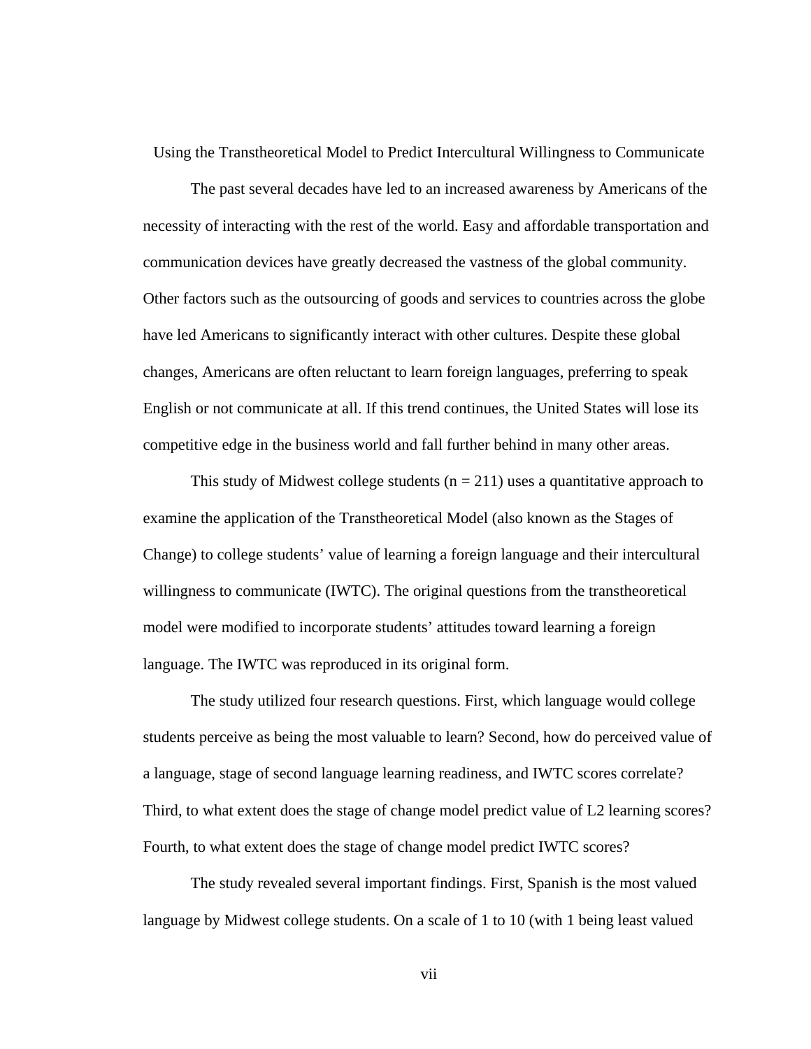# Using the Transtheoretical Model to Predict Intercultural Willingness to Communicate

The past several decades have led to an increased awareness by Americans of the necessity of interacting with the rest of the world. Easy and affordable transportation and communication devices have greatly decreased the vastness of the global community. Other factors such as the outsourcing of goods and services to countries across the globe have led Americans to significantly interact with other cultures. Despite these global changes, Americans are often reluctant to learn foreign languages, preferring to speak English or not communicate at all. If this trend continues, the United States will lose its competitive edge in the business world and fall further behind in many other areas.

This study of Midwest college students ($n = 211$) uses a quantitative approach to examine the application of the Transtheoretical Model (also known as the Stages of Change) to college students' value of learning a foreign language and their intercultural willingness to communicate (IWTC). The original questions from the transtheoretical model were modified to incorporate students' attitudes toward learning a foreign language. The IWTC was reproduced in its original form.

The study utilized four research questions. First, which language would college students perceive as being the most valuable to learn? Second, how do perceived value of a language, stage of second language learning readiness, and IWTC scores correlate? Third, to what extent does the stage of change model predict value of L2 learning scores? Fourth, to what extent does the stage of change model predict IWTC scores?

The study revealed several important findings. First, Spanish is the most valued language by Midwest college students. On a scale of 1 to 10 (with 1 being least valued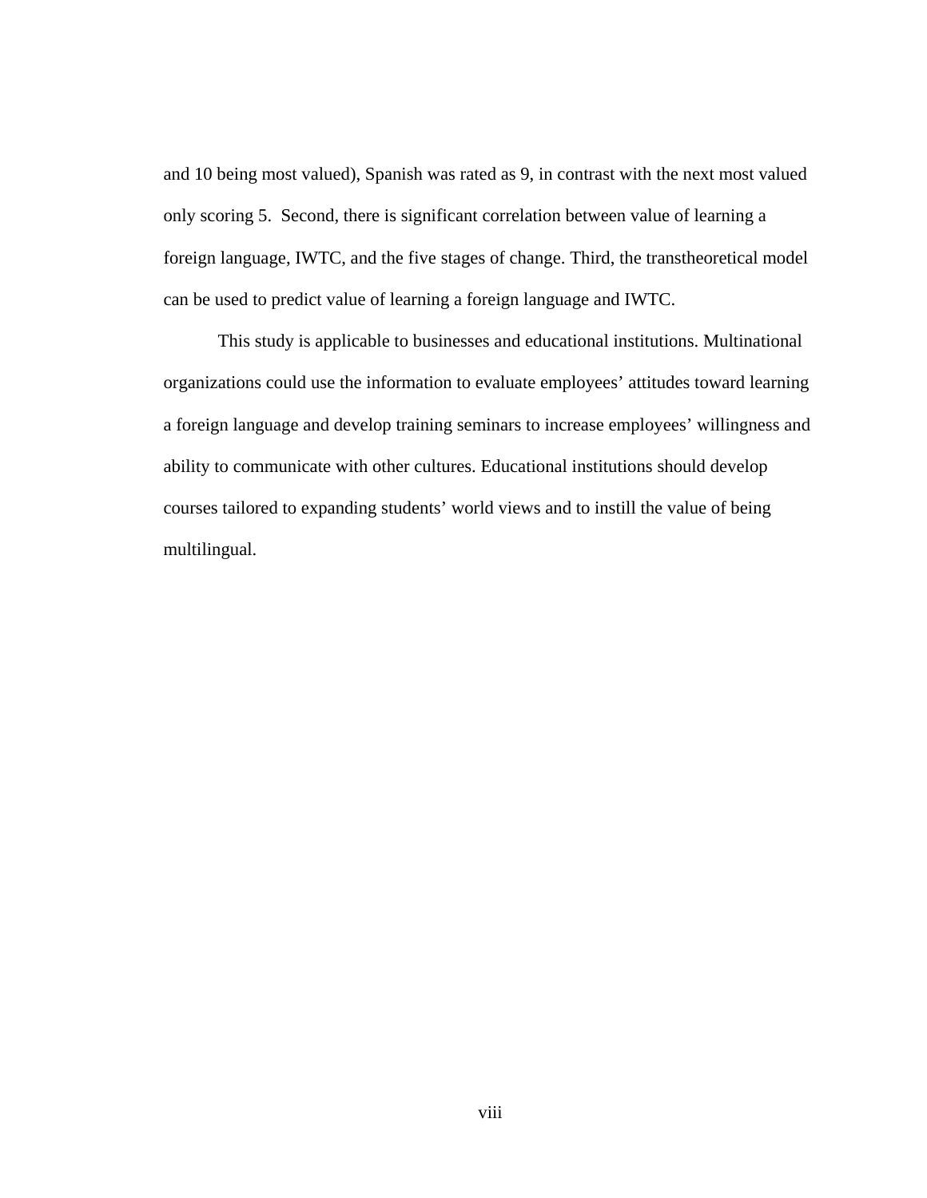and 10 being most valued), Spanish was rated as 9, in contrast with the next most valued only scoring 5. Second, there is significant correlation between value of learning a foreign language, IWTC, and the five stages of change. Third, the transtheoretical model can be used to predict value of learning a foreign language and IWTC.

This study is applicable to businesses and educational institutions. Multinational organizations could use the information to evaluate employees' attitudes toward learning a foreign language and develop training seminars to increase employees' willingness and ability to communicate with other cultures. Educational institutions should develop courses tailored to expanding students' world views and to instill the value of being multilingual.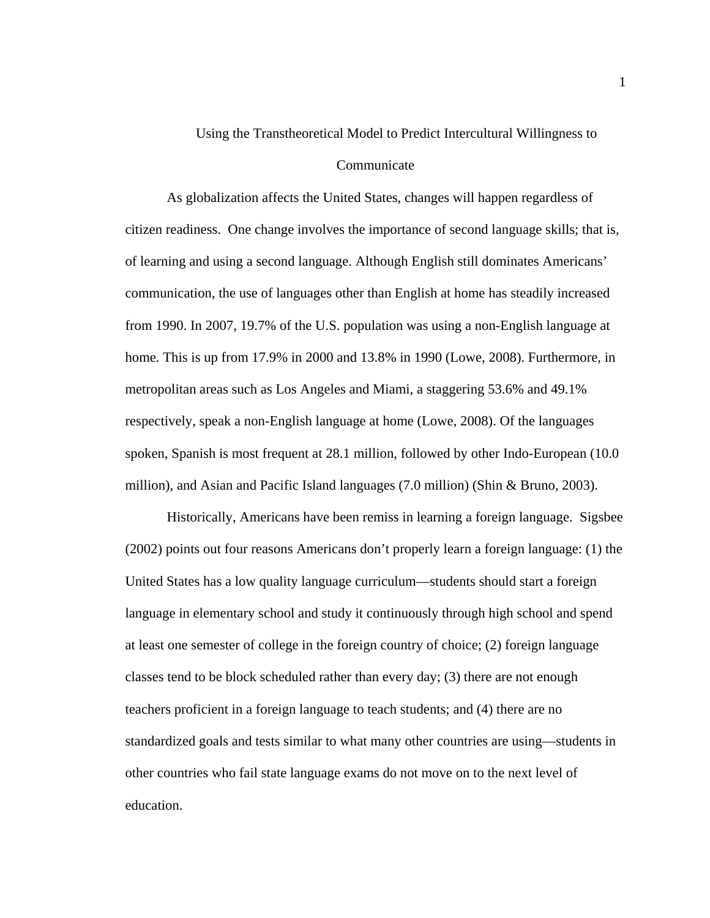# Using the Transtheoretical Model to Predict Intercultural Willingness to Communicate

As globalization affects the United States, changes will happen regardless of citizen readiness.  One change involves the importance of second language skills; that is, of learning and using a second language. Although English still dominates Americans' communication, the use of languages other than English at home has steadily increased from 1990. In 2007, 19.7% of the U.S. population was using a non-English language at home. This is up from 17.9% in 2000 and 13.8% in 1990 (Lowe, 2008). Furthermore, in metropolitan areas such as Los Angeles and Miami, a staggering 53.6% and 49.1% respectively, speak a non-English language at home (Lowe, 2008). Of the languages spoken, Spanish is most frequent at 28.1 million, followed by other Indo-European (10.0 million), and Asian and Pacific Island languages (7.0 million) (Shin & Bruno, 2003).

Historically, Americans have been remiss in learning a foreign language.  Sigsbee (2002) points out four reasons Americans don't properly learn a foreign language: (1) the United States has a low quality language curriculum—students should start a foreign language in elementary school and study it continuously through high school and spend at least one semester of college in the foreign country of choice; (2) foreign language classes tend to be block scheduled rather than every day; (3) there are not enough teachers proficient in a foreign language to teach students; and (4) there are no standardized goals and tests similar to what many other countries are using—students in other countries who fail state language exams do not move on to the next level of education.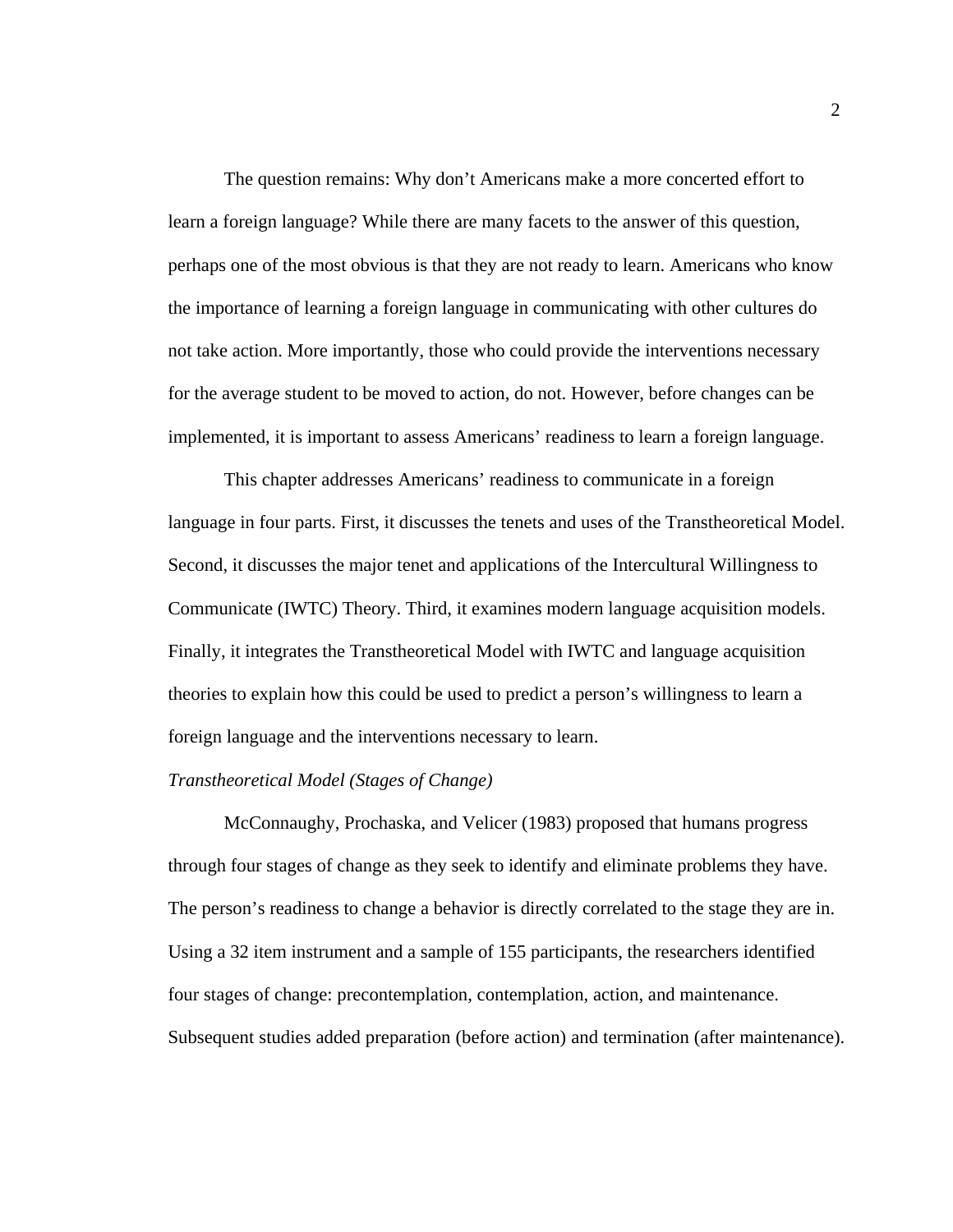The question remains: Why don't Americans make a more concerted effort to learn a foreign language? While there are many facets to the answer of this question, perhaps one of the most obvious is that they are not ready to learn. Americans who know the importance of learning a foreign language in communicating with other cultures do not take action. More importantly, those who could provide the interventions necessary for the average student to be moved to action, do not. However, before changes can be implemented, it is important to assess Americans' readiness to learn a foreign language.

This chapter addresses Americans' readiness to communicate in a foreign language in four parts. First, it discusses the tenets and uses of the Transtheoretical Model. Second, it discusses the major tenet and applications of the Intercultural Willingness to Communicate (IWTC) Theory. Third, it examines modern language acquisition models. Finally, it integrates the Transtheoretical Model with IWTC and language acquisition theories to explain how this could be used to predict a person's willingness to learn a foreign language and the interventions necessary to learn.

### *Transtheoretical Model (Stages of Change)*

McConnaughy, Prochaska, and Velicer (1983) proposed that humans progress through four stages of change as they seek to identify and eliminate problems they have. The person's readiness to change a behavior is directly correlated to the stage they are in. Using a 32 item instrument and a sample of 155 participants, the researchers identified four stages of change: precontemplation, contemplation, action, and maintenance. Subsequent studies added preparation (before action) and termination (after maintenance).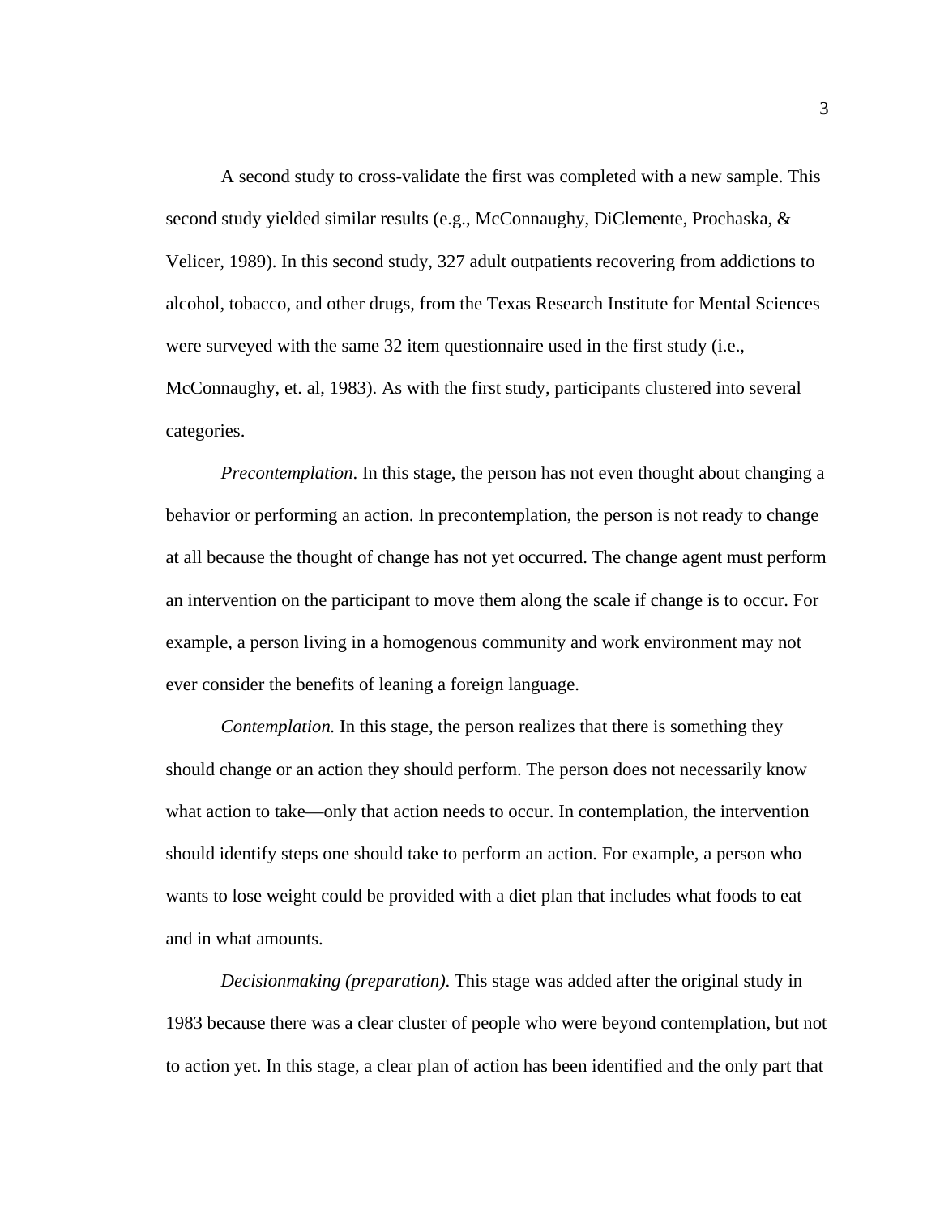A second study to cross-validate the first was completed with a new sample. This second study yielded similar results (e.g., McConnaughy, DiClemente, Prochaska, & Velicer, 1989). In this second study, 327 adult outpatients recovering from addictions to alcohol, tobacco, and other drugs, from the Texas Research Institute for Mental Sciences were surveyed with the same 32 item questionnaire used in the first study (i.e., McConnaughy, et. al, 1983). As with the first study, participants clustered into several categories.

*Precontemplation*. In this stage, the person has not even thought about changing a behavior or performing an action. In precontemplation, the person is not ready to change at all because the thought of change has not yet occurred. The change agent must perform an intervention on the participant to move them along the scale if change is to occur. For example, a person living in a homogenous community and work environment may not ever consider the benefits of leaning a foreign language.

*Contemplation.* In this stage, the person realizes that there is something they should change or an action they should perform. The person does not necessarily know what action to take—only that action needs to occur. In contemplation, the intervention should identify steps one should take to perform an action. For example, a person who wants to lose weight could be provided with a diet plan that includes what foods to eat and in what amounts.

*Decisionmaking (preparation).* This stage was added after the original study in 1983 because there was a clear cluster of people who were beyond contemplation, but not to action yet. In this stage, a clear plan of action has been identified and the only part that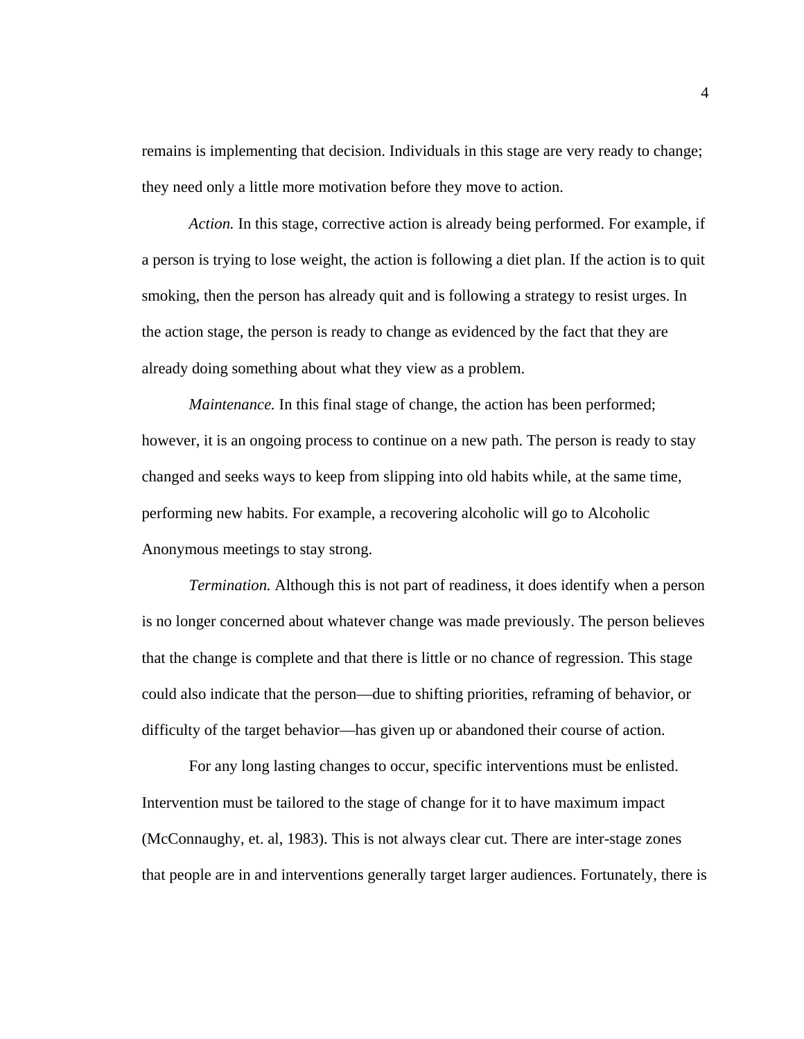remains is implementing that decision. Individuals in this stage are very ready to change; they need only a little more motivation before they move to action.

*Action.* In this stage, corrective action is already being performed. For example, if a person is trying to lose weight, the action is following a diet plan. If the action is to quit smoking, then the person has already quit and is following a strategy to resist urges. In the action stage, the person is ready to change as evidenced by the fact that they are already doing something about what they view as a problem.

*Maintenance.* In this final stage of change, the action has been performed; however, it is an ongoing process to continue on a new path. The person is ready to stay changed and seeks ways to keep from slipping into old habits while, at the same time, performing new habits. For example, a recovering alcoholic will go to Alcoholic Anonymous meetings to stay strong.

*Termination.* Although this is not part of readiness, it does identify when a person is no longer concerned about whatever change was made previously. The person believes that the change is complete and that there is little or no chance of regression. This stage could also indicate that the person—due to shifting priorities, reframing of behavior, or difficulty of the target behavior—has given up or abandoned their course of action.

For any long lasting changes to occur, specific interventions must be enlisted. Intervention must be tailored to the stage of change for it to have maximum impact (McConnaughy, et. al, 1983). This is not always clear cut. There are inter-stage zones that people are in and interventions generally target larger audiences. Fortunately, there is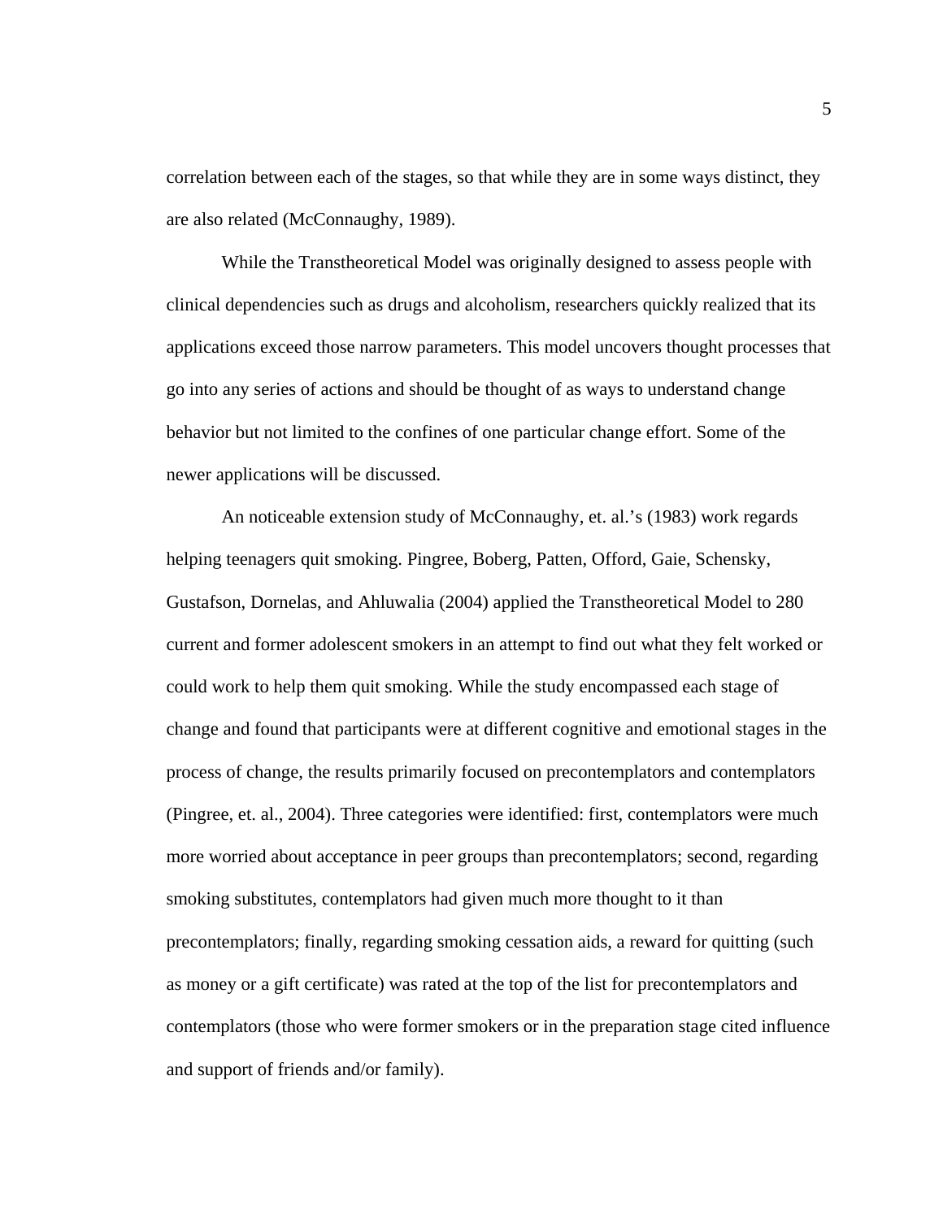correlation between each of the stages, so that while they are in some ways distinct, they are also related (McConnaughy, 1989).

While the Transtheoretical Model was originally designed to assess people with clinical dependencies such as drugs and alcoholism, researchers quickly realized that its applications exceed those narrow parameters. This model uncovers thought processes that go into any series of actions and should be thought of as ways to understand change behavior but not limited to the confines of one particular change effort. Some of the newer applications will be discussed.

An noticeable extension study of McConnaughy, et. al.'s (1983) work regards helping teenagers quit smoking. Pingree, Boberg, Patten, Offord, Gaie, Schensky, Gustafson, Dornelas, and Ahluwalia (2004) applied the Transtheoretical Model to 280 current and former adolescent smokers in an attempt to find out what they felt worked or could work to help them quit smoking. While the study encompassed each stage of change and found that participants were at different cognitive and emotional stages in the process of change, the results primarily focused on precontemplators and contemplators (Pingree, et. al., 2004). Three categories were identified: first, contemplators were much more worried about acceptance in peer groups than precontemplators; second, regarding smoking substitutes, contemplators had given much more thought to it than precontemplators; finally, regarding smoking cessation aids, a reward for quitting (such as money or a gift certificate) was rated at the top of the list for precontemplators and contemplators (those who were former smokers or in the preparation stage cited influence and support of friends and/or family).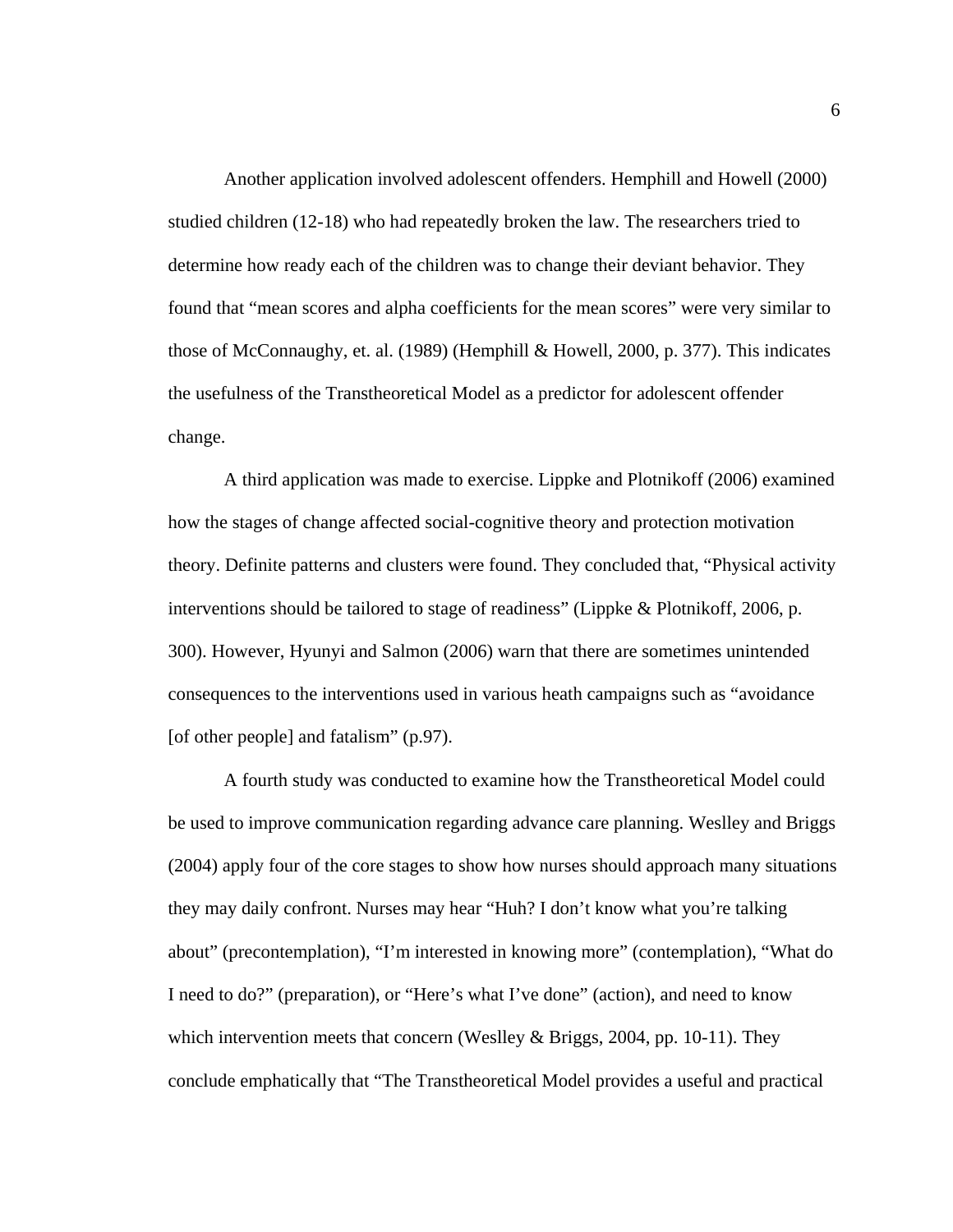Another application involved adolescent offenders. Hemphill and Howell (2000) studied children (12-18) who had repeatedly broken the law. The researchers tried to determine how ready each of the children was to change their deviant behavior. They found that "mean scores and alpha coefficients for the mean scores" were very similar to those of McConnaughy, et. al. (1989) (Hemphill & Howell, 2000, p. 377). This indicates the usefulness of the Transtheoretical Model as a predictor for adolescent offender change.

A third application was made to exercise. Lippke and Plotnikoff (2006) examined how the stages of change affected social-cognitive theory and protection motivation theory. Definite patterns and clusters were found. They concluded that, "Physical activity interventions should be tailored to stage of readiness" (Lippke & Plotnikoff, 2006, p. 300). However, Hyunyi and Salmon (2006) warn that there are sometimes unintended consequences to the interventions used in various heath campaigns such as "avoidance [of other people] and fatalism" (p.97).

A fourth study was conducted to examine how the Transtheoretical Model could be used to improve communication regarding advance care planning. Weslley and Briggs (2004) apply four of the core stages to show how nurses should approach many situations they may daily confront. Nurses may hear "Huh? I don't know what you're talking about" (precontemplation), "I'm interested in knowing more" (contemplation), "What do I need to do?" (preparation), or "Here's what I've done" (action), and need to know which intervention meets that concern (Weslley & Briggs, 2004, pp. 10-11). They conclude emphatically that "The Transtheoretical Model provides a useful and practical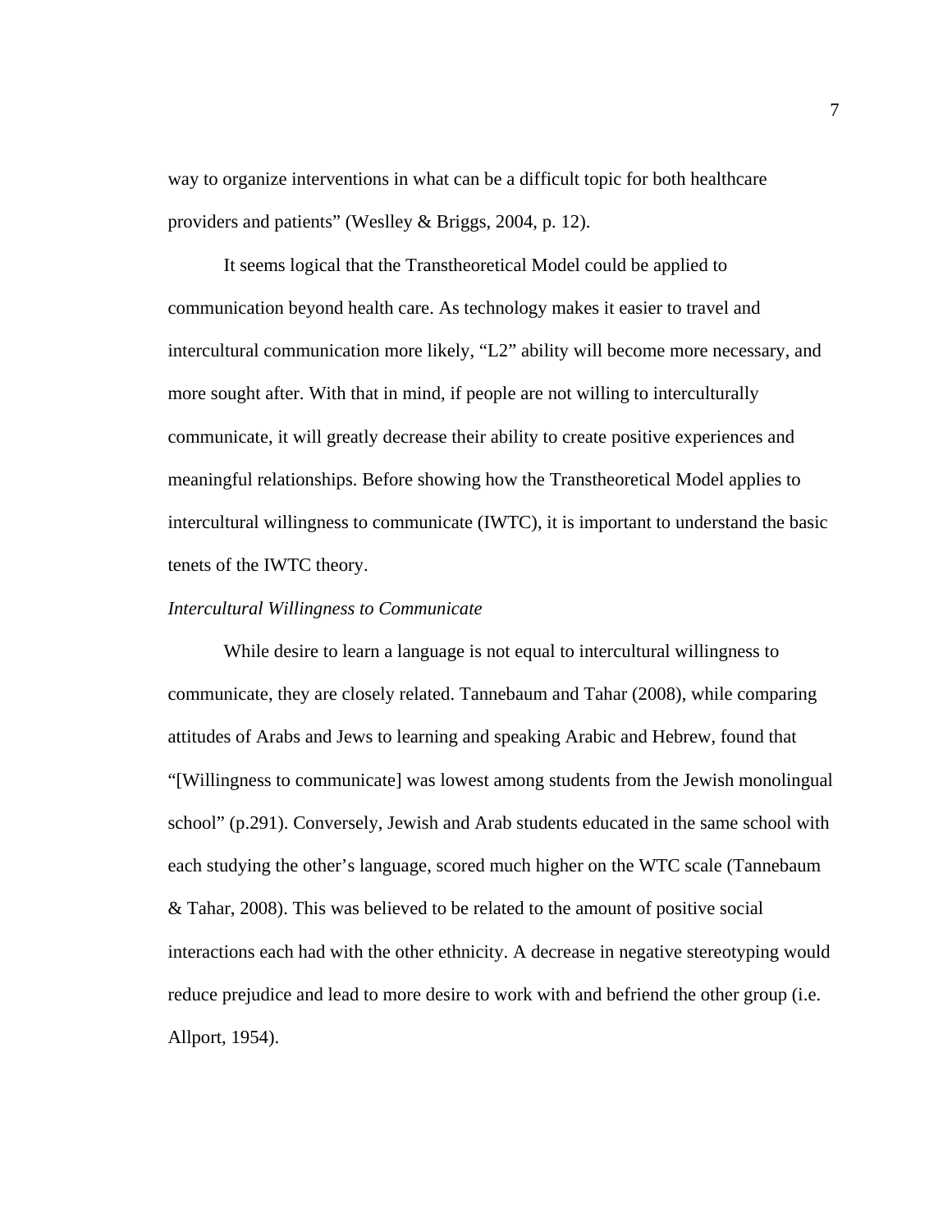way to organize interventions in what can be a difficult topic for both healthcare providers and patients" (Weslley & Briggs, 2004, p. 12).

It seems logical that the Transtheoretical Model could be applied to communication beyond health care. As technology makes it easier to travel and intercultural communication more likely, "L2" ability will become more necessary, and more sought after. With that in mind, if people are not willing to interculturally communicate, it will greatly decrease their ability to create positive experiences and meaningful relationships. Before showing how the Transtheoretical Model applies to intercultural willingness to communicate (IWTC), it is important to understand the basic tenets of the IWTC theory.

*Intercultural Willingness to Communicate*

While desire to learn a language is not equal to intercultural willingness to communicate, they are closely related. Tannebaum and Tahar (2008), while comparing attitudes of Arabs and Jews to learning and speaking Arabic and Hebrew, found that "[Willingness to communicate] was lowest among students from the Jewish monolingual school" (p.291). Conversely, Jewish and Arab students educated in the same school with each studying the other's language, scored much higher on the WTC scale (Tannebaum & Tahar, 2008). This was believed to be related to the amount of positive social interactions each had with the other ethnicity. A decrease in negative stereotyping would reduce prejudice and lead to more desire to work with and befriend the other group (i.e. Allport, 1954).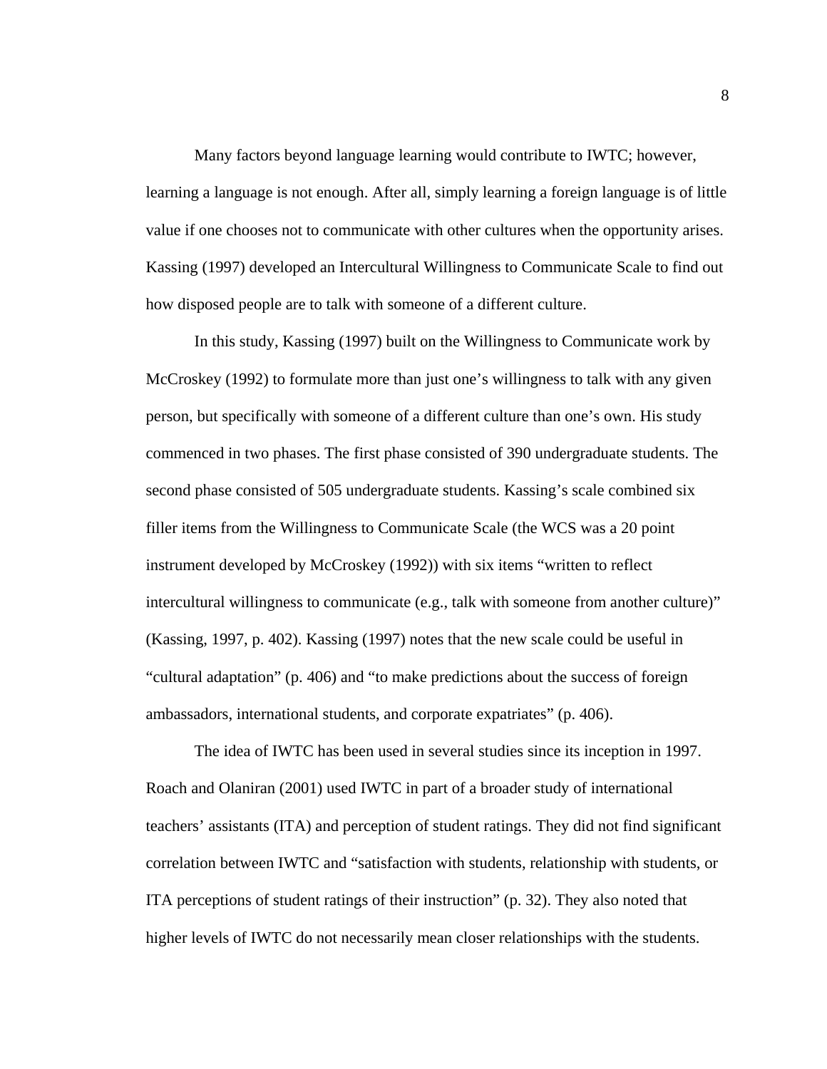Many factors beyond language learning would contribute to IWTC; however, learning a language is not enough. After all, simply learning a foreign language is of little value if one chooses not to communicate with other cultures when the opportunity arises. Kassing (1997) developed an Intercultural Willingness to Communicate Scale to find out how disposed people are to talk with someone of a different culture.

In this study, Kassing (1997) built on the Willingness to Communicate work by McCroskey (1992) to formulate more than just one's willingness to talk with any given person, but specifically with someone of a different culture than one's own. His study commenced in two phases. The first phase consisted of 390 undergraduate students. The second phase consisted of 505 undergraduate students. Kassing's scale combined six filler items from the Willingness to Communicate Scale (the WCS was a 20 point instrument developed by McCroskey (1992)) with six items "written to reflect intercultural willingness to communicate (e.g., talk with someone from another culture)" (Kassing, 1997, p. 402). Kassing (1997) notes that the new scale could be useful in "cultural adaptation" (p. 406) and "to make predictions about the success of foreign ambassadors, international students, and corporate expatriates" (p. 406).

The idea of IWTC has been used in several studies since its inception in 1997. Roach and Olaniran (2001) used IWTC in part of a broader study of international teachers' assistants (ITA) and perception of student ratings. They did not find significant correlation between IWTC and "satisfaction with students, relationship with students, or ITA perceptions of student ratings of their instruction" (p. 32). They also noted that higher levels of IWTC do not necessarily mean closer relationships with the students.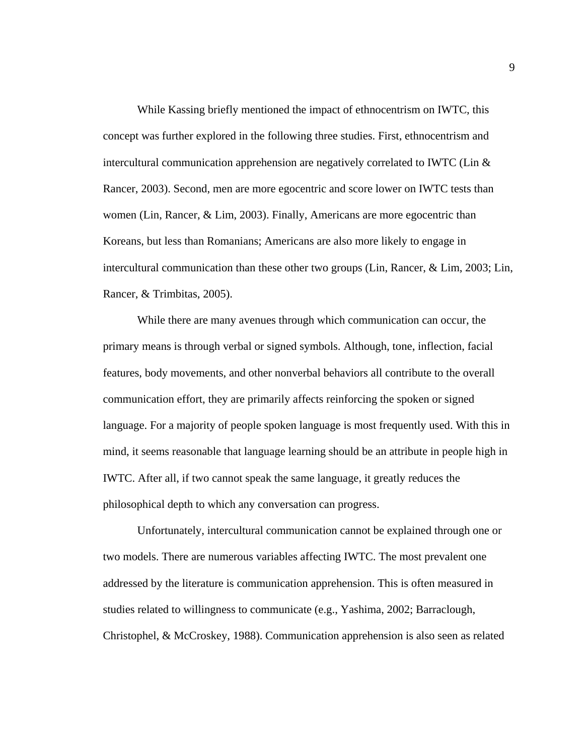While Kassing briefly mentioned the impact of ethnocentrism on IWTC, this concept was further explored in the following three studies. First, ethnocentrism and intercultural communication apprehension are negatively correlated to IWTC (Lin & Rancer, 2003). Second, men are more egocentric and score lower on IWTC tests than women (Lin, Rancer, & Lim, 2003). Finally, Americans are more egocentric than Koreans, but less than Romanians; Americans are also more likely to engage in intercultural communication than these other two groups (Lin, Rancer, & Lim, 2003; Lin, Rancer, & Trimbitas, 2005).

While there are many avenues through which communication can occur, the primary means is through verbal or signed symbols. Although, tone, inflection, facial features, body movements, and other nonverbal behaviors all contribute to the overall communication effort, they are primarily affects reinforcing the spoken or signed language. For a majority of people spoken language is most frequently used. With this in mind, it seems reasonable that language learning should be an attribute in people high in IWTC. After all, if two cannot speak the same language, it greatly reduces the philosophical depth to which any conversation can progress.

Unfortunately, intercultural communication cannot be explained through one or two models. There are numerous variables affecting IWTC. The most prevalent one addressed by the literature is communication apprehension. This is often measured in studies related to willingness to communicate (e.g., Yashima, 2002; Barraclough, Christophel, & McCroskey, 1988). Communication apprehension is also seen as related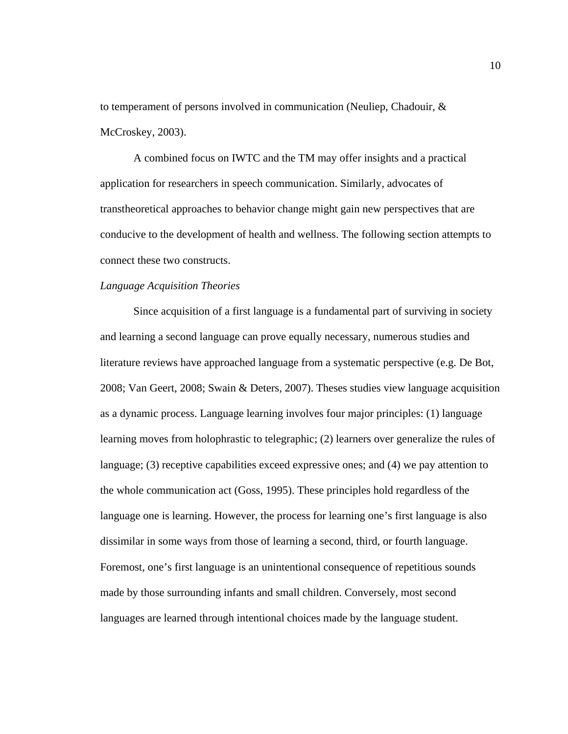to temperament of persons involved in communication (Neuliep, Chadouir, & McCroskey, 2003).

A combined focus on IWTC and the TM may offer insights and a practical application for researchers in speech communication. Similarly, advocates of transtheoretical approaches to behavior change might gain new perspectives that are conducive to the development of health and wellness. The following section attempts to connect these two constructs.

*Language Acquisition Theories*

Since acquisition of a first language is a fundamental part of surviving in society and learning a second language can prove equally necessary, numerous studies and literature reviews have approached language from a systematic perspective (e.g. De Bot, 2008; Van Geert, 2008; Swain & Deters, 2007). Theses studies view language acquisition as a dynamic process. Language learning involves four major principles: (1) language learning moves from holophrastic to telegraphic; (2) learners over generalize the rules of language; (3) receptive capabilities exceed expressive ones; and (4) we pay attention to the whole communication act (Goss, 1995). These principles hold regardless of the language one is learning. However, the process for learning one's first language is also dissimilar in some ways from those of learning a second, third, or fourth language. Foremost, one's first language is an unintentional consequence of repetitious sounds made by those surrounding infants and small children. Conversely, most second languages are learned through intentional choices made by the language student.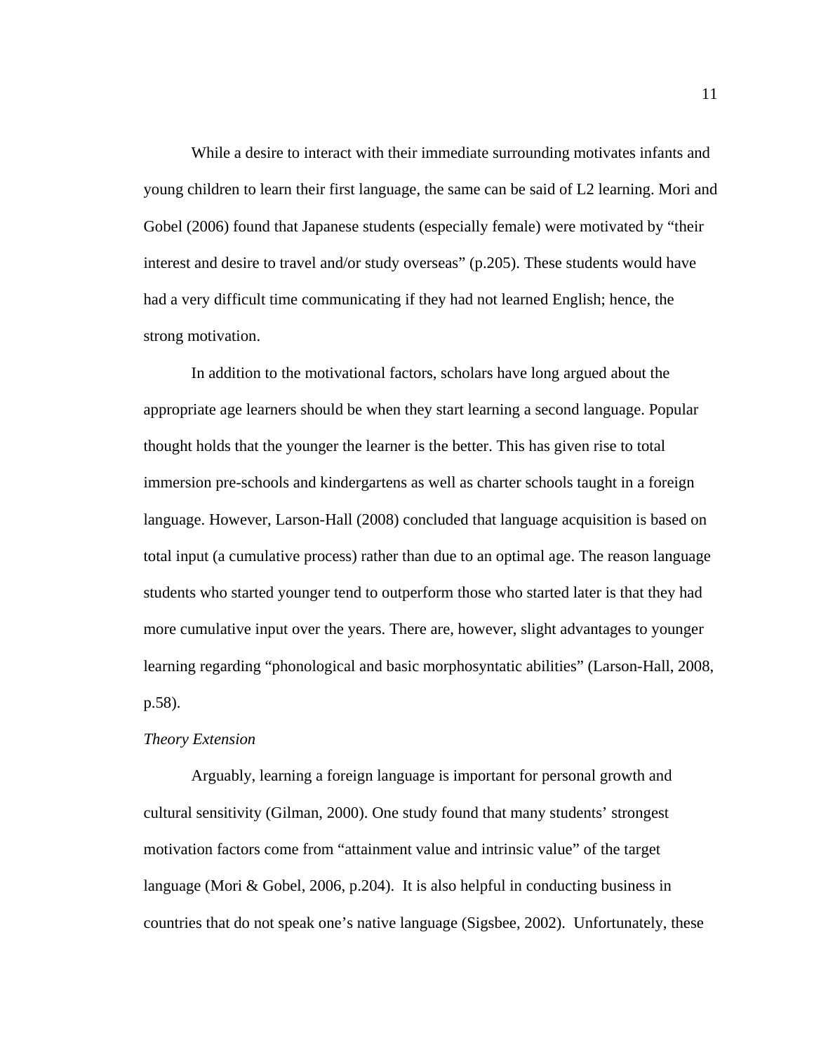While a desire to interact with their immediate surrounding motivates infants and young children to learn their first language, the same can be said of L2 learning. Mori and Gobel (2006) found that Japanese students (especially female) were motivated by "their interest and desire to travel and/or study overseas" (p.205). These students would have had a very difficult time communicating if they had not learned English; hence, the strong motivation.

In addition to the motivational factors, scholars have long argued about the appropriate age learners should be when they start learning a second language. Popular thought holds that the younger the learner is the better. This has given rise to total immersion pre-schools and kindergartens as well as charter schools taught in a foreign language. However, Larson-Hall (2008) concluded that language acquisition is based on total input (a cumulative process) rather than due to an optimal age. The reason language students who started younger tend to outperform those who started later is that they had more cumulative input over the years. There are, however, slight advantages to younger learning regarding "phonological and basic morphosyntatic abilities" (Larson-Hall, 2008, p.58).

*Theory Extension*

Arguably, learning a foreign language is important for personal growth and cultural sensitivity (Gilman, 2000). One study found that many students' strongest motivation factors come from "attainment value and intrinsic value" of the target language (Mori & Gobel, 2006, p.204). It is also helpful in conducting business in countries that do not speak one's native language (Sigsbee, 2002). Unfortunately, these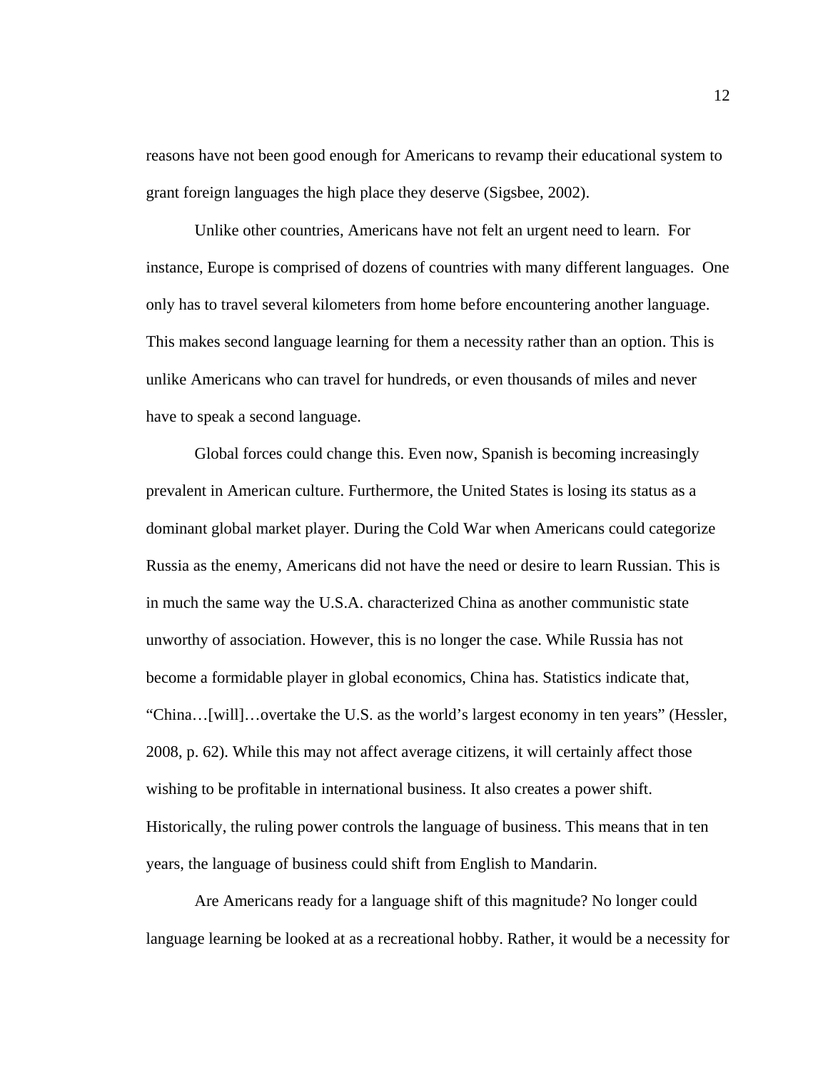reasons have not been good enough for Americans to revamp their educational system to grant foreign languages the high place they deserve (Sigsbee, 2002).

Unlike other countries, Americans have not felt an urgent need to learn.  For instance, Europe is comprised of dozens of countries with many different languages.  One only has to travel several kilometers from home before encountering another language. This makes second language learning for them a necessity rather than an option. This is unlike Americans who can travel for hundreds, or even thousands of miles and never have to speak a second language.

Global forces could change this. Even now, Spanish is becoming increasingly prevalent in American culture. Furthermore, the United States is losing its status as a dominant global market player. During the Cold War when Americans could categorize Russia as the enemy, Americans did not have the need or desire to learn Russian. This is in much the same way the U.S.A. characterized China as another communistic state unworthy of association. However, this is no longer the case. While Russia has not become a formidable player in global economics, China has. Statistics indicate that, "China…[will]…overtake the U.S. as the world's largest economy in ten years" (Hessler, 2008, p. 62). While this may not affect average citizens, it will certainly affect those wishing to be profitable in international business. It also creates a power shift. Historically, the ruling power controls the language of business. This means that in ten years, the language of business could shift from English to Mandarin.

Are Americans ready for a language shift of this magnitude? No longer could language learning be looked at as a recreational hobby. Rather, it would be a necessity for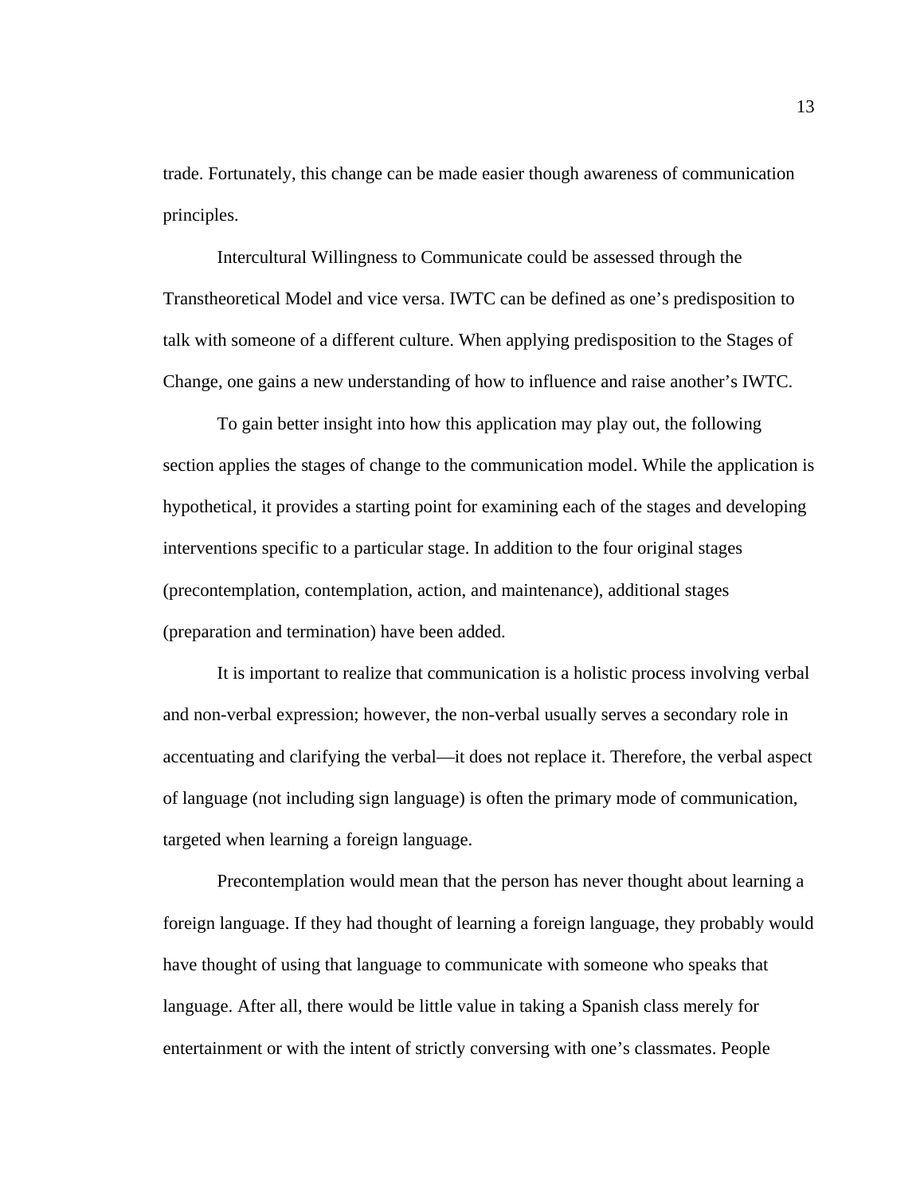trade. Fortunately, this change can be made easier though awareness of communication principles.

Intercultural Willingness to Communicate could be assessed through the Transtheoretical Model and vice versa. IWTC can be defined as one's predisposition to talk with someone of a different culture. When applying predisposition to the Stages of Change, one gains a new understanding of how to influence and raise another's IWTC.

To gain better insight into how this application may play out, the following section applies the stages of change to the communication model. While the application is hypothetical, it provides a starting point for examining each of the stages and developing interventions specific to a particular stage. In addition to the four original stages (precontemplation, contemplation, action, and maintenance), additional stages (preparation and termination) have been added.

It is important to realize that communication is a holistic process involving verbal and non-verbal expression; however, the non-verbal usually serves a secondary role in accentuating and clarifying the verbal—it does not replace it. Therefore, the verbal aspect of language (not including sign language) is often the primary mode of communication, targeted when learning a foreign language.

Precontemplation would mean that the person has never thought about learning a foreign language. If they had thought of learning a foreign language, they probably would have thought of using that language to communicate with someone who speaks that language. After all, there would be little value in taking a Spanish class merely for entertainment or with the intent of strictly conversing with one's classmates. People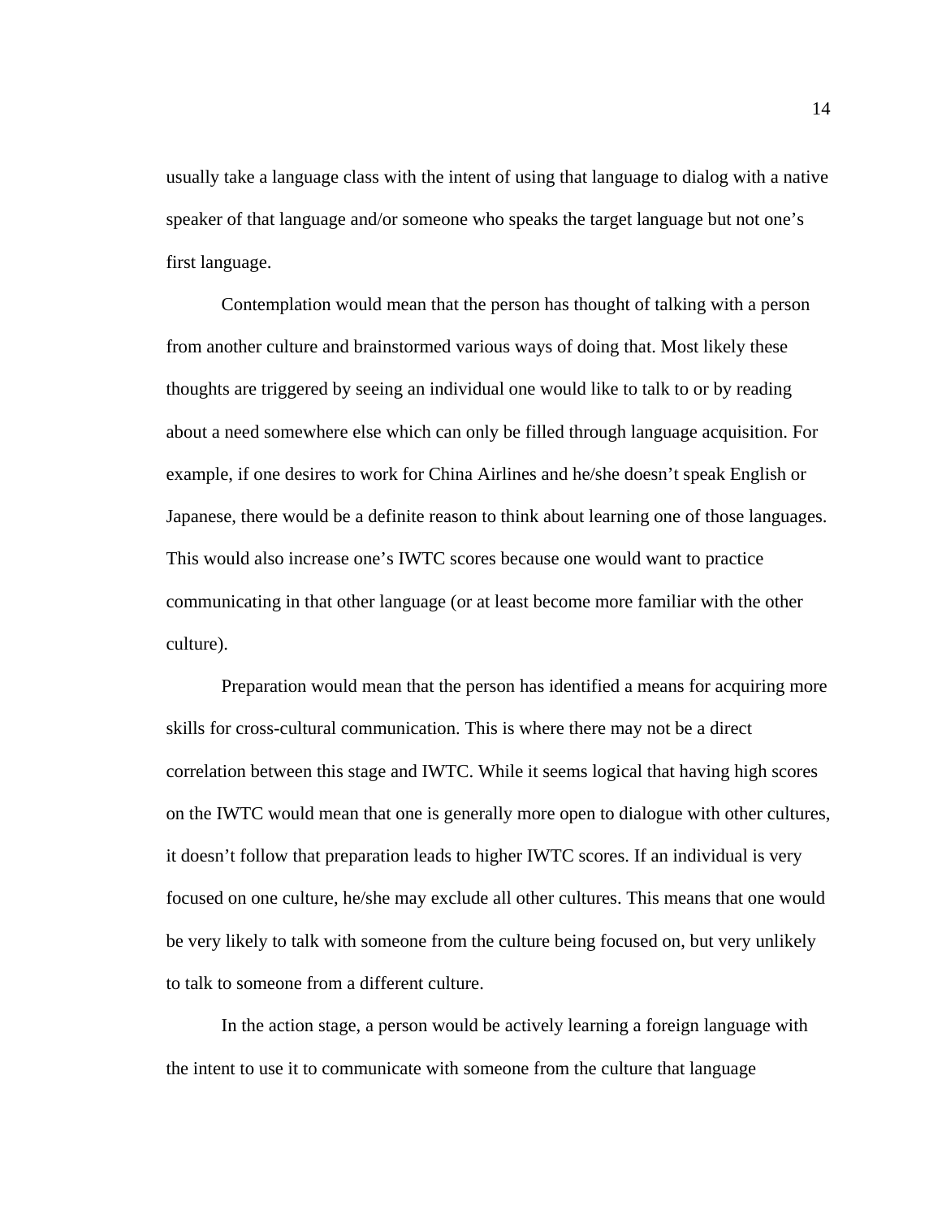usually take a language class with the intent of using that language to dialog with a native speaker of that language and/or someone who speaks the target language but not one's first language.

Contemplation would mean that the person has thought of talking with a person from another culture and brainstormed various ways of doing that. Most likely these thoughts are triggered by seeing an individual one would like to talk to or by reading about a need somewhere else which can only be filled through language acquisition. For example, if one desires to work for China Airlines and he/she doesn't speak English or Japanese, there would be a definite reason to think about learning one of those languages. This would also increase one's IWTC scores because one would want to practice communicating in that other language (or at least become more familiar with the other culture).

Preparation would mean that the person has identified a means for acquiring more skills for cross-cultural communication. This is where there may not be a direct correlation between this stage and IWTC. While it seems logical that having high scores on the IWTC would mean that one is generally more open to dialogue with other cultures, it doesn't follow that preparation leads to higher IWTC scores. If an individual is very focused on one culture, he/she may exclude all other cultures. This means that one would be very likely to talk with someone from the culture being focused on, but very unlikely to talk to someone from a different culture.

In the action stage, a person would be actively learning a foreign language with the intent to use it to communicate with someone from the culture that language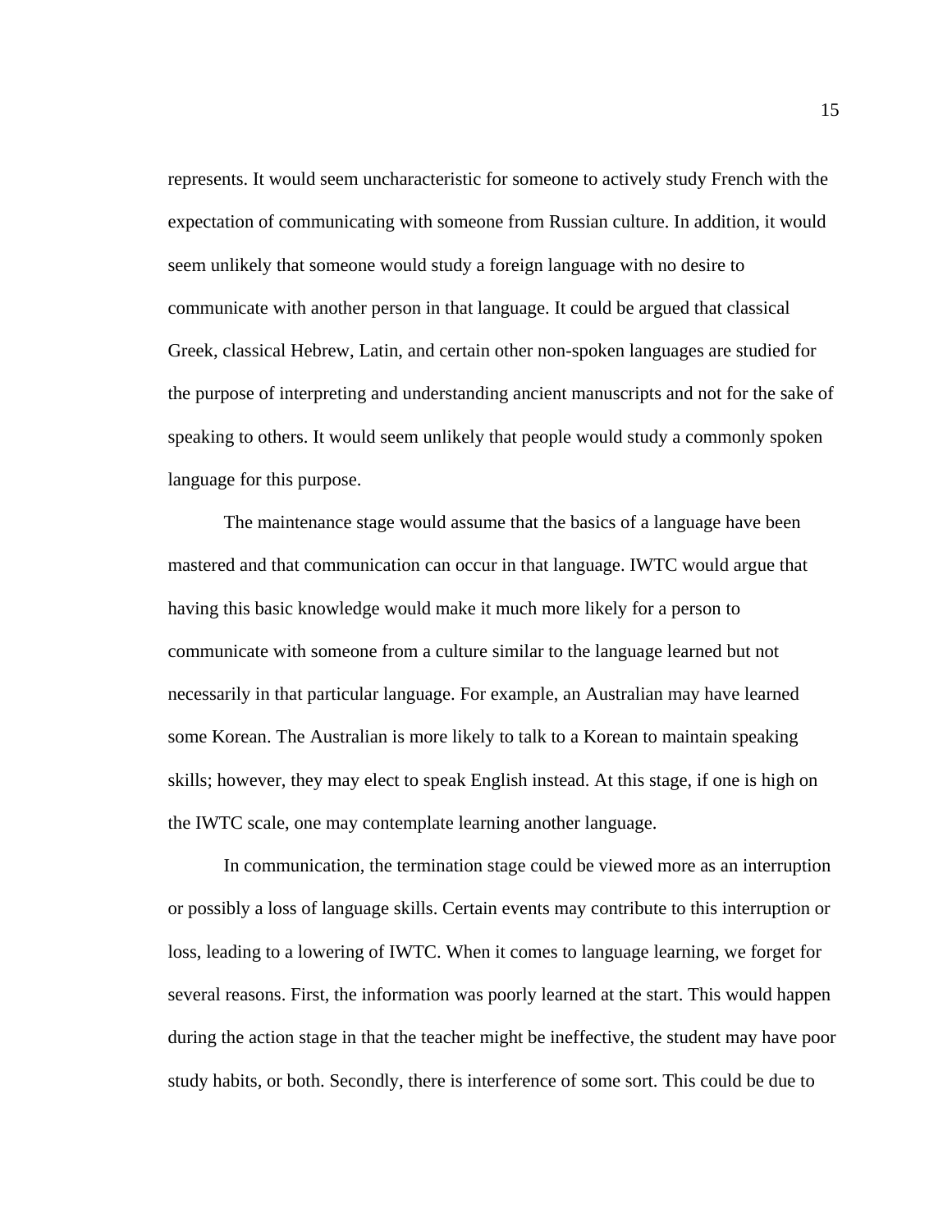represents. It would seem uncharacteristic for someone to actively study French with the expectation of communicating with someone from Russian culture. In addition, it would seem unlikely that someone would study a foreign language with no desire to communicate with another person in that language. It could be argued that classical Greek, classical Hebrew, Latin, and certain other non-spoken languages are studied for the purpose of interpreting and understanding ancient manuscripts and not for the sake of speaking to others. It would seem unlikely that people would study a commonly spoken language for this purpose.

The maintenance stage would assume that the basics of a language have been mastered and that communication can occur in that language. IWTC would argue that having this basic knowledge would make it much more likely for a person to communicate with someone from a culture similar to the language learned but not necessarily in that particular language. For example, an Australian may have learned some Korean. The Australian is more likely to talk to a Korean to maintain speaking skills; however, they may elect to speak English instead. At this stage, if one is high on the IWTC scale, one may contemplate learning another language.

In communication, the termination stage could be viewed more as an interruption or possibly a loss of language skills. Certain events may contribute to this interruption or loss, leading to a lowering of IWTC. When it comes to language learning, we forget for several reasons. First, the information was poorly learned at the start. This would happen during the action stage in that the teacher might be ineffective, the student may have poor study habits, or both. Secondly, there is interference of some sort. This could be due to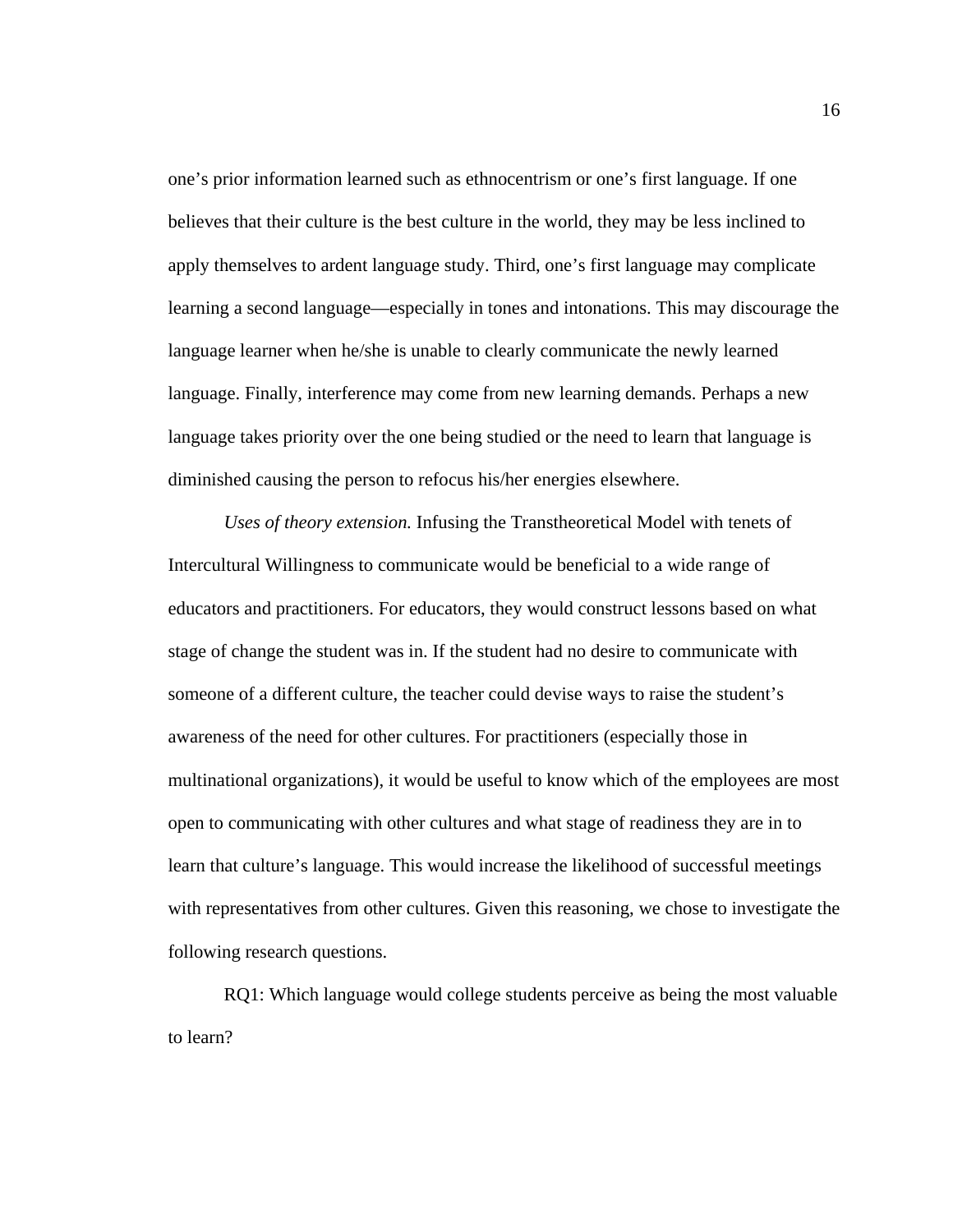one's prior information learned such as ethnocentrism or one's first language. If one believes that their culture is the best culture in the world, they may be less inclined to apply themselves to ardent language study. Third, one's first language may complicate learning a second language—especially in tones and intonations. This may discourage the language learner when he/she is unable to clearly communicate the newly learned language. Finally, interference may come from new learning demands. Perhaps a new language takes priority over the one being studied or the need to learn that language is diminished causing the person to refocus his/her energies elsewhere.

*Uses of theory extension.* Infusing the Transtheoretical Model with tenets of Intercultural Willingness to communicate would be beneficial to a wide range of educators and practitioners. For educators, they would construct lessons based on what stage of change the student was in. If the student had no desire to communicate with someone of a different culture, the teacher could devise ways to raise the student's awareness of the need for other cultures. For practitioners (especially those in multinational organizations), it would be useful to know which of the employees are most open to communicating with other cultures and what stage of readiness they are in to learn that culture's language. This would increase the likelihood of successful meetings with representatives from other cultures. Given this reasoning, we chose to investigate the following research questions.

RQ1: Which language would college students perceive as being the most valuable to learn?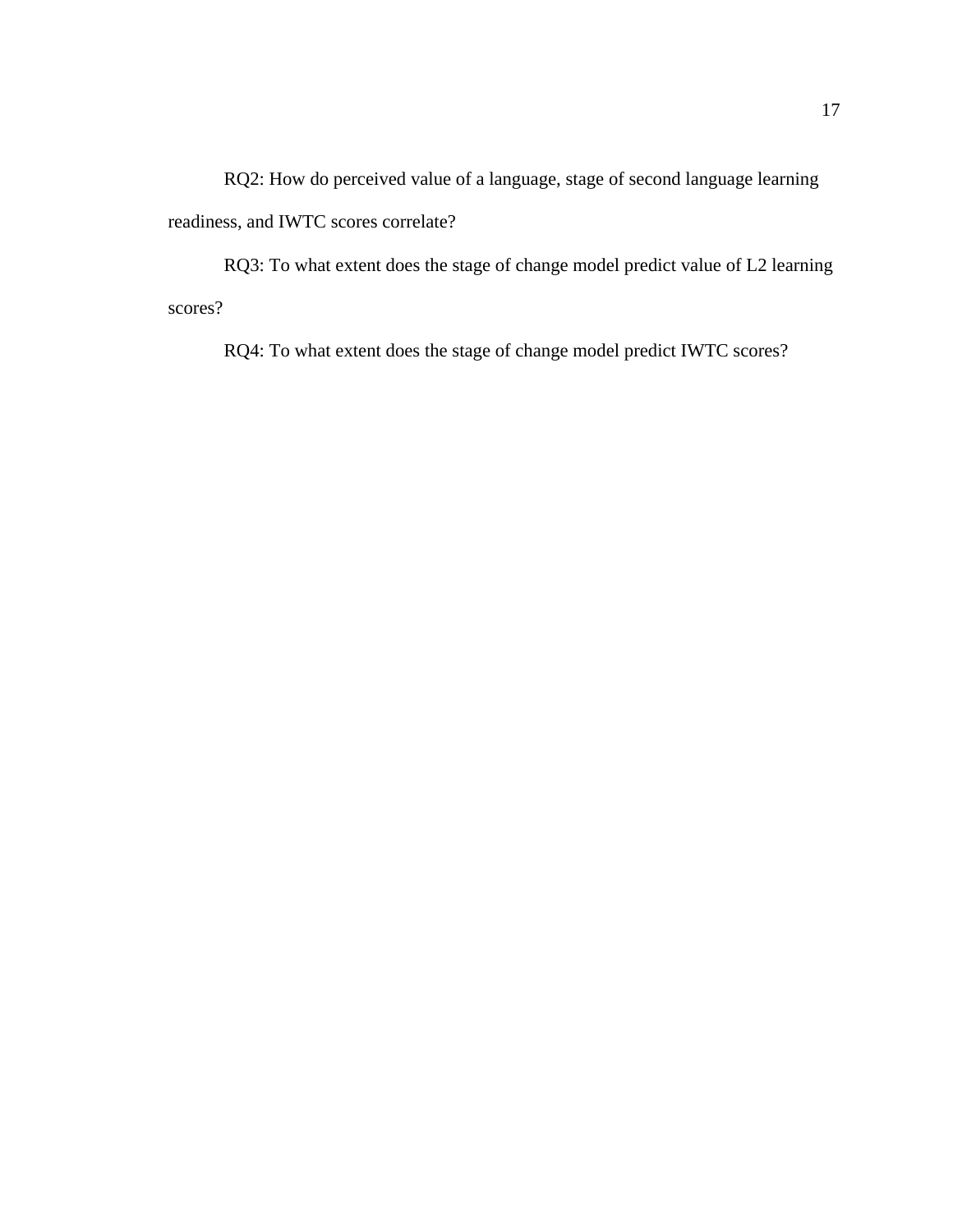RQ2: How do perceived value of a language, stage of second language learning readiness, and IWTC scores correlate?

RQ3: To what extent does the stage of change model predict value of L2 learning scores?

RQ4: To what extent does the stage of change model predict IWTC scores?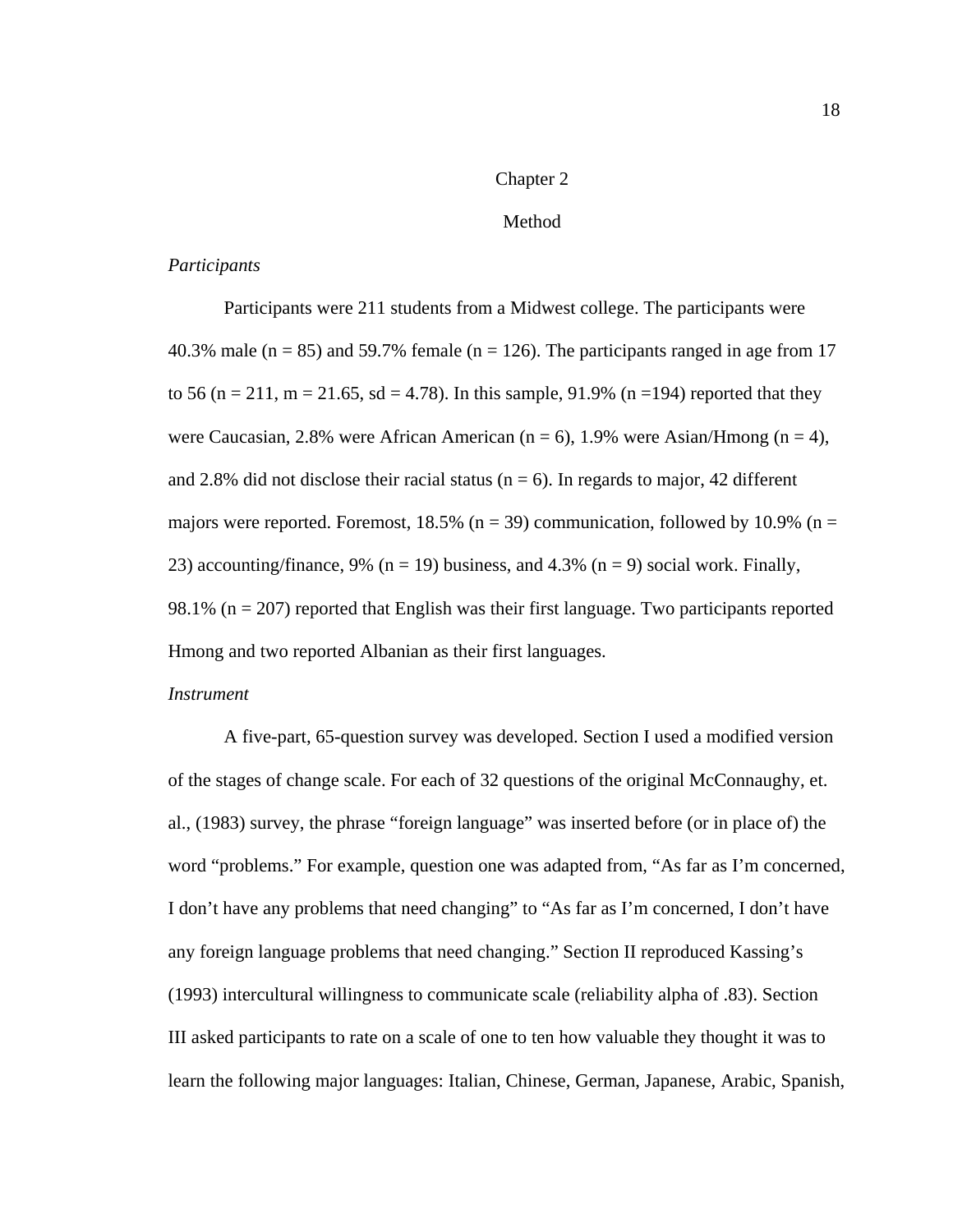# Chapter 2

# Method

### *Participants*

Participants were 211 students from a Midwest college. The participants were 40.3% male (n = 85) and 59.7% female (n = 126). The participants ranged in age from 17 to 56 (n = 211, m = 21.65, sd = 4.78). In this sample, 91.9% (n =194) reported that they were Caucasian, 2.8% were African American (n = 6), 1.9% were Asian/Hmong (n = 4), and 2.8% did not disclose their racial status (n = 6). In regards to major, 42 different majors were reported. Foremost, 18.5% (n = 39) communication, followed by 10.9% (n = 23) accounting/finance, 9% (n = 19) business, and 4.3% (n = 9) social work. Finally, 98.1% (n = 207) reported that English was their first language. Two participants reported Hmong and two reported Albanian as their first languages.

### *Instrument*

A five-part, 65-question survey was developed. Section I used a modified version of the stages of change scale. For each of 32 questions of the original McConnaughy, et. al., (1983) survey, the phrase "foreign language" was inserted before (or in place of) the word "problems." For example, question one was adapted from, "As far as I'm concerned, I don't have any problems that need changing" to "As far as I'm concerned, I don't have any foreign language problems that need changing." Section II reproduced Kassing's (1993) intercultural willingness to communicate scale (reliability alpha of .83). Section III asked participants to rate on a scale of one to ten how valuable they thought it was to learn the following major languages: Italian, Chinese, German, Japanese, Arabic, Spanish,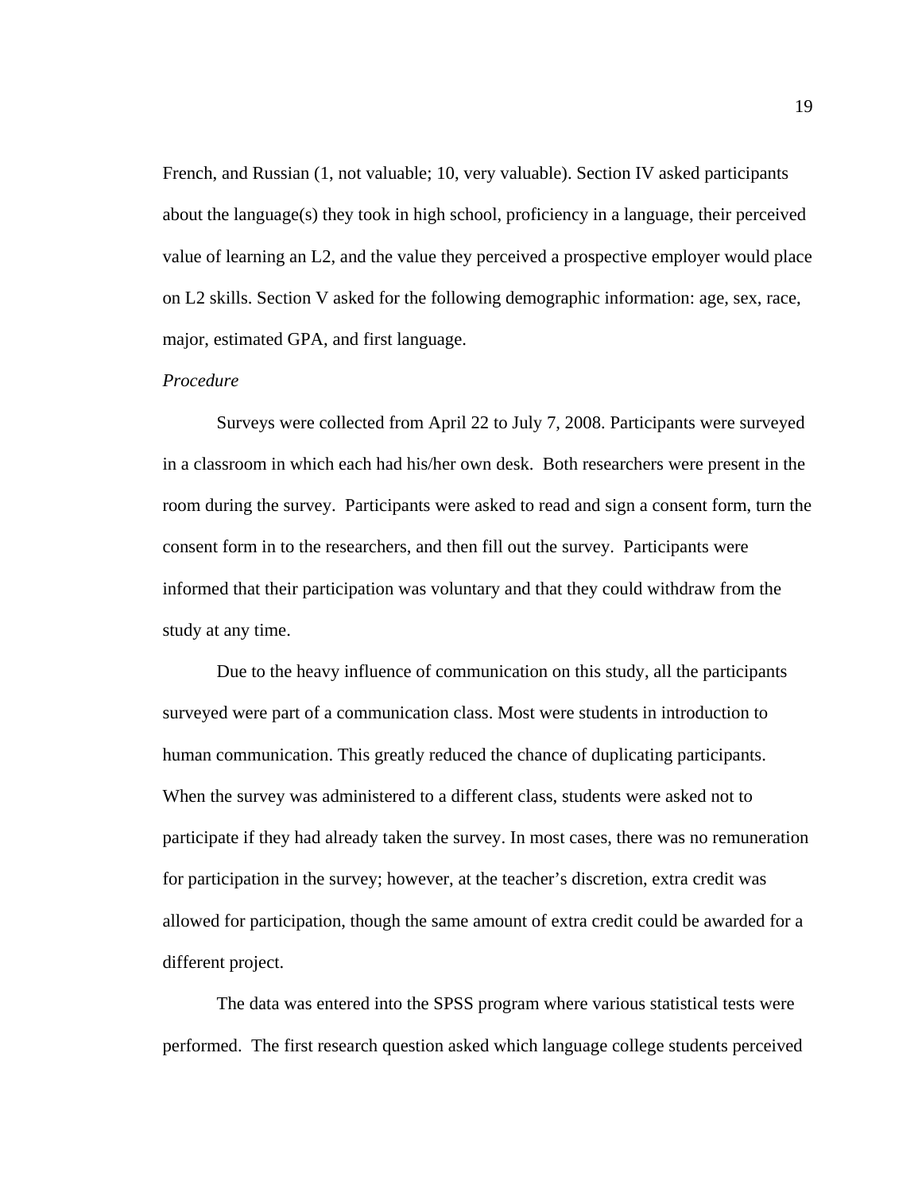French, and Russian (1, not valuable; 10, very valuable). Section IV asked participants about the language(s) they took in high school, proficiency in a language, their perceived value of learning an L2, and the value they perceived a prospective employer would place on L2 skills. Section V asked for the following demographic information: age, sex, race, major, estimated GPA, and first language.

*Procedure*

Surveys were collected from April 22 to July 7, 2008. Participants were surveyed in a classroom in which each had his/her own desk. Both researchers were present in the room during the survey. Participants were asked to read and sign a consent form, turn the consent form in to the researchers, and then fill out the survey. Participants were informed that their participation was voluntary and that they could withdraw from the study at any time.

Due to the heavy influence of communication on this study, all the participants surveyed were part of a communication class. Most were students in introduction to human communication. This greatly reduced the chance of duplicating participants. When the survey was administered to a different class, students were asked not to participate if they had already taken the survey. In most cases, there was no remuneration for participation in the survey; however, at the teacher's discretion, extra credit was allowed for participation, though the same amount of extra credit could be awarded for a different project.

The data was entered into the SPSS program where various statistical tests were performed. The first research question asked which language college students perceived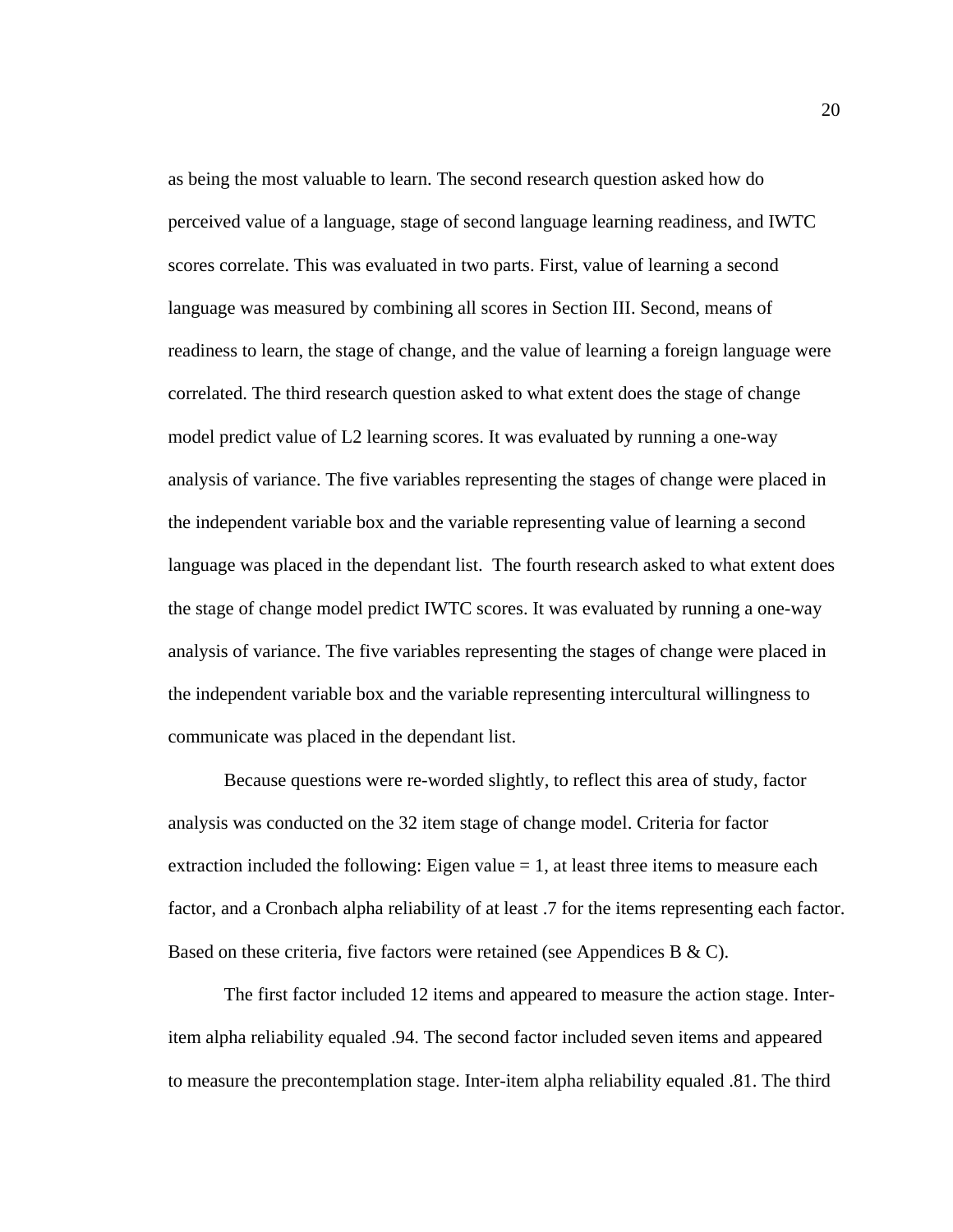as being the most valuable to learn. The second research question asked how do perceived value of a language, stage of second language learning readiness, and IWTC scores correlate. This was evaluated in two parts. First, value of learning a second language was measured by combining all scores in Section III. Second, means of readiness to learn, the stage of change, and the value of learning a foreign language were correlated. The third research question asked to what extent does the stage of change model predict value of L2 learning scores. It was evaluated by running a one-way analysis of variance. The five variables representing the stages of change were placed in the independent variable box and the variable representing value of learning a second language was placed in the dependant list. The fourth research asked to what extent does the stage of change model predict IWTC scores. It was evaluated by running a one-way analysis of variance. The five variables representing the stages of change were placed in the independent variable box and the variable representing intercultural willingness to communicate was placed in the dependant list.

Because questions were re-worded slightly, to reflect this area of study, factor analysis was conducted on the 32 item stage of change model. Criteria for factor extraction included the following: Eigen value = 1, at least three items to measure each factor, and a Cronbach alpha reliability of at least .7 for the items representing each factor. Based on these criteria, five factors were retained (see Appendices B & C).

The first factor included 12 items and appeared to measure the action stage. Inter-item alpha reliability equaled .94. The second factor included seven items and appeared to measure the precontemplation stage. Inter-item alpha reliability equaled .81. The third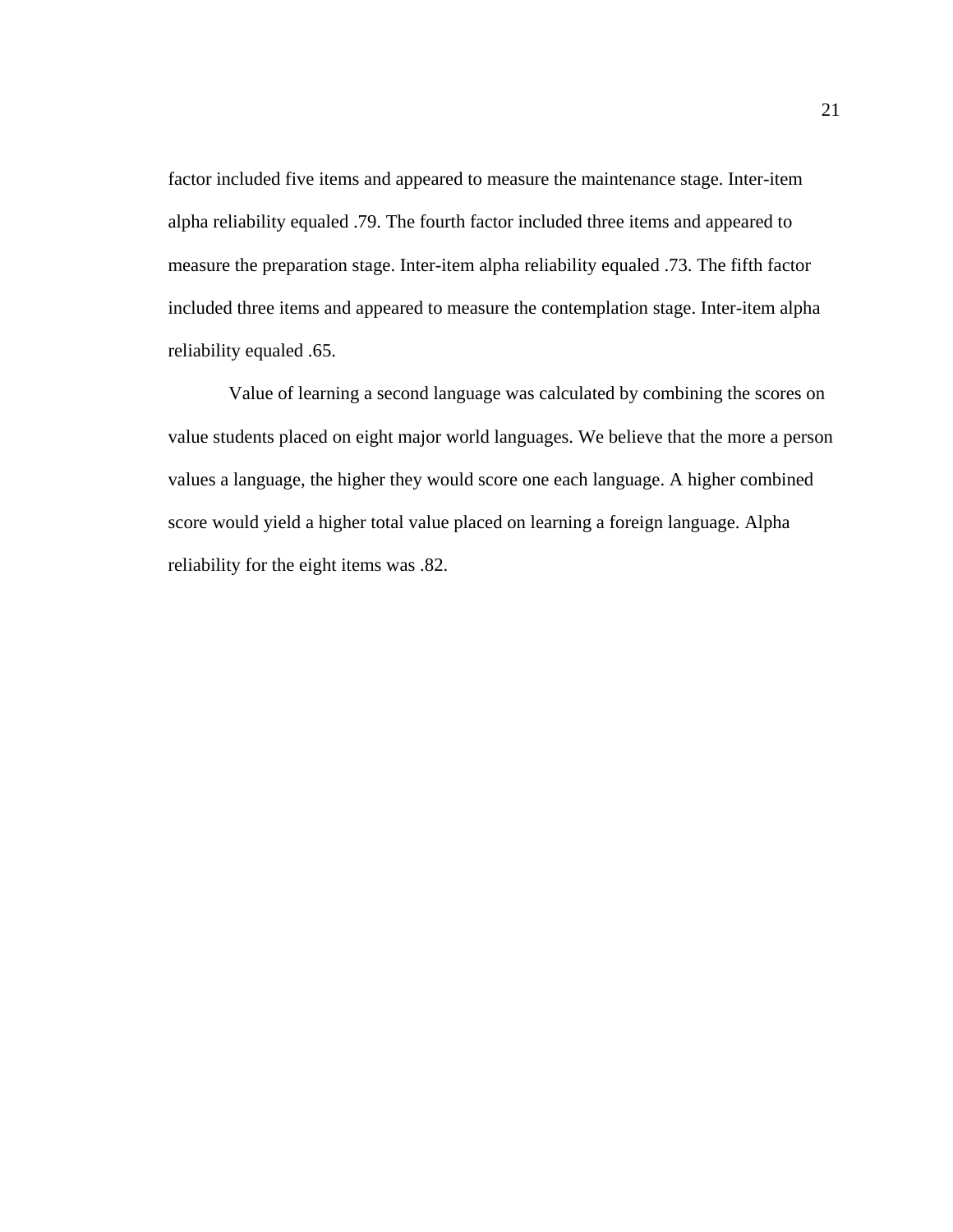factor included five items and appeared to measure the maintenance stage. Inter-item alpha reliability equaled .79. The fourth factor included three items and appeared to measure the preparation stage. Inter-item alpha reliability equaled .73. The fifth factor included three items and appeared to measure the contemplation stage. Inter-item alpha reliability equaled .65.

Value of learning a second language was calculated by combining the scores on value students placed on eight major world languages. We believe that the more a person values a language, the higher they would score one each language. A higher combined score would yield a higher total value placed on learning a foreign language. Alpha reliability for the eight items was .82.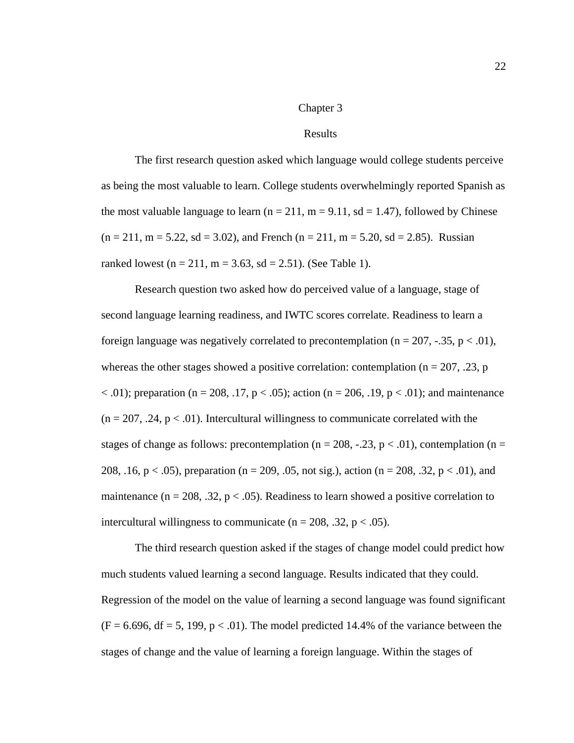# Chapter 3

## Results

The first research question asked which language would college students perceive as being the most valuable to learn. College students overwhelmingly reported Spanish as the most valuable language to learn ($n = 211$, $m = 9.11$, $sd = 1.47$), followed by Chinese ($n = 211$, $m = 5.22$, $sd = 3.02$), and French ($n = 211$, $m = 5.20$, $sd = 2.85$). Russian ranked lowest ($n = 211$, $m = 3.63$, $sd = 2.51$). (See Table 1).

Research question two asked how do perceived value of a language, stage of second language learning readiness, and IWTC scores correlate. Readiness to learn a foreign language was negatively correlated to precontemplation ($n = 207$, $-.35$, $p < .01$), whereas the other stages showed a positive correlation: contemplation ($n = 207$, $.23$, $p < .01$); preparation ($n = 208$, $.17$, $p < .05$); action ($n = 206$, $.19$, $p < .01$); and maintenance ($n = 207$, $.24$, $p < .01$). Intercultural willingness to communicate correlated with the stages of change as follows: precontemplation ($n = 208$, $-.23$, $p < .01$), contemplation ($n = 208$, $.16$, $p < .05$), preparation ($n = 209$, $.05$, not sig.), action ($n = 208$, $.32$, $p < .01$), and maintenance ($n = 208$, $.32$, $p < .05$). Readiness to learn showed a positive correlation to intercultural willingness to communicate ($n = 208$, $.32$, $p < .05$).

The third research question asked if the stages of change model could predict how much students valued learning a second language. Results indicated that they could. Regression of the model on the value of learning a second language was found significant ($F = 6.696$, $df = 5, 199$, $p < .01$). The model predicted 14.4% of the variance between the stages of change and the value of learning a foreign language. Within the stages of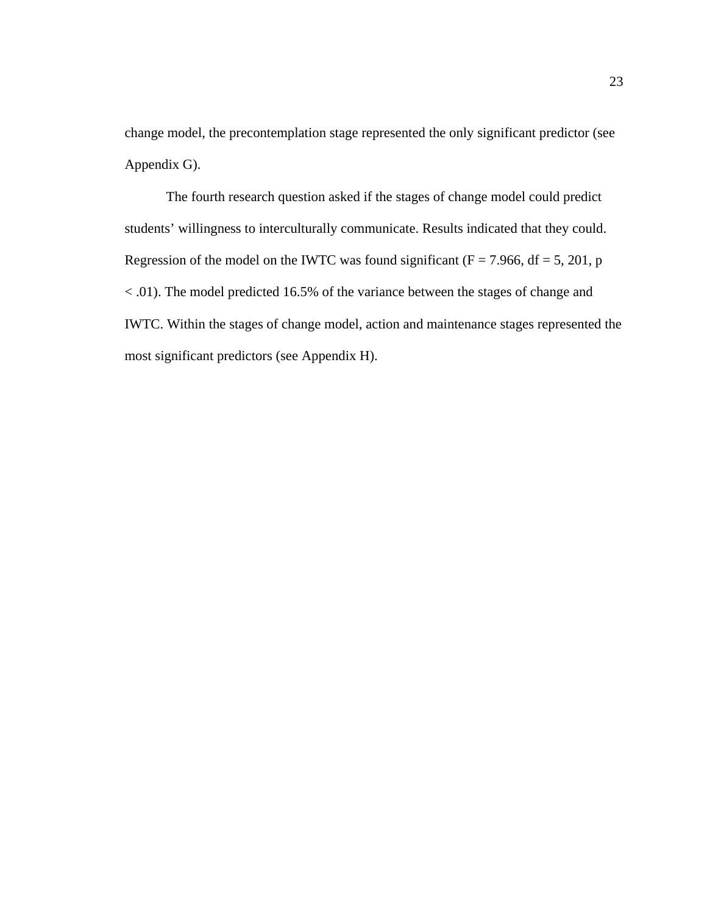change model, the precontemplation stage represented the only significant predictor (see Appendix G).

The fourth research question asked if the stages of change model could predict students' willingness to interculturally communicate. Results indicated that they could. Regression of the model on the IWTC was found significant ($F = 7.966$, $df = 5, 201$, $p < .01$). The model predicted 16.5% of the variance between the stages of change and IWTC. Within the stages of change model, action and maintenance stages represented the most significant predictors (see Appendix H).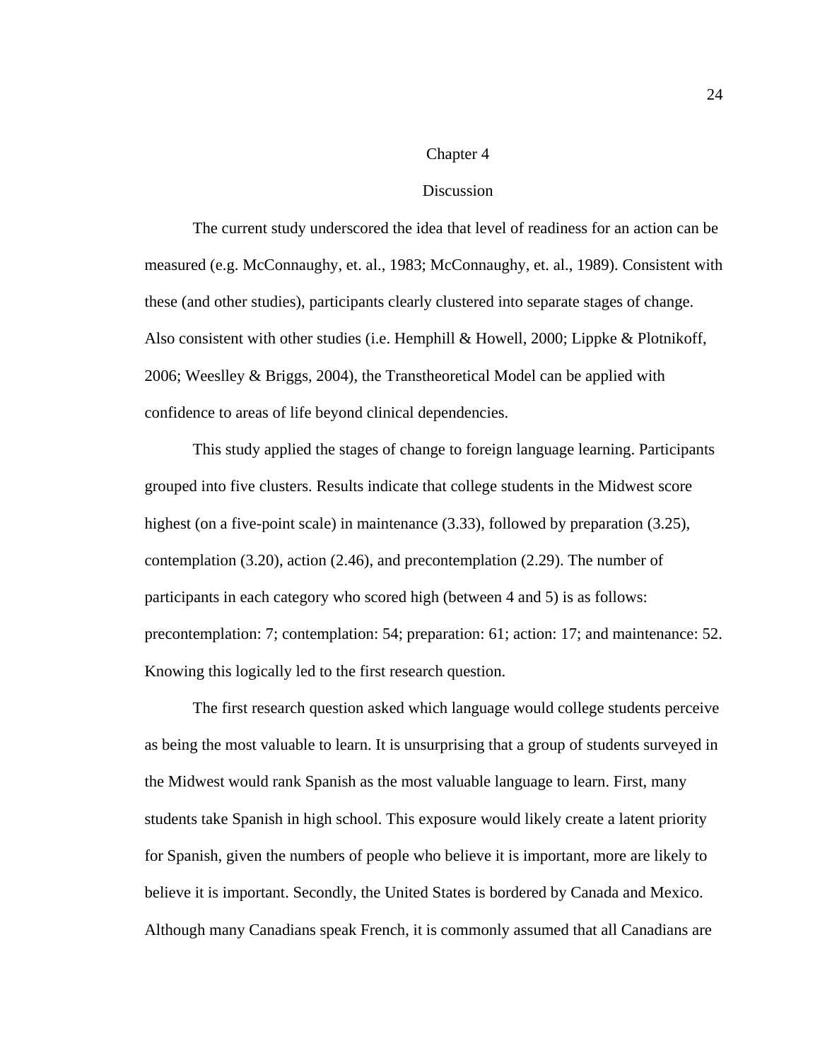# Chapter 4

## Discussion

The current study underscored the idea that level of readiness for an action can be measured (e.g. McConnaughy, et. al., 1983; McConnaughy, et. al., 1989). Consistent with these (and other studies), participants clearly clustered into separate stages of change. Also consistent with other studies (i.e. Hemphill & Howell, 2000; Lippke & Plotnikoff, 2006; Weeslley & Briggs, 2004), the Transtheoretical Model can be applied with confidence to areas of life beyond clinical dependencies.

This study applied the stages of change to foreign language learning. Participants grouped into five clusters. Results indicate that college students in the Midwest score highest (on a five-point scale) in maintenance (3.33), followed by preparation (3.25), contemplation (3.20), action (2.46), and precontemplation (2.29). The number of participants in each category who scored high (between 4 and 5) is as follows: precontemplation: 7; contemplation: 54; preparation: 61; action: 17; and maintenance: 52. Knowing this logically led to the first research question.

The first research question asked which language would college students perceive as being the most valuable to learn. It is unsurprising that a group of students surveyed in the Midwest would rank Spanish as the most valuable language to learn. First, many students take Spanish in high school. This exposure would likely create a latent priority for Spanish, given the numbers of people who believe it is important, more are likely to believe it is important. Secondly, the United States is bordered by Canada and Mexico. Although many Canadians speak French, it is commonly assumed that all Canadians are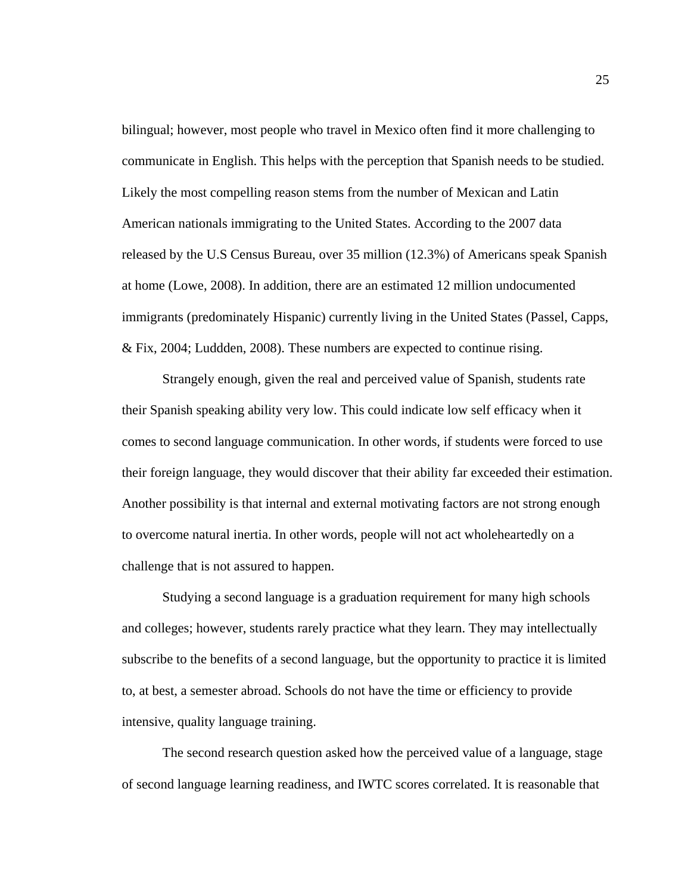bilingual; however, most people who travel in Mexico often find it more challenging to communicate in English. This helps with the perception that Spanish needs to be studied. Likely the most compelling reason stems from the number of Mexican and Latin American nationals immigrating to the United States. According to the 2007 data released by the U.S Census Bureau, over 35 million (12.3%) of Americans speak Spanish at home (Lowe, 2008). In addition, there are an estimated 12 million undocumented immigrants (predominately Hispanic) currently living in the United States (Passel, Capps, & Fix, 2004; Luddden, 2008). These numbers are expected to continue rising.

Strangely enough, given the real and perceived value of Spanish, students rate their Spanish speaking ability very low. This could indicate low self efficacy when it comes to second language communication. In other words, if students were forced to use their foreign language, they would discover that their ability far exceeded their estimation. Another possibility is that internal and external motivating factors are not strong enough to overcome natural inertia. In other words, people will not act wholeheartedly on a challenge that is not assured to happen.

Studying a second language is a graduation requirement for many high schools and colleges; however, students rarely practice what they learn. They may intellectually subscribe to the benefits of a second language, but the opportunity to practice it is limited to, at best, a semester abroad. Schools do not have the time or efficiency to provide intensive, quality language training.

The second research question asked how the perceived value of a language, stage of second language learning readiness, and IWTC scores correlated. It is reasonable that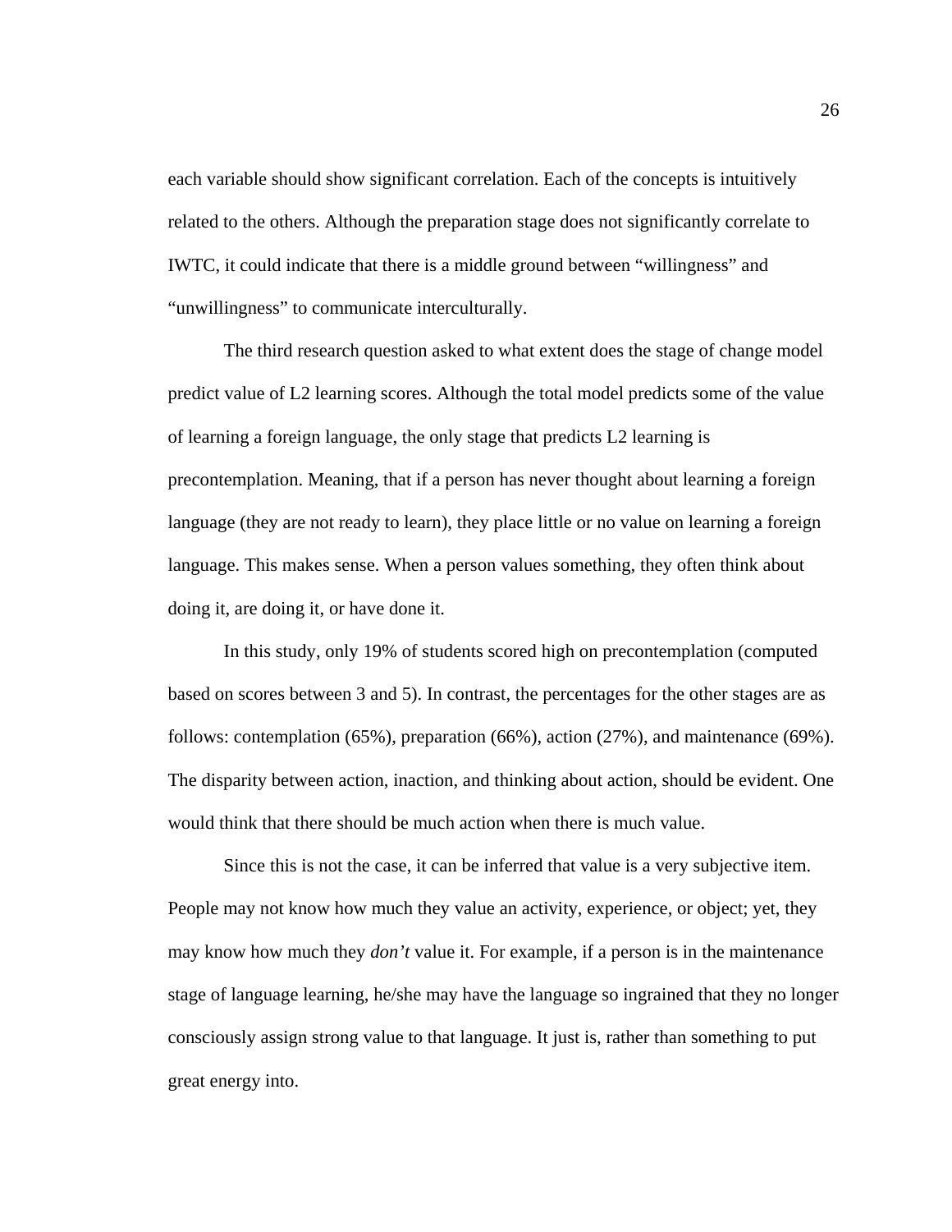each variable should show significant correlation. Each of the concepts is intuitively related to the others. Although the preparation stage does not significantly correlate to IWTC, it could indicate that there is a middle ground between "willingness" and "unwillingness" to communicate interculturally.

The third research question asked to what extent does the stage of change model predict value of L2 learning scores. Although the total model predicts some of the value of learning a foreign language, the only stage that predicts L2 learning is precontemplation. Meaning, that if a person has never thought about learning a foreign language (they are not ready to learn), they place little or no value on learning a foreign language. This makes sense. When a person values something, they often think about doing it, are doing it, or have done it.

In this study, only 19% of students scored high on precontemplation (computed based on scores between 3 and 5). In contrast, the percentages for the other stages are as follows: contemplation (65%), preparation (66%), action (27%), and maintenance (69%). The disparity between action, inaction, and thinking about action, should be evident. One would think that there should be much action when there is much value.

Since this is not the case, it can be inferred that value is a very subjective item. People may not know how much they value an activity, experience, or object; yet, they may know how much they *don't* value it. For example, if a person is in the maintenance stage of language learning, he/she may have the language so ingrained that they no longer consciously assign strong value to that language. It just is, rather than something to put great energy into.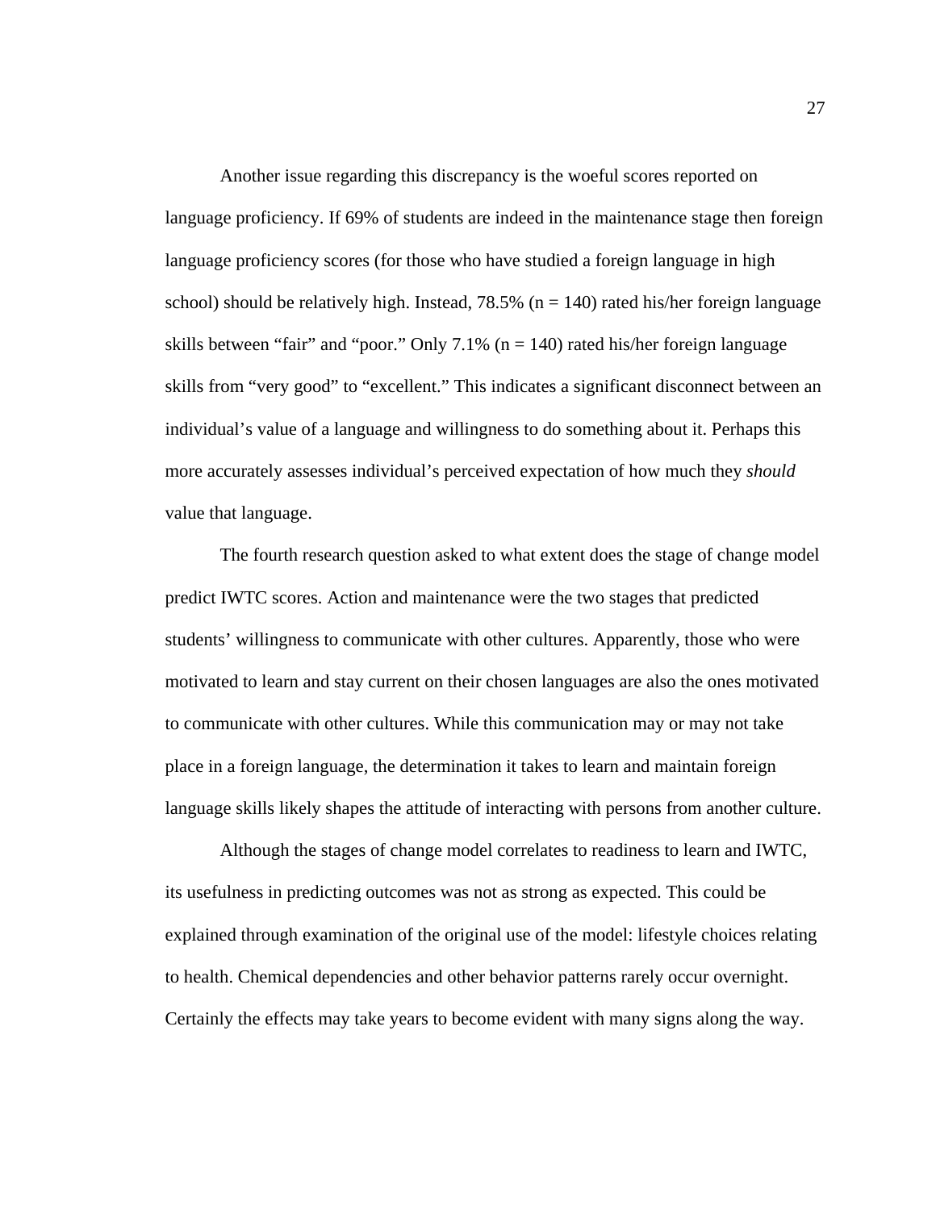Another issue regarding this discrepancy is the woeful scores reported on language proficiency. If 69% of students are indeed in the maintenance stage then foreign language proficiency scores (for those who have studied a foreign language in high school) should be relatively high. Instead, 78.5% (n = 140) rated his/her foreign language skills between "fair" and "poor." Only 7.1% (n = 140) rated his/her foreign language skills from "very good" to "excellent." This indicates a significant disconnect between an individual's value of a language and willingness to do something about it. Perhaps this more accurately assesses individual's perceived expectation of how much they *should* value that language.

The fourth research question asked to what extent does the stage of change model predict IWTC scores. Action and maintenance were the two stages that predicted students' willingness to communicate with other cultures. Apparently, those who were motivated to learn and stay current on their chosen languages are also the ones motivated to communicate with other cultures. While this communication may or may not take place in a foreign language, the determination it takes to learn and maintain foreign language skills likely shapes the attitude of interacting with persons from another culture.

Although the stages of change model correlates to readiness to learn and IWTC, its usefulness in predicting outcomes was not as strong as expected. This could be explained through examination of the original use of the model: lifestyle choices relating to health. Chemical dependencies and other behavior patterns rarely occur overnight. Certainly the effects may take years to become evident with many signs along the way.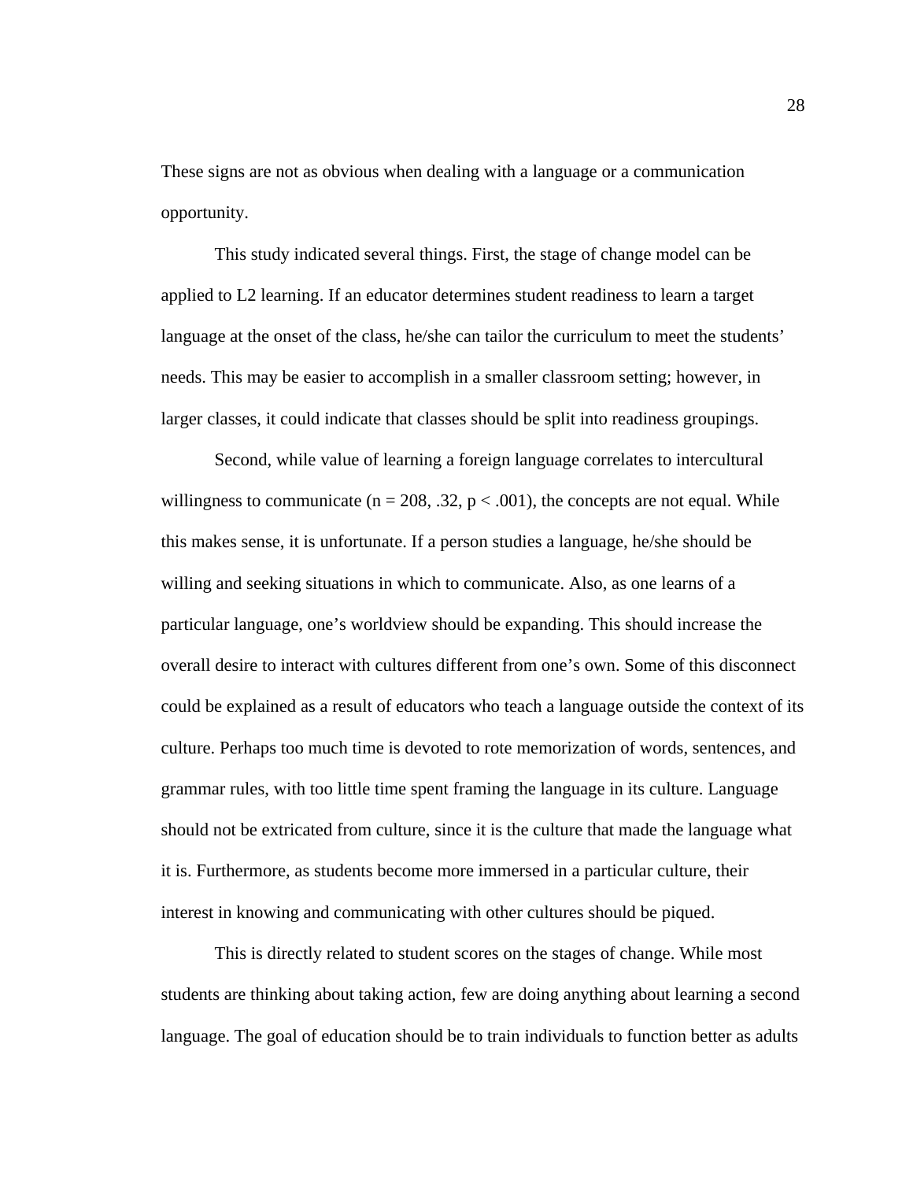These signs are not as obvious when dealing with a language or a communication opportunity.

This study indicated several things. First, the stage of change model can be applied to L2 learning. If an educator determines student readiness to learn a target language at the onset of the class, he/she can tailor the curriculum to meet the students' needs. This may be easier to accomplish in a smaller classroom setting; however, in larger classes, it could indicate that classes should be split into readiness groupings.

Second, while value of learning a foreign language correlates to intercultural willingness to communicate ($n = 208$, $.32$, $p < .001$), the concepts are not equal. While this makes sense, it is unfortunate. If a person studies a language, he/she should be willing and seeking situations in which to communicate. Also, as one learns of a particular language, one's worldview should be expanding. This should increase the overall desire to interact with cultures different from one's own. Some of this disconnect could be explained as a result of educators who teach a language outside the context of its culture. Perhaps too much time is devoted to rote memorization of words, sentences, and grammar rules, with too little time spent framing the language in its culture. Language should not be extricated from culture, since it is the culture that made the language what it is. Furthermore, as students become more immersed in a particular culture, their interest in knowing and communicating with other cultures should be piqued.

This is directly related to student scores on the stages of change. While most students are thinking about taking action, few are doing anything about learning a second language. The goal of education should be to train individuals to function better as adults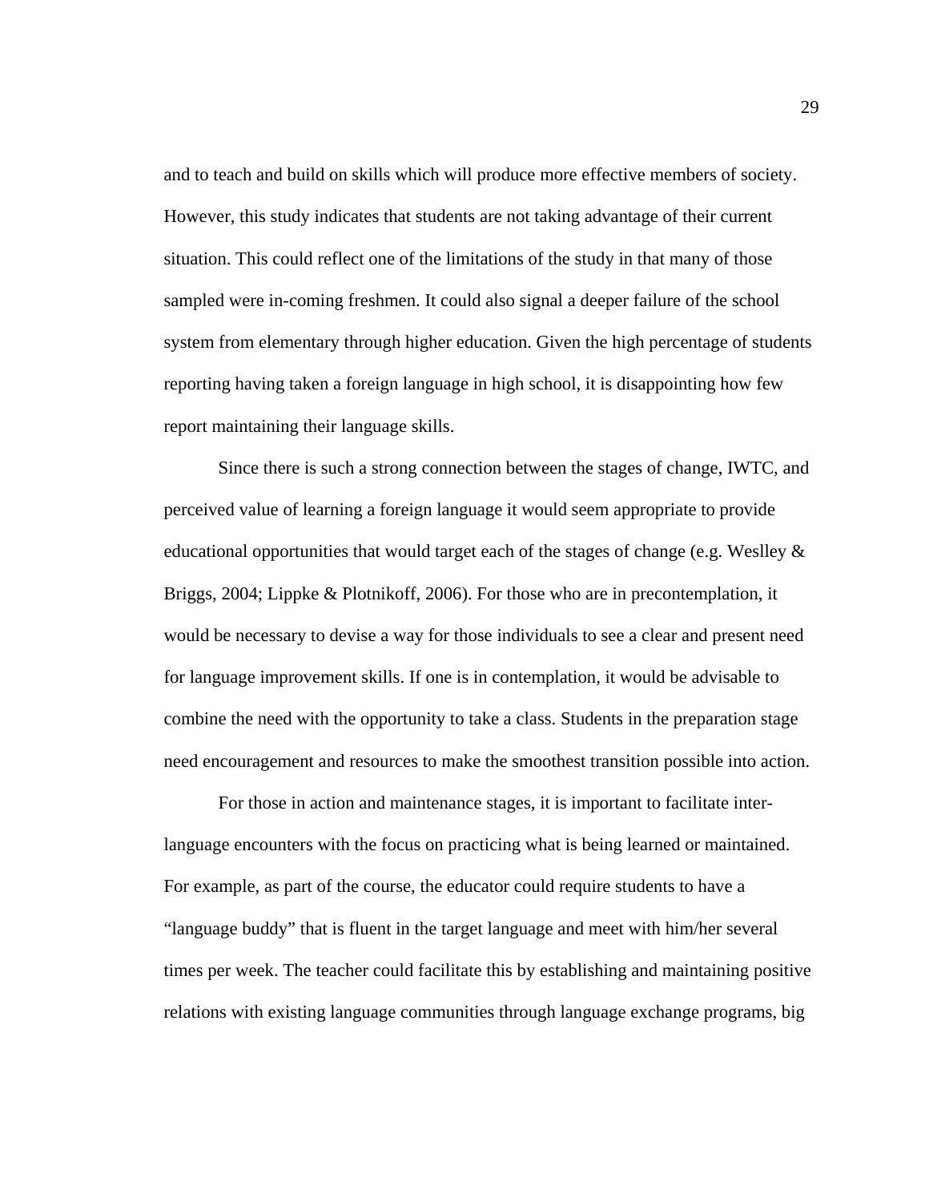and to teach and build on skills which will produce more effective members of society. However, this study indicates that students are not taking advantage of their current situation. This could reflect one of the limitations of the study in that many of those sampled were in-coming freshmen. It could also signal a deeper failure of the school system from elementary through higher education. Given the high percentage of students reporting having taken a foreign language in high school, it is disappointing how few report maintaining their language skills.

Since there is such a strong connection between the stages of change, IWTC, and perceived value of learning a foreign language it would seem appropriate to provide educational opportunities that would target each of the stages of change (e.g. Weslley & Briggs, 2004; Lippke & Plotnikoff, 2006). For those who are in precontemplation, it would be necessary to devise a way for those individuals to see a clear and present need for language improvement skills. If one is in contemplation, it would be advisable to combine the need with the opportunity to take a class. Students in the preparation stage need encouragement and resources to make the smoothest transition possible into action.

For those in action and maintenance stages, it is important to facilitate inter-language encounters with the focus on practicing what is being learned or maintained. For example, as part of the course, the educator could require students to have a "language buddy" that is fluent in the target language and meet with him/her several times per week. The teacher could facilitate this by establishing and maintaining positive relations with existing language communities through language exchange programs, big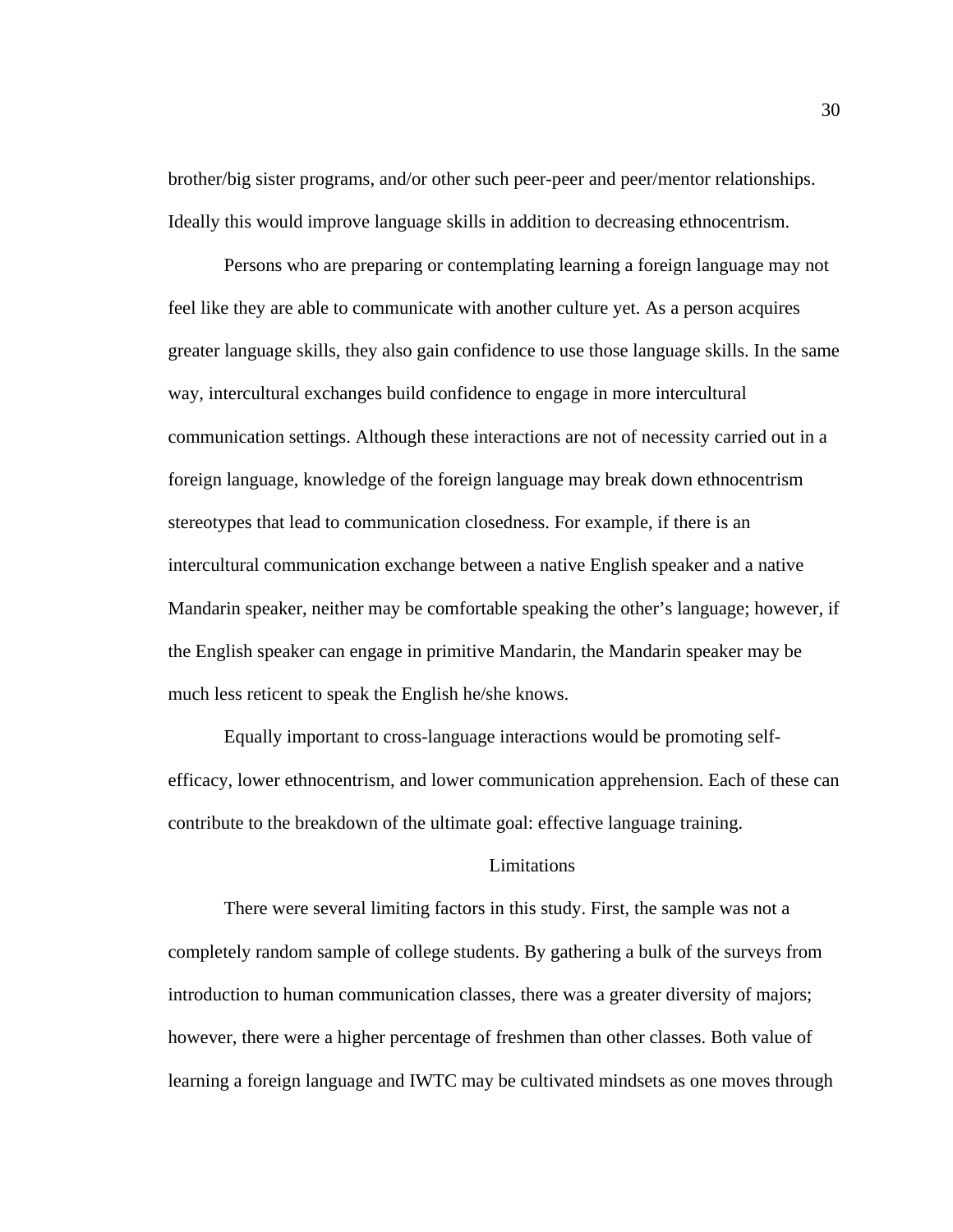brother/big sister programs, and/or other such peer-peer and peer/mentor relationships. Ideally this would improve language skills in addition to decreasing ethnocentrism.

Persons who are preparing or contemplating learning a foreign language may not feel like they are able to communicate with another culture yet. As a person acquires greater language skills, they also gain confidence to use those language skills. In the same way, intercultural exchanges build confidence to engage in more intercultural communication settings. Although these interactions are not of necessity carried out in a foreign language, knowledge of the foreign language may break down ethnocentrism stereotypes that lead to communication closedness. For example, if there is an intercultural communication exchange between a native English speaker and a native Mandarin speaker, neither may be comfortable speaking the other's language; however, if the English speaker can engage in primitive Mandarin, the Mandarin speaker may be much less reticent to speak the English he/she knows.

Equally important to cross-language interactions would be promoting self-efficacy, lower ethnocentrism, and lower communication apprehension. Each of these can contribute to the breakdown of the ultimate goal: effective language training.

## Limitations

There were several limiting factors in this study. First, the sample was not a completely random sample of college students. By gathering a bulk of the surveys from introduction to human communication classes, there was a greater diversity of majors; however, there were a higher percentage of freshmen than other classes. Both value of learning a foreign language and IWTC may be cultivated mindsets as one moves through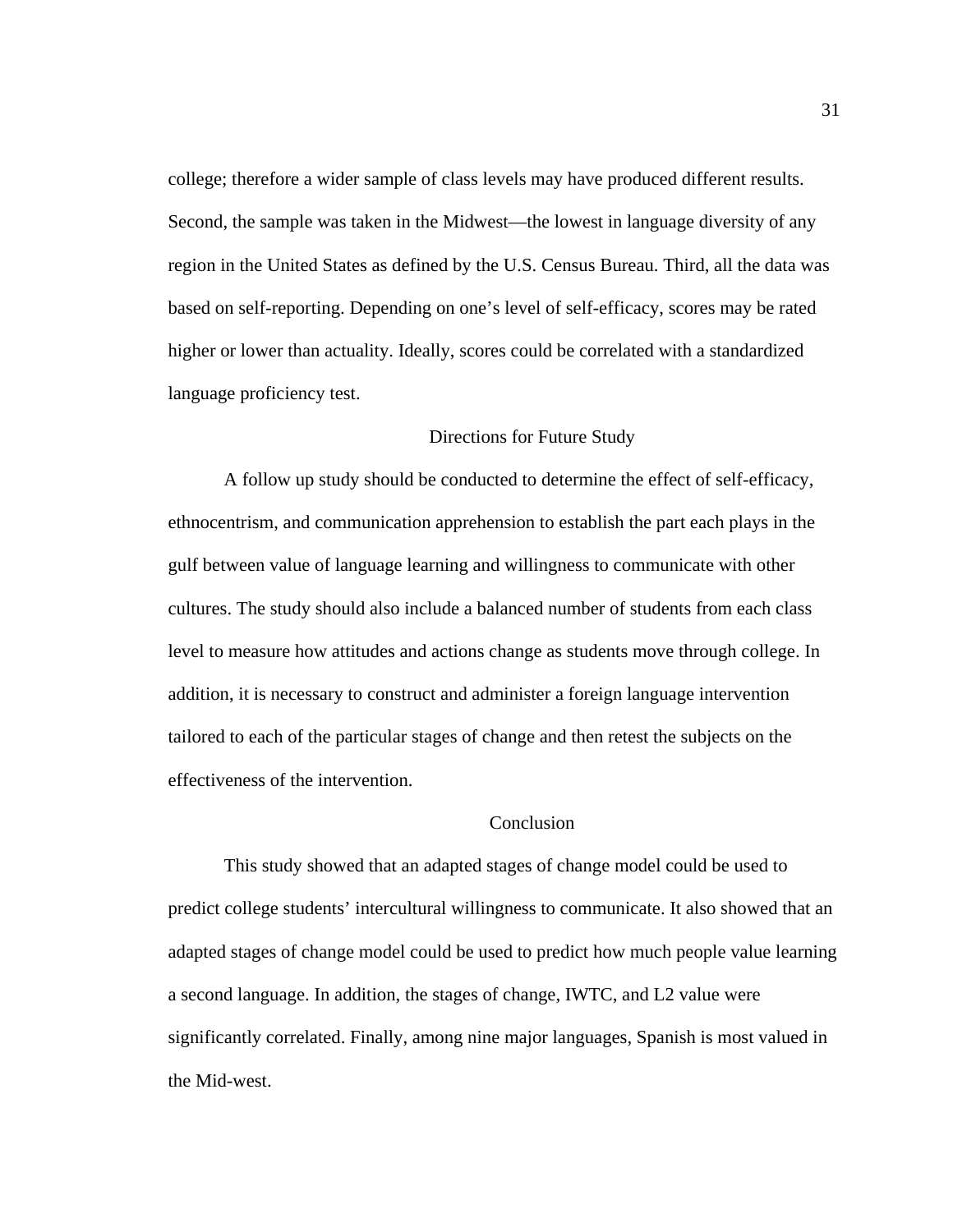college; therefore a wider sample of class levels may have produced different results. Second, the sample was taken in the Midwest—the lowest in language diversity of any region in the United States as defined by the U.S. Census Bureau. Third, all the data was based on self-reporting. Depending on one's level of self-efficacy, scores may be rated higher or lower than actuality. Ideally, scores could be correlated with a standardized language proficiency test.

## Directions for Future Study

A follow up study should be conducted to determine the effect of self-efficacy, ethnocentrism, and communication apprehension to establish the part each plays in the gulf between value of language learning and willingness to communicate with other cultures. The study should also include a balanced number of students from each class level to measure how attitudes and actions change as students move through college. In addition, it is necessary to construct and administer a foreign language intervention tailored to each of the particular stages of change and then retest the subjects on the effectiveness of the intervention.

## Conclusion

This study showed that an adapted stages of change model could be used to predict college students' intercultural willingness to communicate. It also showed that an adapted stages of change model could be used to predict how much people value learning a second language. In addition, the stages of change, IWTC, and L2 value were significantly correlated. Finally, among nine major languages, Spanish is most valued in the Mid-west.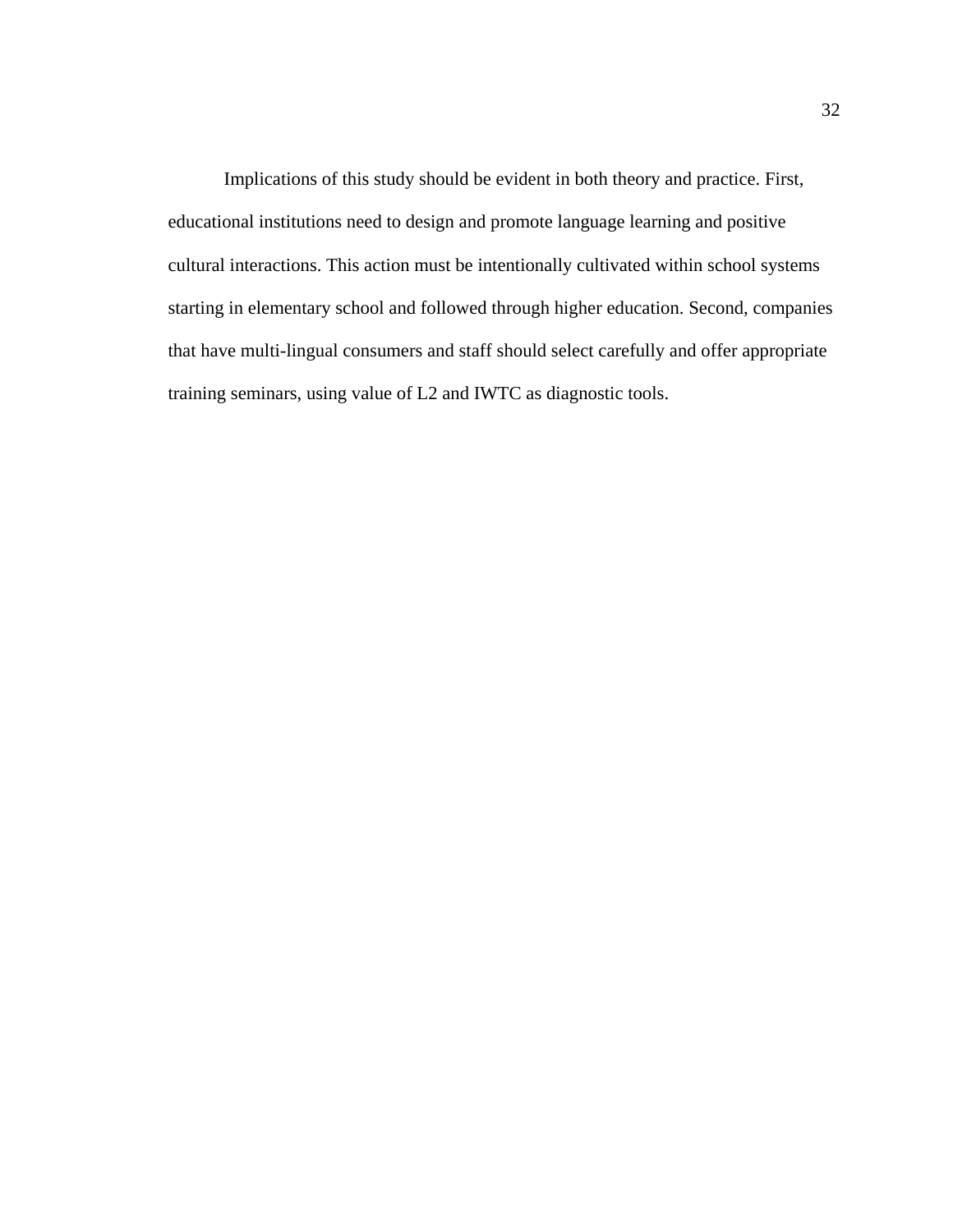Implications of this study should be evident in both theory and practice. First, educational institutions need to design and promote language learning and positive cultural interactions. This action must be intentionally cultivated within school systems starting in elementary school and followed through higher education. Second, companies that have multi-lingual consumers and staff should select carefully and offer appropriate training seminars, using value of L2 and IWTC as diagnostic tools.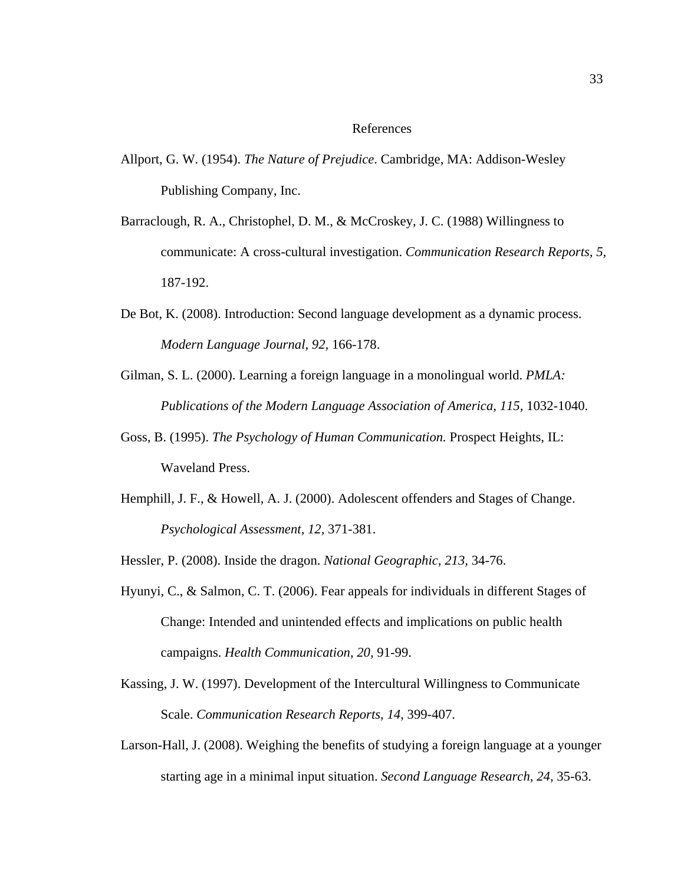# References

Allport, G. W. (1954). *The Nature of Prejudice*. Cambridge, MA: Addison-Wesley Publishing Company, Inc.

Barraclough, R. A., Christophel, D. M., & McCroskey, J. C. (1988) Willingness to communicate: A cross-cultural investigation. *Communication Research Reports, 5,* 187-192.

De Bot, K. (2008). Introduction: Second language development as a dynamic process. *Modern Language Journal, 92,* 166-178.

Gilman, S. L. (2000). Learning a foreign language in a monolingual world. *PMLA: Publications of the Modern Language Association of America, 115,* 1032-1040.

Goss, B. (1995). *The Psychology of Human Communication.* Prospect Heights, IL: Waveland Press.

Hemphill, J. F., & Howell, A. J. (2000). Adolescent offenders and Stages of Change. *Psychological Assessment, 12,* 371-381.

Hessler, P. (2008). Inside the dragon. *National Geographic, 213,* 34-76.

Hyunyi, C., & Salmon, C. T. (2006). Fear appeals for individuals in different Stages of Change: Intended and unintended effects and implications on public health campaigns. *Health Communication, 20,* 91-99.

Kassing, J. W. (1997). Development of the Intercultural Willingness to Communicate Scale. *Communication Research Reports, 14,* 399-407.

Larson-Hall, J. (2008). Weighing the benefits of studying a foreign language at a younger starting age in a minimal input situation. *Second Language Research, 24,* 35-63.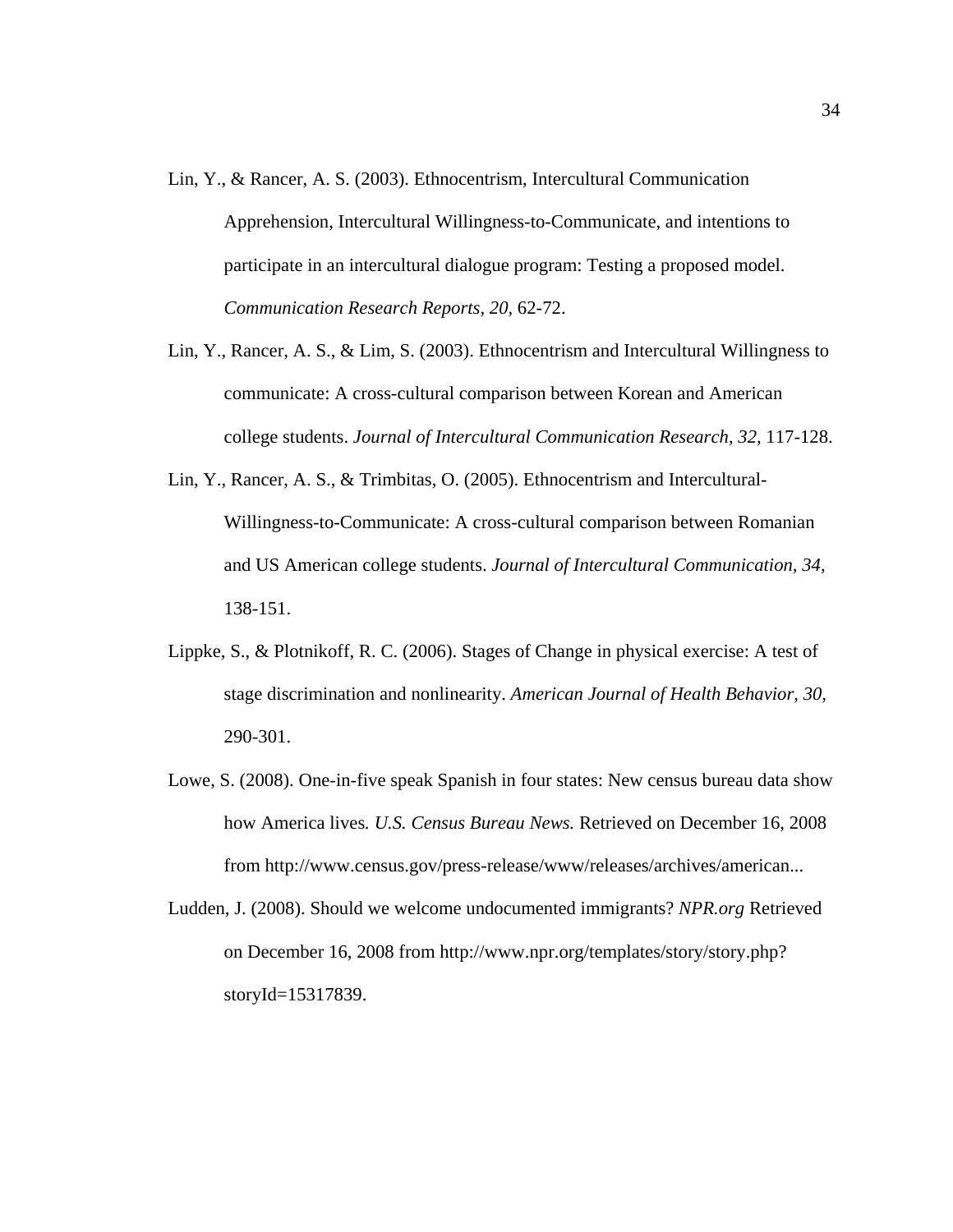Lin, Y., & Rancer, A. S. (2003). Ethnocentrism, Intercultural Communication Apprehension, Intercultural Willingness-to-Communicate, and intentions to participate in an intercultural dialogue program: Testing a proposed model. *Communication Research Reports, 20,* 62-72.

Lin, Y., Rancer, A. S., & Lim, S. (2003). Ethnocentrism and Intercultural Willingness to communicate: A cross-cultural comparison between Korean and American college students. *Journal of Intercultural Communication Research, 32,* 117-128.

Lin, Y., Rancer, A. S., & Trimbitas, O. (2005). Ethnocentrism and Intercultural-Willingness-to-Communicate: A cross-cultural comparison between Romanian and US American college students. *Journal of Intercultural Communication, 34,* 138-151.

Lippke, S., & Plotnikoff, R. C. (2006). Stages of Change in physical exercise: A test of stage discrimination and nonlinearity. *American Journal of Health Behavior, 30,* 290-301.

Lowe, S. (2008). One-in-five speak Spanish in four states: New census bureau data show how America lives*.* *U.S. Census Bureau News.* Retrieved on December 16, 2008 from http://www.census.gov/press-release/www/releases/archives/american...

Ludden, J. (2008). Should we welcome undocumented immigrants? *NPR.org* Retrieved on December 16, 2008 from http://www.npr.org/templates/story/story.php?storyId=15317839.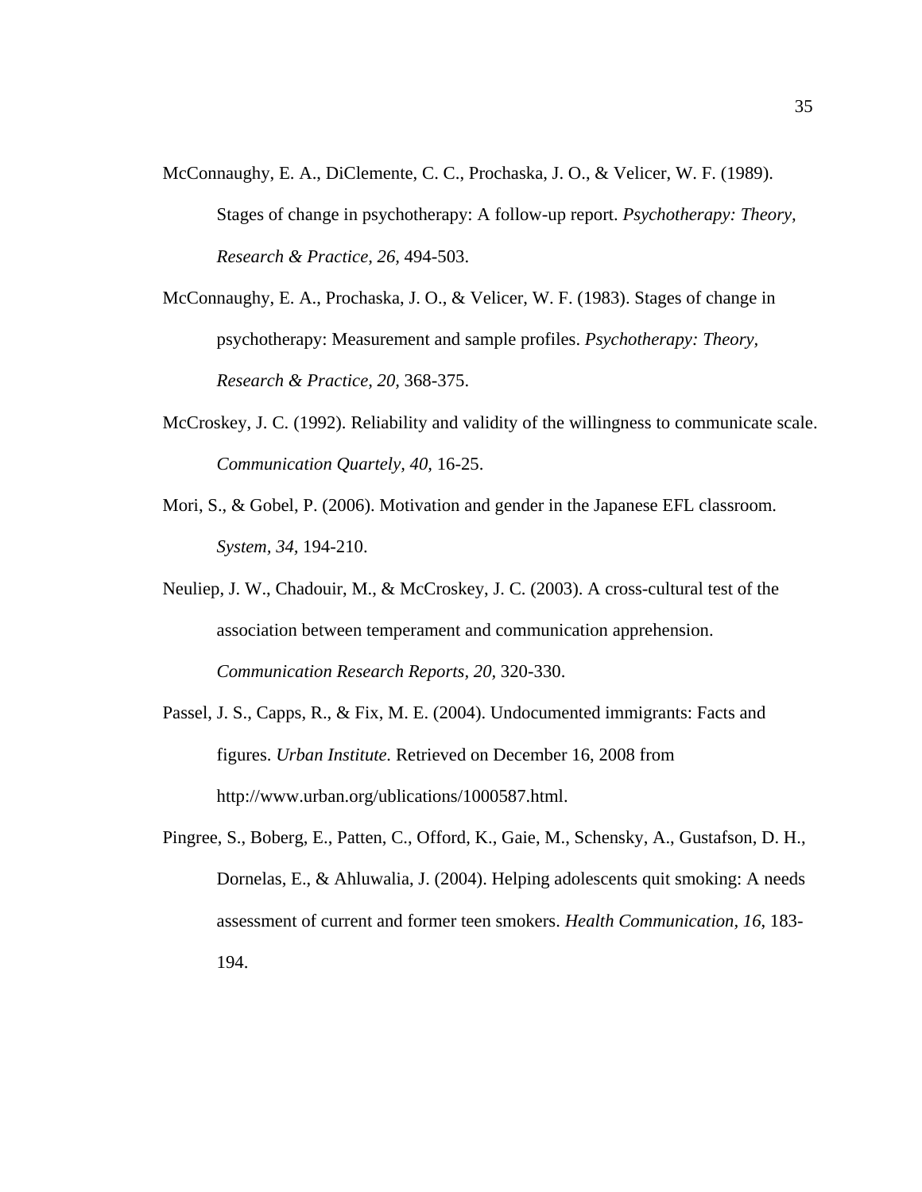McConnaughy, E. A., DiClemente, C. C., Prochaska, J. O., & Velicer, W. F. (1989). Stages of change in psychotherapy: A follow-up report. *Psychotherapy: Theory, Research & Practice, 26,* 494-503.

McConnaughy, E. A., Prochaska, J. O., & Velicer, W. F. (1983). Stages of change in psychotherapy: Measurement and sample profiles. *Psychotherapy: Theory, Research & Practice, 20,* 368-375.

McCroskey, J. C. (1992). Reliability and validity of the willingness to communicate scale. *Communication Quartely, 40,* 16-25.

Mori, S., & Gobel, P. (2006). Motivation and gender in the Japanese EFL classroom. *System, 34,* 194-210.

Neuliep, J. W., Chadouir, M., & McCroskey, J. C. (2003). A cross-cultural test of the association between temperament and communication apprehension. *Communication Research Reports, 20,* 320-330.

Passel, J. S., Capps, R., & Fix, M. E. (2004). Undocumented immigrants: Facts and figures. *Urban Institute.* Retrieved on December 16, 2008 from http://www.urban.org/ublications/1000587.html.

Pingree, S., Boberg, E., Patten, C., Offord, K., Gaie, M., Schensky, A., Gustafson, D. H., Dornelas, E., & Ahluwalia, J. (2004). Helping adolescents quit smoking: A needs assessment of current and former teen smokers. *Health Communication, 16*, 183-194.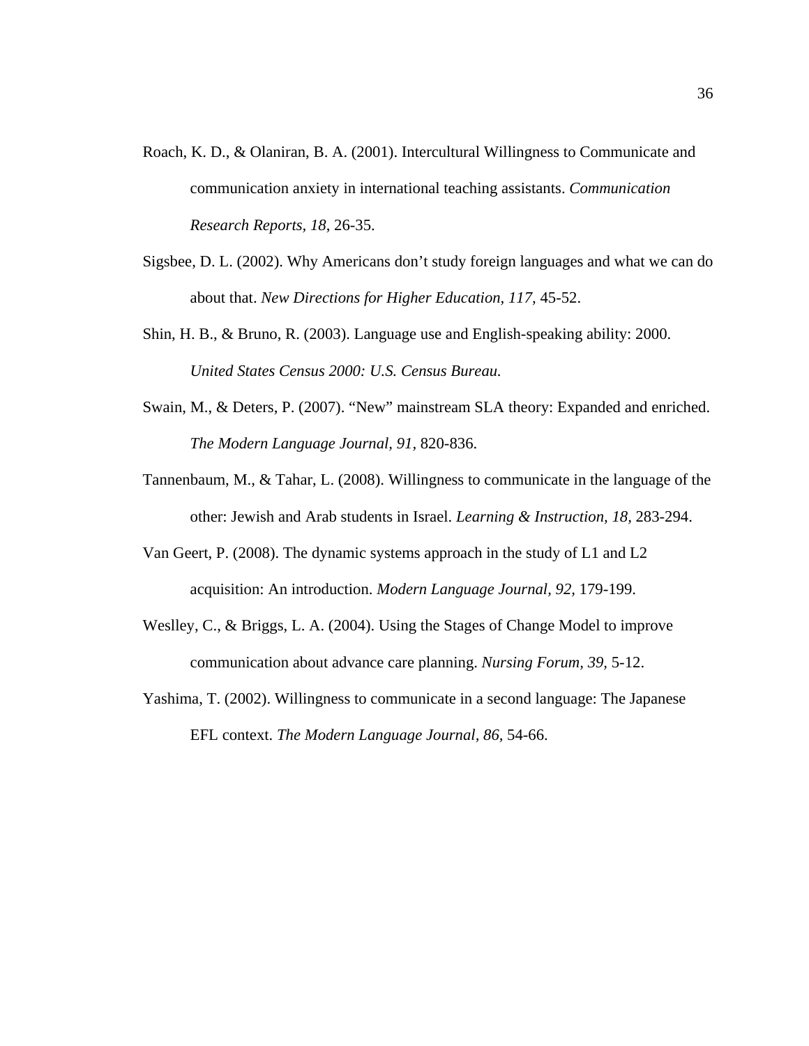Roach, K. D., & Olaniran, B. A. (2001). Intercultural Willingness to Communicate and communication anxiety in international teaching assistants. *Communication Research Reports, 18*, 26-35.

Sigsbee, D. L. (2002). Why Americans don't study foreign languages and what we can do about that. *New Directions for Higher Education, 117,* 45-52.

Shin, H. B., & Bruno, R. (2003). Language use and English-speaking ability: 2000. *United States Census 2000: U.S. Census Bureau.*

Swain, M., & Deters, P. (2007). "New" mainstream SLA theory: Expanded and enriched. *The Modern Language Journal, 91,* 820-836.

Tannenbaum, M., & Tahar, L. (2008). Willingness to communicate in the language of the other: Jewish and Arab students in Israel. *Learning & Instruction, 18,* 283-294.

Van Geert, P. (2008). The dynamic systems approach in the study of L1 and L2 acquisition: An introduction. *Modern Language Journal, 92,* 179-199.

Weslley, C., & Briggs, L. A. (2004). Using the Stages of Change Model to improve communication about advance care planning. *Nursing Forum, 39,* 5-12.

Yashima, T. (2002). Willingness to communicate in a second language: The Japanese EFL context. *The Modern Language Journal, 86,* 54-66.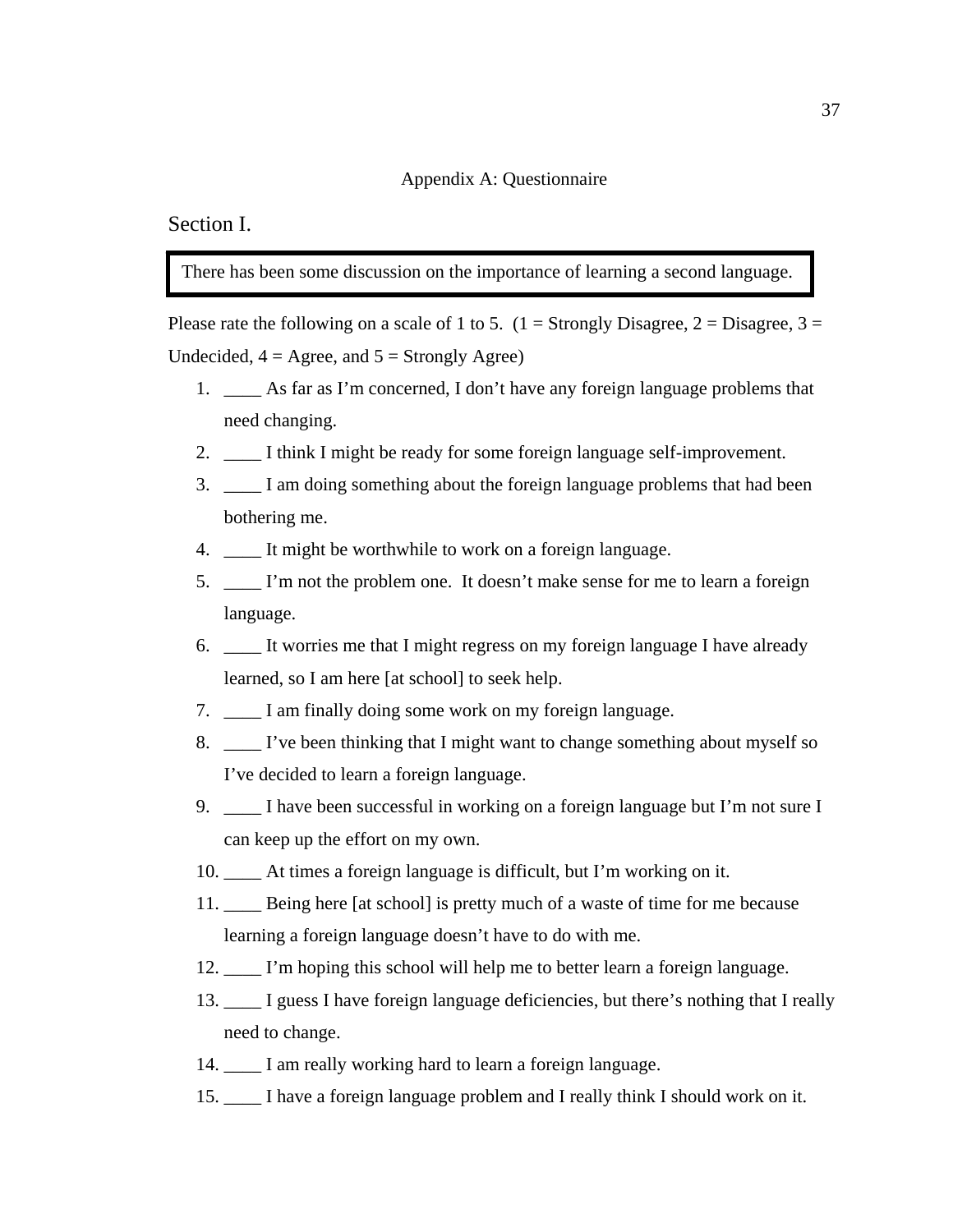# Appendix A: Questionnaire

## Section I.

There has been some discussion on the importance of learning a second language.

Please rate the following on a scale of 1 to 5. (1 = Strongly Disagree, 2 = Disagree, 3 = Undecided, 4 = Agree, and 5 = Strongly Agree)

1. ____ As far as I'm concerned, I don't have any foreign language problems that need changing.
2. ____ I think I might be ready for some foreign language self-improvement.
3. ____ I am doing something about the foreign language problems that had been bothering me.
4. ____ It might be worthwhile to work on a foreign language.
5. ____ I'm not the problem one. It doesn't make sense for me to learn a foreign language.
6. ____ It worries me that I might regress on my foreign language I have already learned, so I am here [at school] to seek help.
7. ____ I am finally doing some work on my foreign language.
8. ____ I've been thinking that I might want to change something about myself so I've decided to learn a foreign language.
9. ____ I have been successful in working on a foreign language but I'm not sure I can keep up the effort on my own.
10. ____ At times a foreign language is difficult, but I'm working on it.
11. ____ Being here [at school] is pretty much of a waste of time for me because learning a foreign language doesn't have to do with me.
12. ____ I'm hoping this school will help me to better learn a foreign language.
13. ____ I guess I have foreign language deficiencies, but there's nothing that I really need to change.
14. ____ I am really working hard to learn a foreign language.
15. ____ I have a foreign language problem and I really think I should work on it.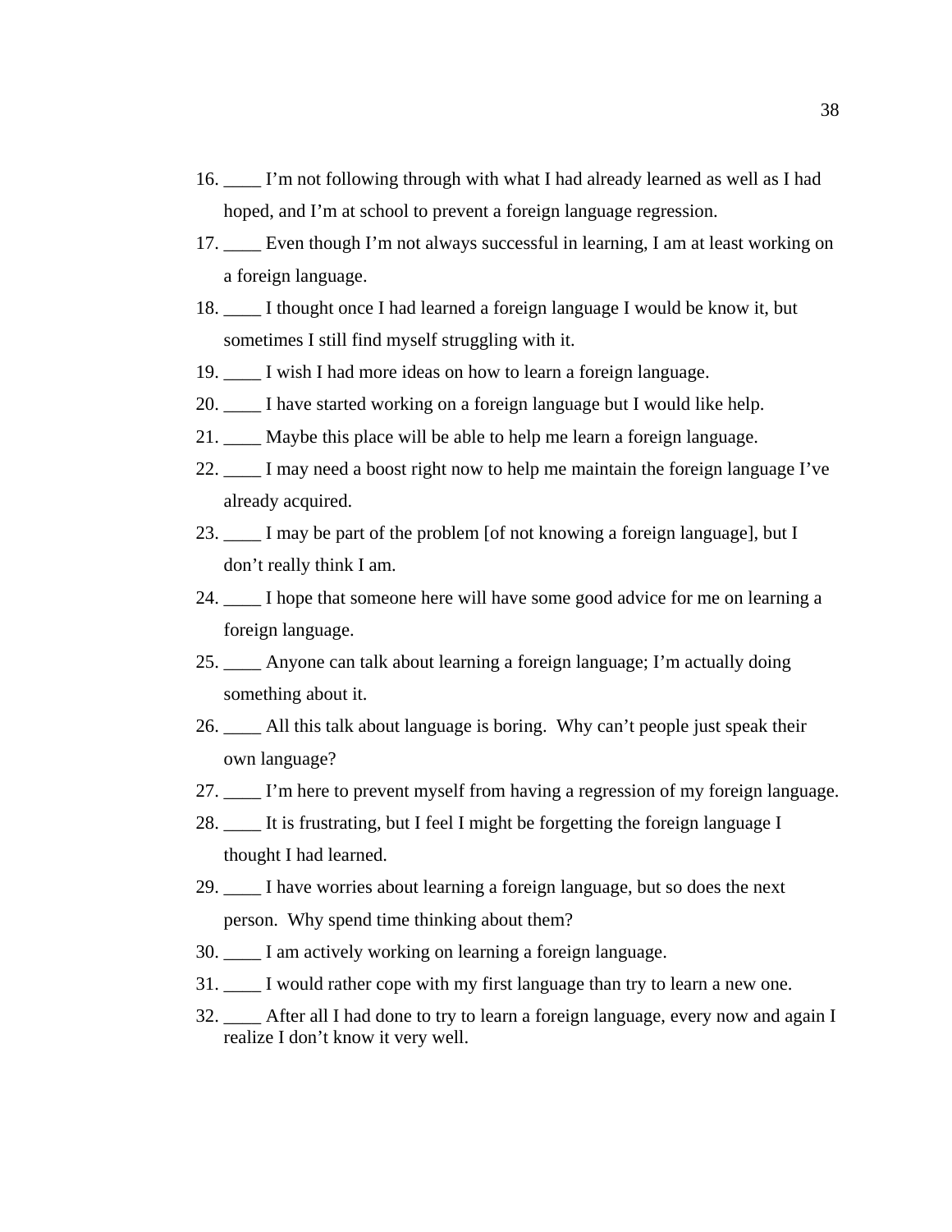16. ____ I'm not following through with what I had already learned as well as I had hoped, and I'm at school to prevent a foreign language regression.
17. ____ Even though I'm not always successful in learning, I am at least working on a foreign language.
18. ____ I thought once I had learned a foreign language I would be know it, but sometimes I still find myself struggling with it.
19. ____ I wish I had more ideas on how to learn a foreign language.
20. ____ I have started working on a foreign language but I would like help.
21. ____ Maybe this place will be able to help me learn a foreign language.
22. ____ I may need a boost right now to help me maintain the foreign language I've already acquired.
23. ____ I may be part of the problem [of not knowing a foreign language], but I don't really think I am.
24. ____ I hope that someone here will have some good advice for me on learning a foreign language.
25. ____ Anyone can talk about learning a foreign language; I'm actually doing something about it.
26. ____ All this talk about language is boring. Why can't people just speak their own language?
27. ____ I'm here to prevent myself from having a regression of my foreign language.
28. ____ It is frustrating, but I feel I might be forgetting the foreign language I thought I had learned.
29. ____ I have worries about learning a foreign language, but so does the next person. Why spend time thinking about them?
30. ____ I am actively working on learning a foreign language.
31. ____ I would rather cope with my first language than try to learn a new one.
32. ____ After all I had done to try to learn a foreign language, every now and again I realize I don't know it very well.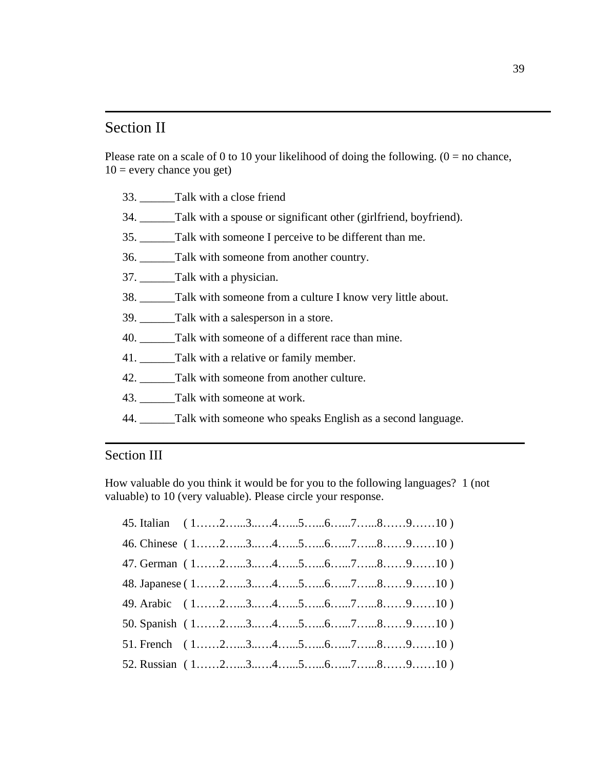## Section II

Please rate on a scale of 0 to 10 your likelihood of doing the following. (0 = no chance, 10 = every chance you get)

33. ______Talk with a close friend
34. ______Talk with a spouse or significant other (girlfriend, boyfriend).
35. ______Talk with someone I perceive to be different than me.
36. ______Talk with someone from another country.
37. ______Talk with a physician.
38. ______Talk with someone from a culture I know very little about.
39. ______Talk with a salesperson in a store.
40. ______Talk with someone of a different race than mine.
41. ______Talk with a relative or family member.
42. ______Talk with someone from another culture.
43. ______Talk with someone at work.
44. ______Talk with someone who speaks English as a second language.

## Section III

How valuable do you think it would be for you to the following languages? 1 (not valuable) to 10 (very valuable). Please circle your response.

45. Italian ( 1……2…...3..…4…...5…...6…...7…...8……9……10 )
46. Chinese ( 1……2…...3..…4…...5…...6…...7…...8……9……10 )
47. German ( 1……2…...3..…4…...5…...6…...7…...8……9……10 )
48. Japanese ( 1……2…...3..…4…...5…...6…...7…...8……9……10 )
49. Arabic ( 1……2…...3..…4…...5…...6…...7…...8……9……10 )
50. Spanish ( 1……2…...3..…4…...5…...6…...7…...8……9……10 )
51. French ( 1……2…...3..…4…...5…...6…...7…...8……9……10 )
52. Russian ( 1……2…...3..…4…...5…...6…...7…...8……9……10 )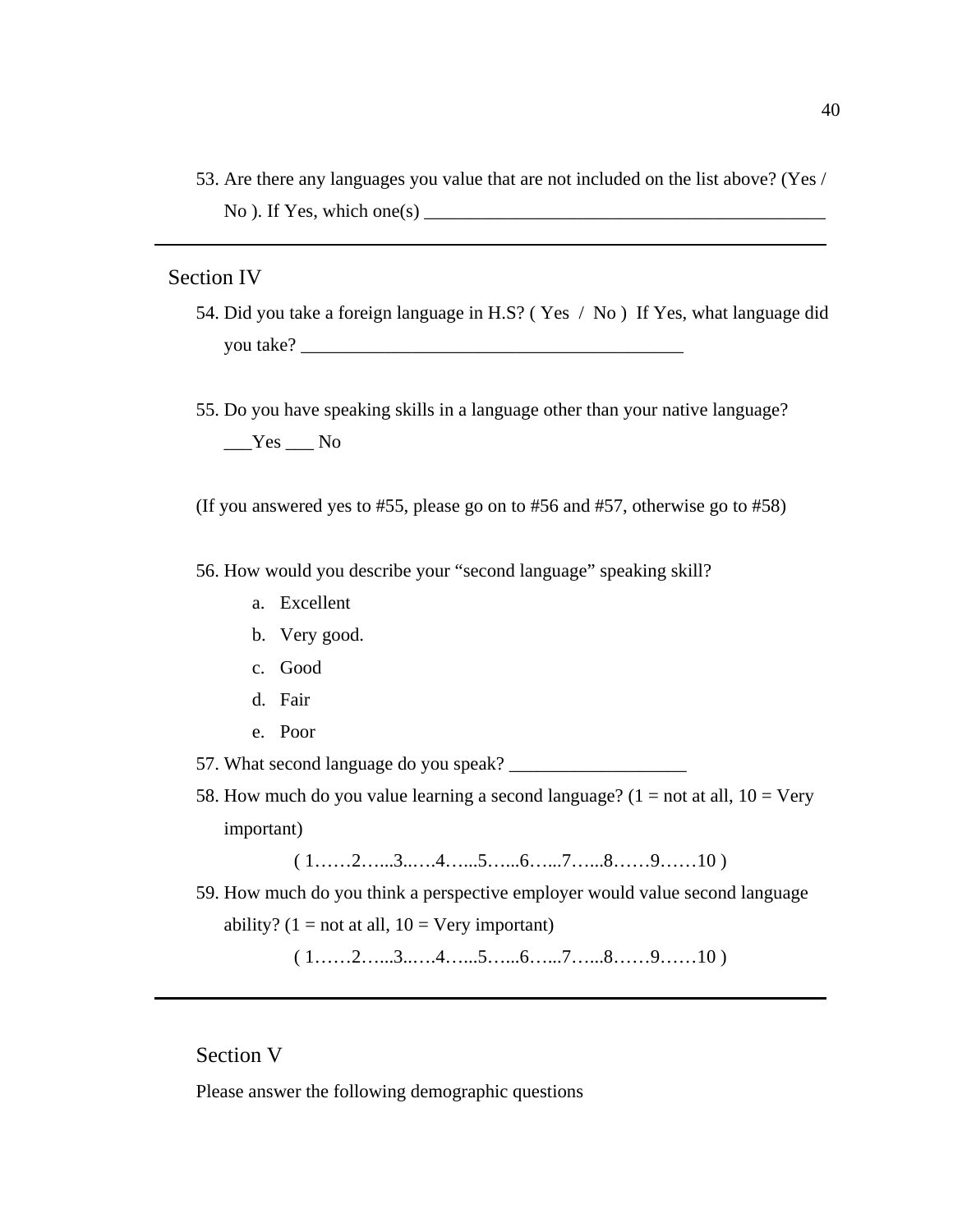53. Are there any languages you value that are not included on the list above? (Yes / No ). If Yes, which one(s) ____________________________________________

---

## Section IV

54. Did you take a foreign language in H.S? ( Yes / No ) If Yes, what language did you take? __________________________________________

55. Do you have speaking skills in a language other than your native language?
___Yes ___ No

(If you answered yes to #55, please go on to #56 and #57, otherwise go to #58)

56. How would you describe your "second language" speaking skill?
    a. Excellent
    b. Very good.
    c. Good
    d. Fair
    e. Poor
57. What second language do you speak? ___________________
58. How much do you value learning a second language? (1 = not at all, 10 = Very important)
( 1……2…...3..…4…...5…...6…...7…...8……9……10 )
59. How much do you think a perspective employer would value second language ability? (1 = not at all, 10 = Very important)
( 1……2…...3..…4…...5…...6…...7…...8……9……10 )

---

## Section V

Please answer the following demographic questions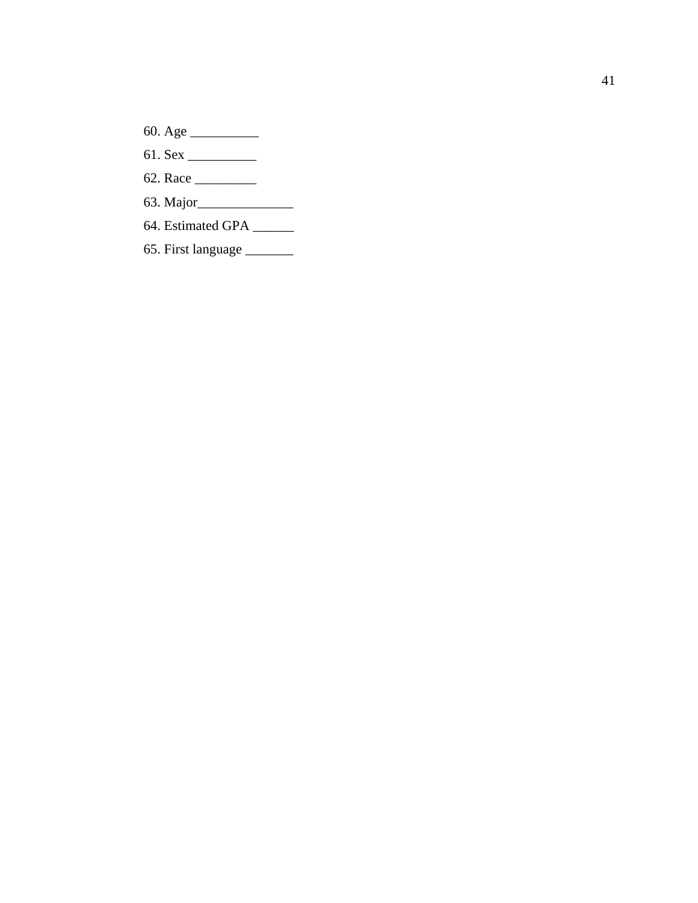60. Age __________

61. Sex __________

62. Race _________

63. Major______________

64. Estimated GPA ______

65. First language _______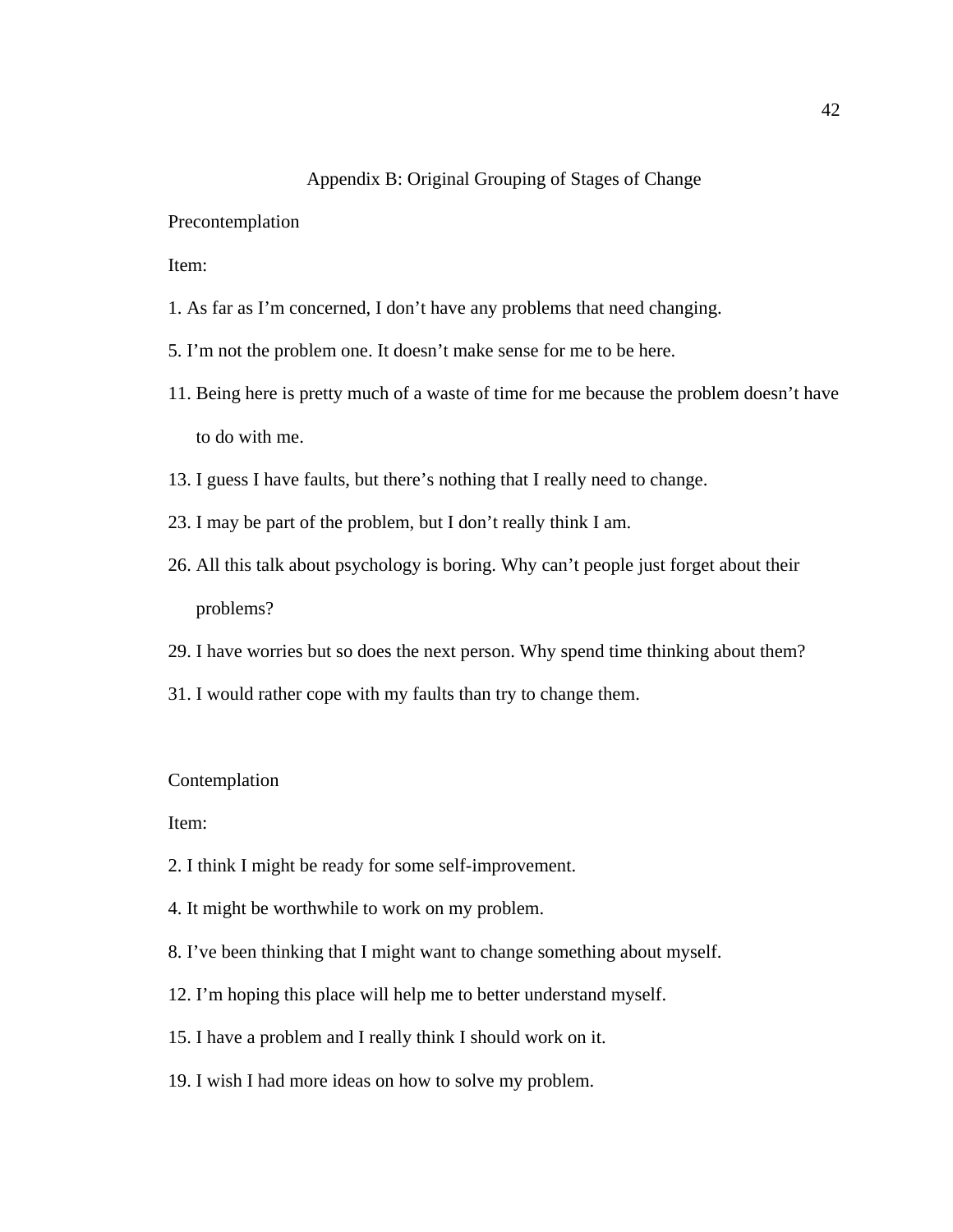# Appendix B: Original Grouping of Stages of Change

Precontemplation

Item:

1. As far as I’m concerned, I don’t have any problems that need changing.
5. I’m not the problem one. It doesn’t make sense for me to be here.
11. Being here is pretty much of a waste of time for me because the problem doesn’t have to do with me.
13. I guess I have faults, but there’s nothing that I really need to change.
23. I may be part of the problem, but I don’t really think I am.
26. All this talk about psychology is boring. Why can’t people just forget about their problems?
29. I have worries but so does the next person. Why spend time thinking about them?
31. I would rather cope with my faults than try to change them.

Contemplation

Item:

2. I think I might be ready for some self-improvement.
4. It might be worthwhile to work on my problem.
8. I’ve been thinking that I might want to change something about myself.
12. I’m hoping this place will help me to better understand myself.
15. I have a problem and I really think I should work on it.
19. I wish I had more ideas on how to solve my problem.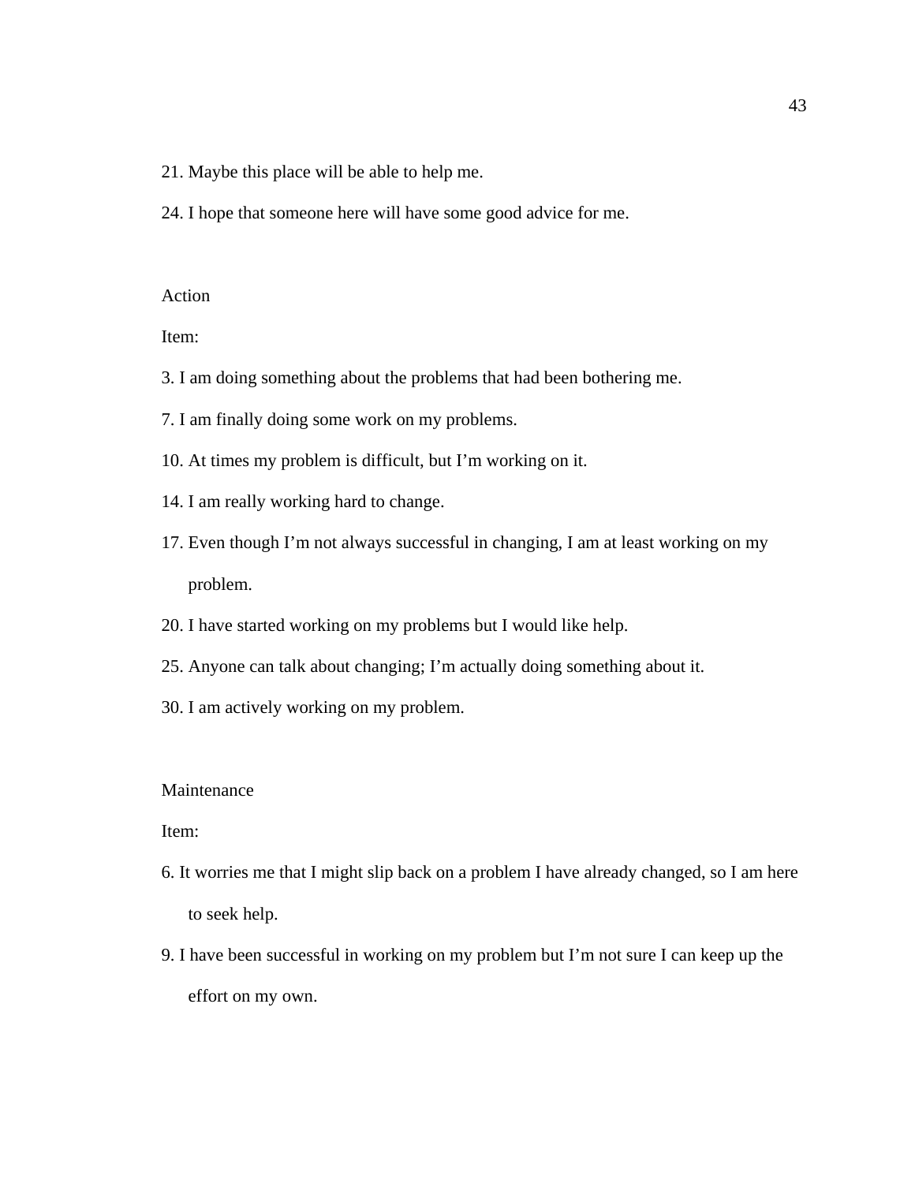21. Maybe this place will be able to help me.

24. I hope that someone here will have some good advice for me.

Action

Item:

3. I am doing something about the problems that had been bothering me.

7. I am finally doing some work on my problems.

10. At times my problem is difficult, but I'm working on it.

14. I am really working hard to change.

17. Even though I'm not always successful in changing, I am at least working on my problem.

20. I have started working on my problems but I would like help.

25. Anyone can talk about changing; I'm actually doing something about it.

30. I am actively working on my problem.

Maintenance

Item:

6. It worries me that I might slip back on a problem I have already changed, so I am here to seek help.

9. I have been successful in working on my problem but I'm not sure I can keep up the effort on my own.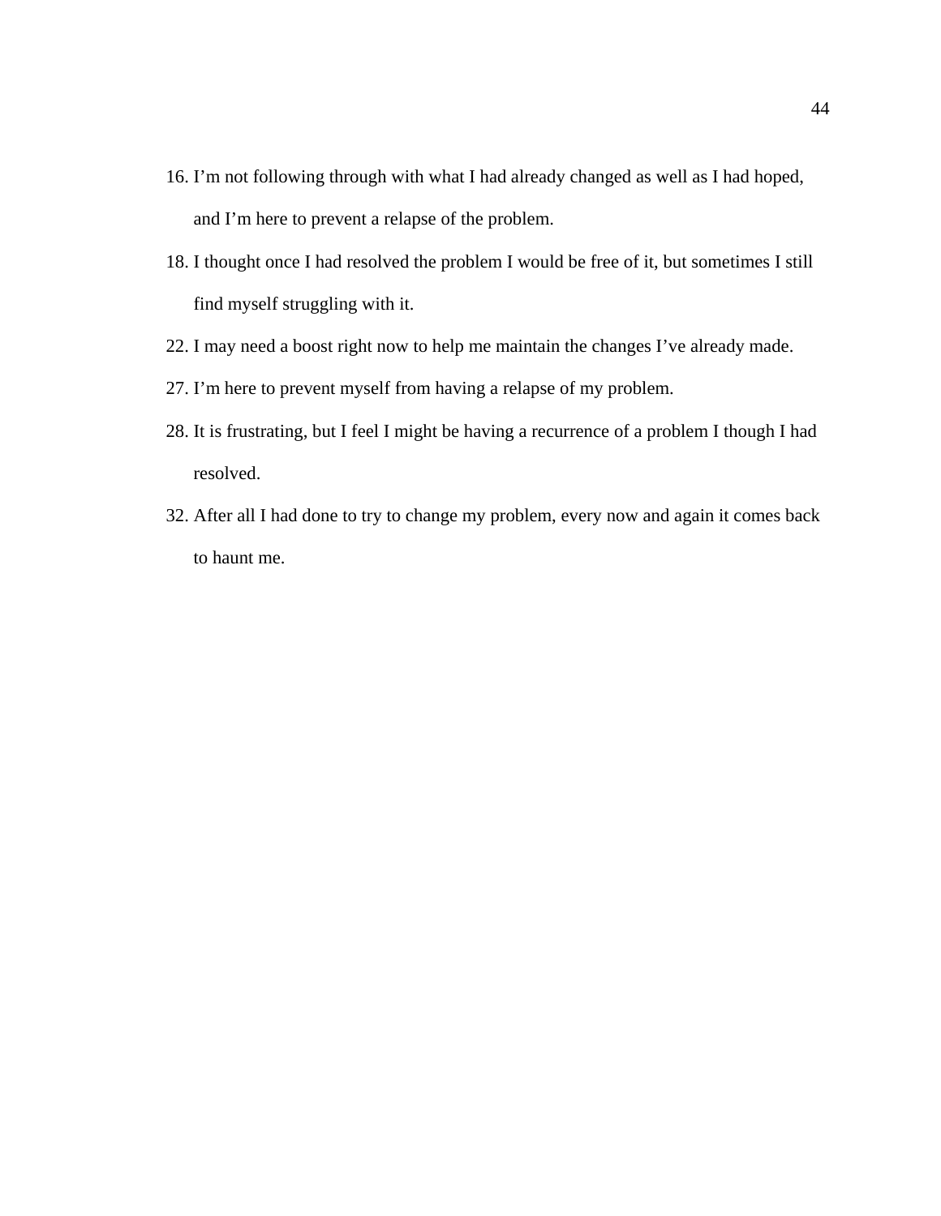16. I’m not following through with what I had already changed as well as I had hoped, and I’m here to prevent a relapse of the problem.
18. I thought once I had resolved the problem I would be free of it, but sometimes I still find myself struggling with it.
22. I may need a boost right now to help me maintain the changes I’ve already made.
27. I’m here to prevent myself from having a relapse of my problem.
28. It is frustrating, but I feel I might be having a recurrence of a problem I though I had resolved.
32. After all I had done to try to change my problem, every now and again it comes back to haunt me.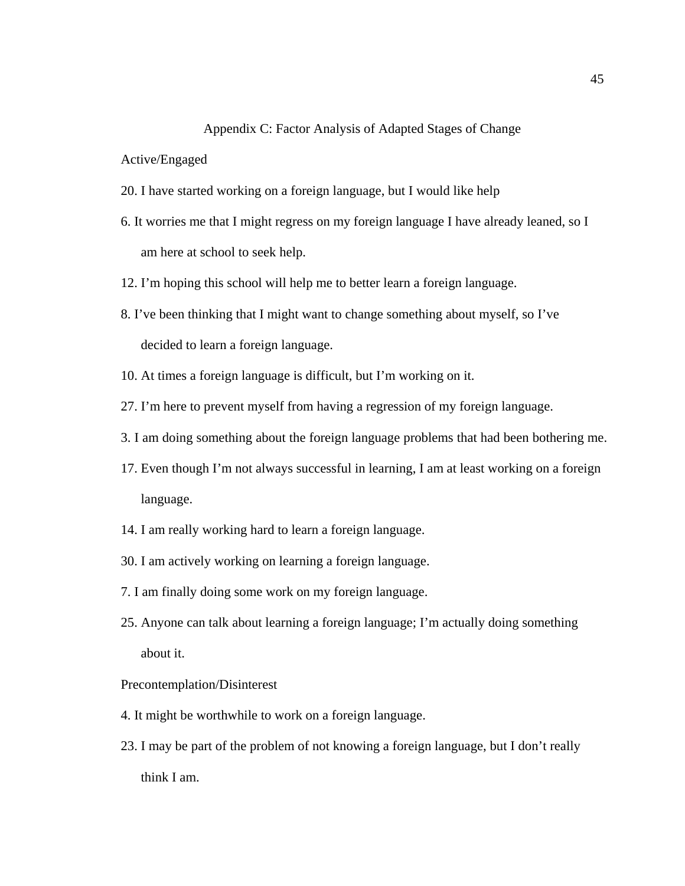# Appendix C: Factor Analysis of Adapted Stages of Change

Active/Engaged

20. I have started working on a foreign language, but I would like help

6. It worries me that I might regress on my foreign language I have already leaned, so I am here at school to seek help.

12. I'm hoping this school will help me to better learn a foreign language.

8. I've been thinking that I might want to change something about myself, so I've decided to learn a foreign language.

10. At times a foreign language is difficult, but I'm working on it.

27. I'm here to prevent myself from having a regression of my foreign language.

3. I am doing something about the foreign language problems that had been bothering me.

17. Even though I'm not always successful in learning, I am at least working on a foreign language.

14. I am really working hard to learn a foreign language.

30. I am actively working on learning a foreign language.

7. I am finally doing some work on my foreign language.

25. Anyone can talk about learning a foreign language; I'm actually doing something about it.

Precontemplation/Disinterest

4. It might be worthwhile to work on a foreign language.

23. I may be part of the problem of not knowing a foreign language, but I don't really think I am.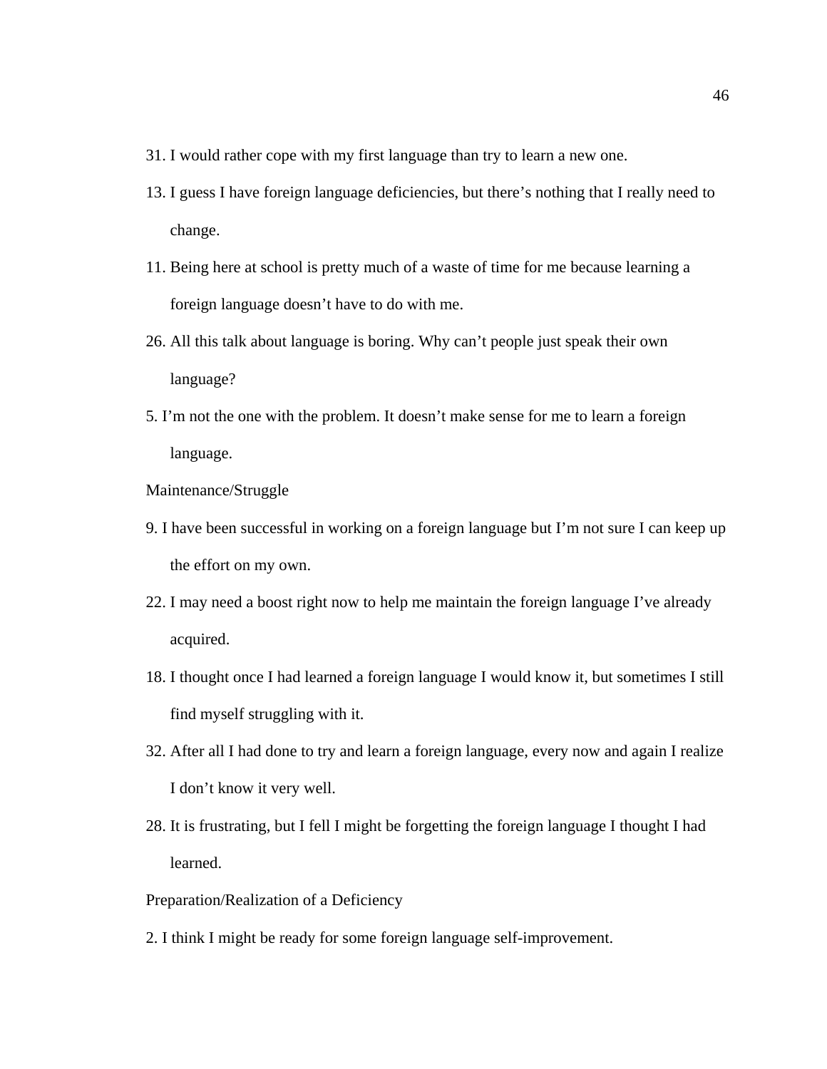31. I would rather cope with my first language than try to learn a new one.

13. I guess I have foreign language deficiencies, but there's nothing that I really need to change.

11. Being here at school is pretty much of a waste of time for me because learning a foreign language doesn't have to do with me.

26. All this talk about language is boring. Why can't people just speak their own language?

5. I'm not the one with the problem. It doesn't make sense for me to learn a foreign language.

Maintenance/Struggle

9. I have been successful in working on a foreign language but I'm not sure I can keep up the effort on my own.

22. I may need a boost right now to help me maintain the foreign language I've already acquired.

18. I thought once I had learned a foreign language I would know it, but sometimes I still find myself struggling with it.

32. After all I had done to try and learn a foreign language, every now and again I realize I don't know it very well.

28. It is frustrating, but I fell I might be forgetting the foreign language I thought I had learned.

Preparation/Realization of a Deficiency

2. I think I might be ready for some foreign language self-improvement.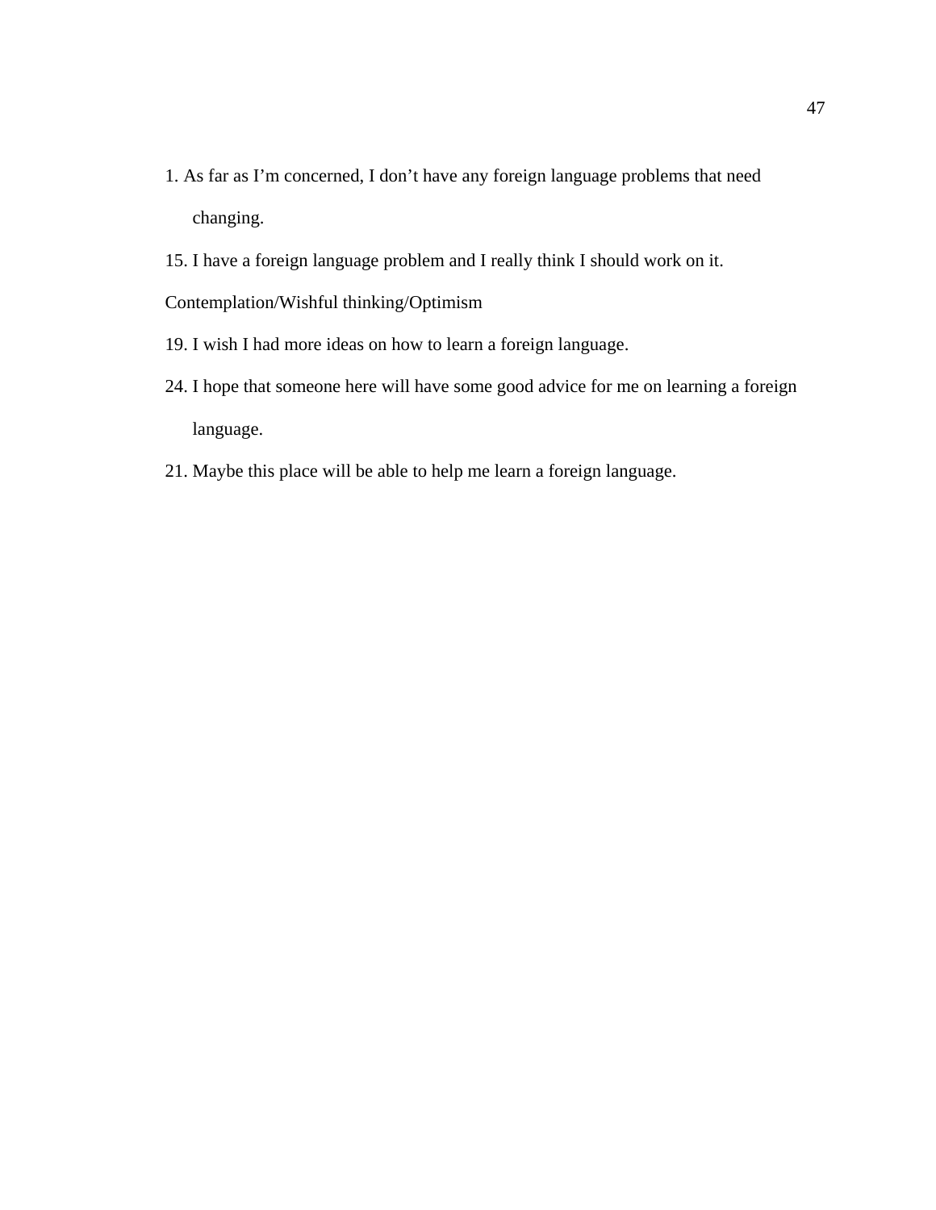1. As far as I'm concerned, I don't have any foreign language problems that need changing.

15. I have a foreign language problem and I really think I should work on it.

Contemplation/Wishful thinking/Optimism

19. I wish I had more ideas on how to learn a foreign language.

24. I hope that someone here will have some good advice for me on learning a foreign language.

21. Maybe this place will be able to help me learn a foreign language.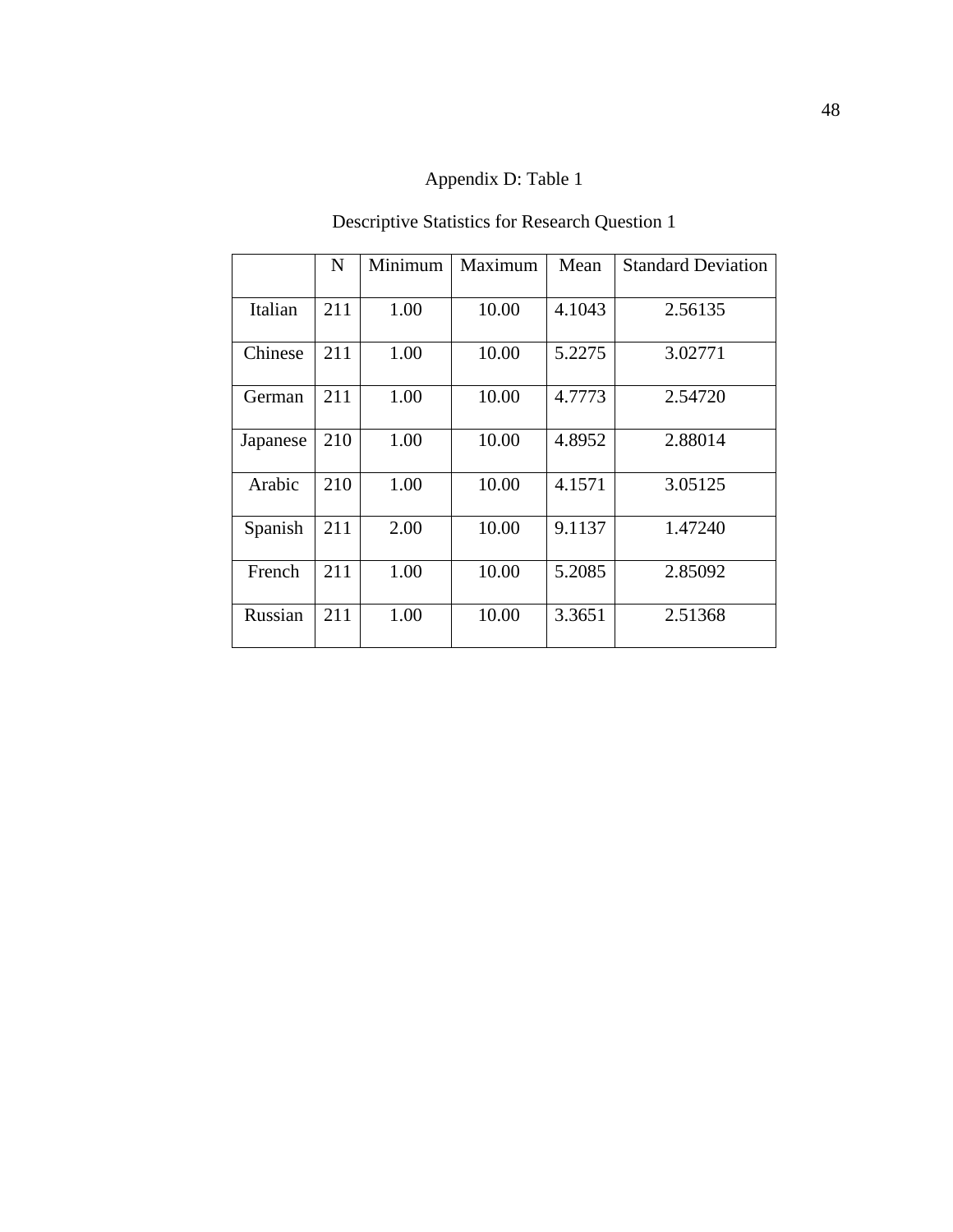Appendix D: Table 1

Descriptive Statistics for Research Question 1

| | N | Minimum | Maximum | Mean | Standard Deviation |
|---|---|---|---|---|---|
| Italian | 211 | 1.00 | 10.00 | 4.1043 | 2.56135 |
| Chinese | 211 | 1.00 | 10.00 | 5.2275 | 3.02771 |
| German | 211 | 1.00 | 10.00 | 4.7773 | 2.54720 |
| Japanese | 210 | 1.00 | 10.00 | 4.8952 | 2.88014 |
| Arabic | 210 | 1.00 | 10.00 | 4.1571 | 3.05125 |
| Spanish | 211 | 2.00 | 10.00 | 9.1137 | 1.47240 |
| French | 211 | 1.00 | 10.00 | 5.2085 | 2.85092 |
| Russian | 211 | 1.00 | 10.00 | 3.3651 | 2.51368 |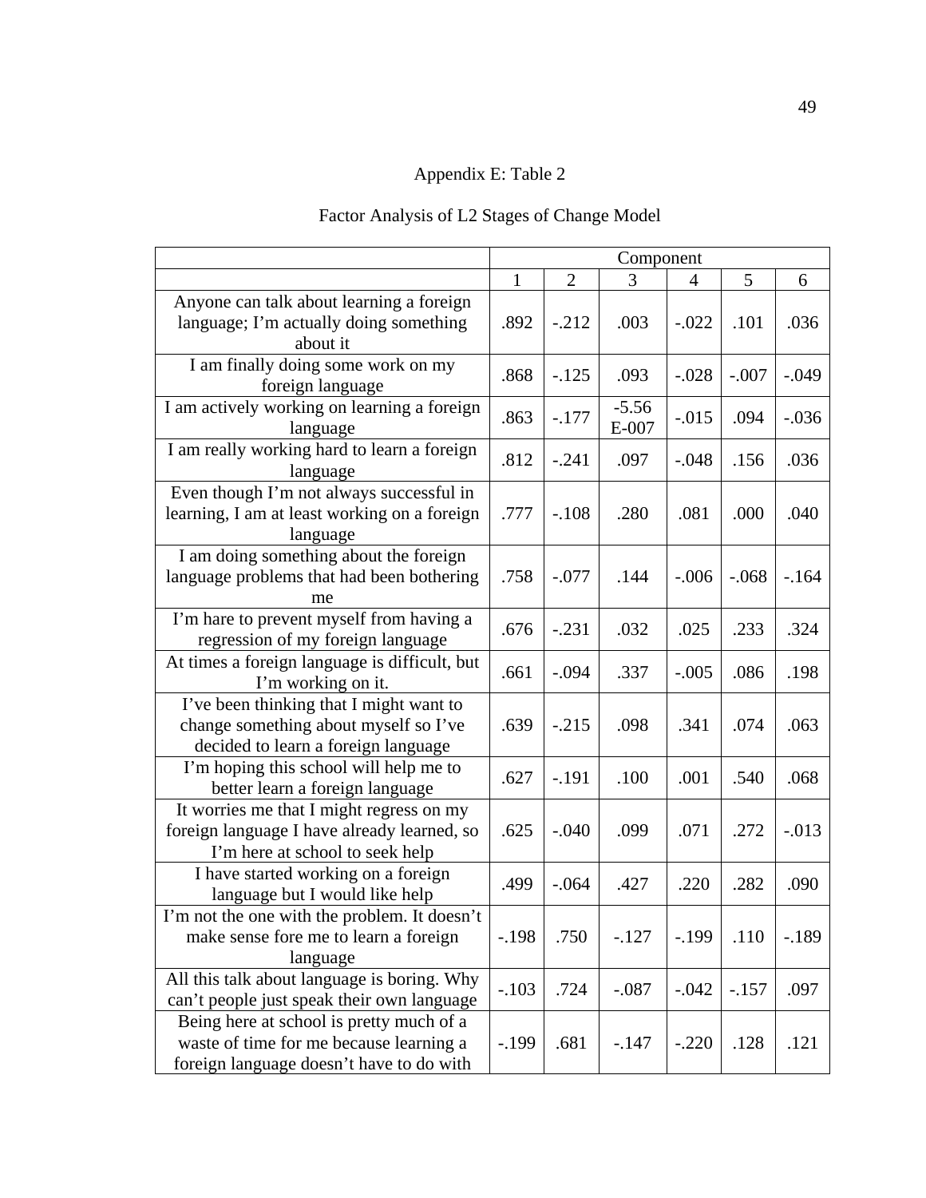Appendix E: Table 2

Factor Analysis of L2 Stages of Change Model

| | Component | | | | | |
|---|---|---|---|---|---|---|
| | 1 | 2 | 3 | 4 | 5 | 6 |
| Anyone can talk about learning a foreign language; I'm actually doing something about it | .892 | -.212 | .003 | -.022 | .101 | .036 |
| I am finally doing some work on my foreign language | .868 | -.125 | .093 | -.028 | -.007 | -.049 |
| I am actively working on learning a foreign language | .863 | -.177 | -5.56 E-007 | -.015 | .094 | -.036 |
| I am really working hard to learn a foreign language | .812 | -.241 | .097 | -.048 | .156 | .036 |
| Even though I'm not always successful in learning, I am at least working on a foreign language | .777 | -.108 | .280 | .081 | .000 | .040 |
| I am doing something about the foreign language problems that had been bothering me | .758 | -.077 | .144 | -.006 | -.068 | -.164 |
| I'm hare to prevent myself from having a regression of my foreign language | .676 | -.231 | .032 | .025 | .233 | .324 |
| At times a foreign language is difficult, but I'm working on it. | .661 | -.094 | .337 | -.005 | .086 | .198 |
| I've been thinking that I might want to change something about myself so I've decided to learn a foreign language | .639 | -.215 | .098 | .341 | .074 | .063 |
| I'm hoping this school will help me to better learn a foreign language | .627 | -.191 | .100 | .001 | .540 | .068 |
| It worries me that I might regress on my foreign language I have already learned, so I'm here at school to seek help | .625 | -.040 | .099 | .071 | .272 | -.013 |
| I have started working on a foreign language but I would like help | .499 | -.064 | .427 | .220 | .282 | .090 |
| I'm not the one with the problem. It doesn't make sense fore me to learn a foreign language | -.198 | .750 | -.127 | -.199 | .110 | -.189 |
| All this talk about language is boring. Why can't people just speak their own language | -.103 | .724 | -.087 | -.042 | -.157 | .097 |
| Being here at school is pretty much of a waste of time for me because learning a foreign language doesn't have to do with | -.199 | .681 | -.147 | -.220 | .128 | .121 |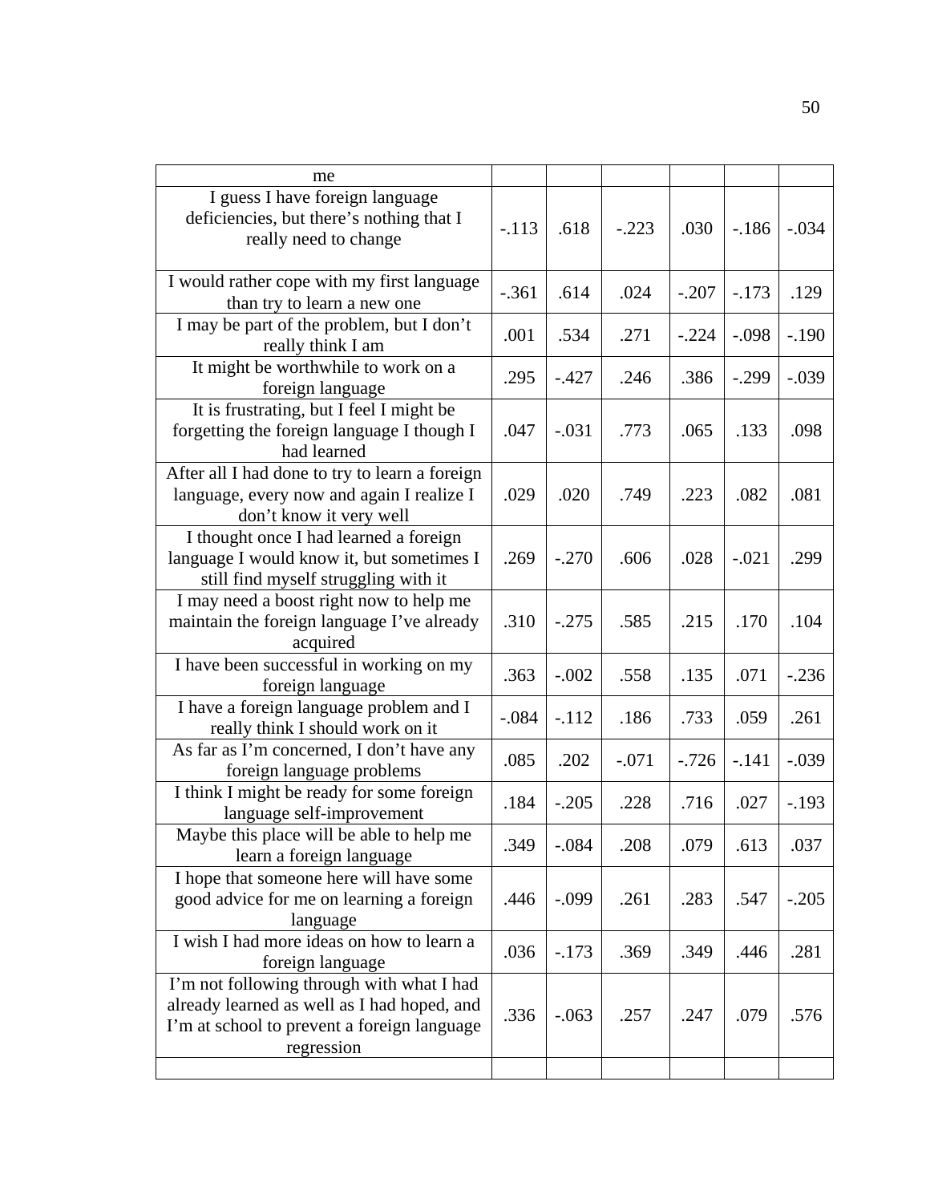| | | | | | | |
|---|---|---|---|---|---|---|
| me | | | | | | |
| I guess I have foreign language deficiencies, but there’s nothing that I really need to change | -.113 | .618 | -.223 | .030 | -.186 | -.034 |
| I would rather cope with my first language than try to learn a new one | -.361 | .614 | .024 | -.207 | -.173 | .129 |
| I may be part of the problem, but I don’t really think I am | .001 | .534 | .271 | -.224 | -.098 | -.190 |
| It might be worthwhile to work on a foreign language | .295 | -.427 | .246 | .386 | -.299 | -.039 |
| It is frustrating, but I feel I might be forgetting the foreign language I though I had learned | .047 | -.031 | .773 | .065 | .133 | .098 |
| After all I had done to try to learn a foreign language, every now and again I realize I don’t know it very well | .029 | .020 | .749 | .223 | .082 | .081 |
| I thought once I had learned a foreign language I would know it, but sometimes I still find myself struggling with it | .269 | -.270 | .606 | .028 | -.021 | .299 |
| I may need a boost right now to help me maintain the foreign language I’ve already acquired | .310 | -.275 | .585 | .215 | .170 | .104 |
| I have been successful in working on my foreign language | .363 | -.002 | .558 | .135 | .071 | -.236 |
| I have a foreign language problem and I really think I should work on it | -.084 | -.112 | .186 | .733 | .059 | .261 |
| As far as I’m concerned, I don’t have any foreign language problems | .085 | .202 | -.071 | -.726 | -.141 | -.039 |
| I think I might be ready for some foreign language self-improvement | .184 | -.205 | .228 | .716 | .027 | -.193 |
| Maybe this place will be able to help me learn a foreign language | .349 | -.084 | .208 | .079 | .613 | .037 |
| I hope that someone here will have some good advice for me on learning a foreign language | .446 | -.099 | .261 | .283 | .547 | -.205 |
| I wish I had more ideas on how to learn a foreign language | .036 | -.173 | .369 | .349 | .446 | .281 |
| I’m not following through with what I had already learned as well as I had hoped, and I’m at school to prevent a foreign language regression | .336 | -.063 | .257 | .247 | .079 | .576 |
| | | | | | | |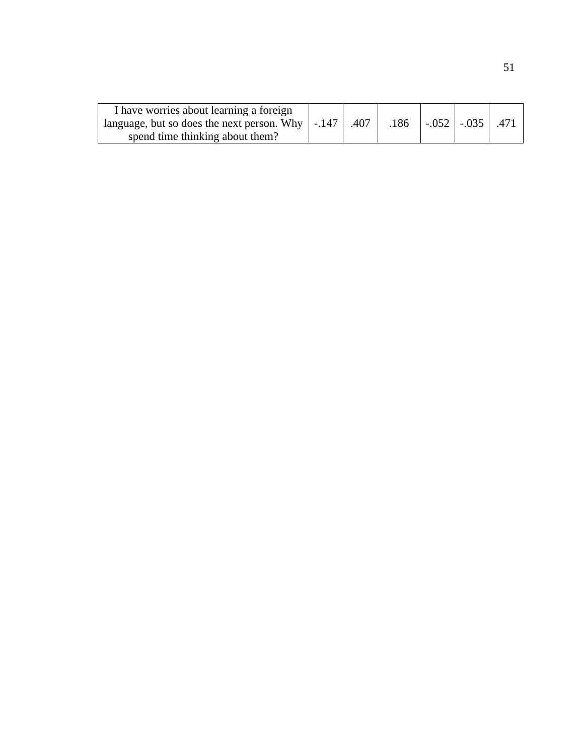| I have worries about learning a foreign language, but so does the next person. Why spend time thinking about them? | -.147 | .407 | .186 | -.052 | -.035 | .471 |
|---|---|---|---|---|---|---|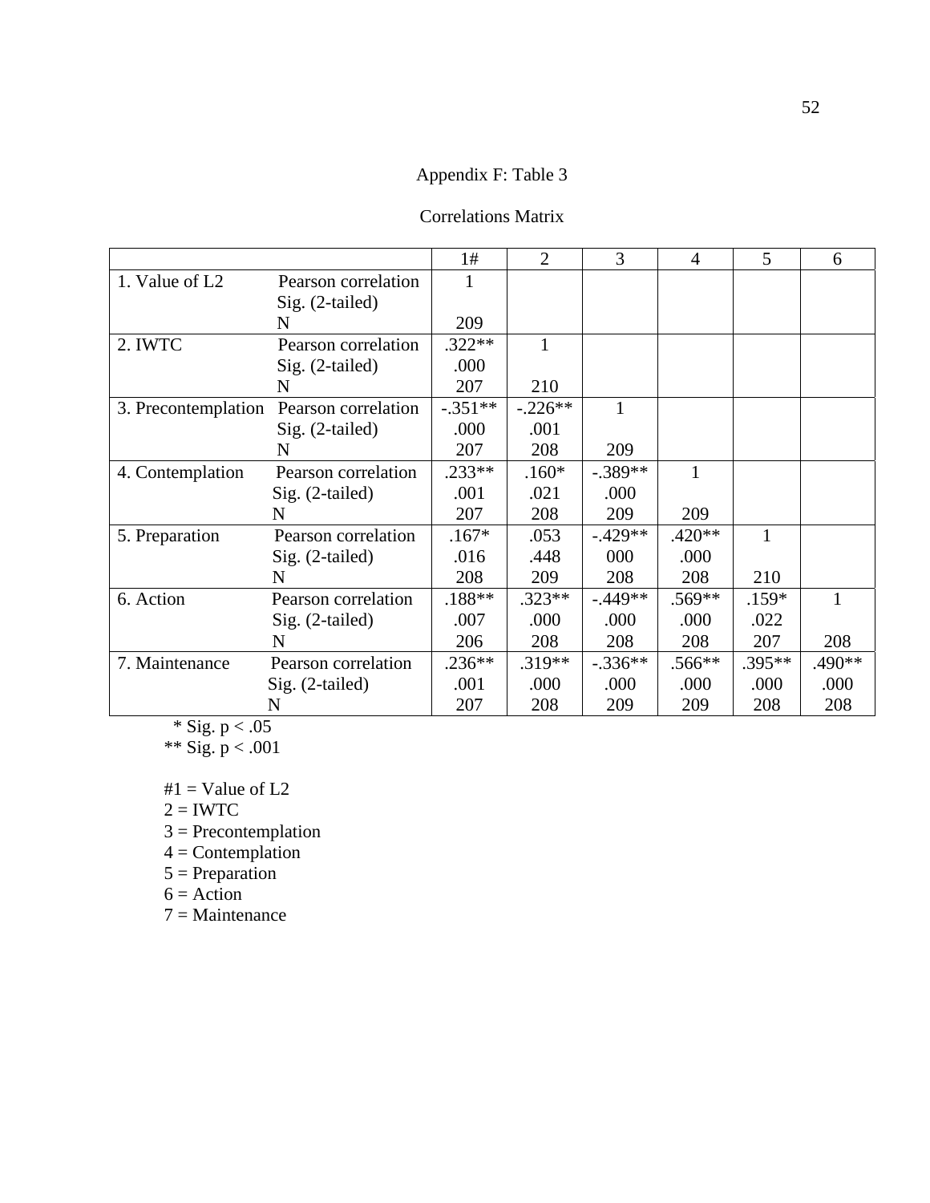Appendix F: Table 3

Correlations Matrix

| | | 1# | 2 | 3 | 4 | 5 | 6 |
|---|---|---|---|---|---|---|---|
| 1. Value of L2 | Pearson correlation | 1 | | | | | |
| | Sig. (2-tailed) | | | | | | |
| | N | 209 | | | | | |
| 2. IWTC | Pearson correlation | .322** | 1 | | | | |
| | Sig. (2-tailed) | .000 | | | | | |
| | N | 207 | 210 | | | | |
| 3. Precontemplation | Pearson correlation | -.351** | -.226** | 1 | | | |
| | Sig. (2-tailed) | .000 | .001 | | | | |
| | N | 207 | 208 | 209 | | | |
| 4. Contemplation | Pearson correlation | .233** | .160* | -.389** | 1 | | |
| | Sig. (2-tailed) | .001 | .021 | .000 | | | |
| | N | 207 | 208 | 209 | 209 | | |
| 5. Preparation | Pearson correlation | .167* | .053 | -.429** | .420** | 1 | |
| | Sig. (2-tailed) | .016 | .448 | 000 | .000 | | |
| | N | 208 | 209 | 208 | 208 | 210 | |
| 6. Action | Pearson correlation | .188** | .323** | -.449** | .569** | .159* | 1 |
| | Sig. (2-tailed) | .007 | .000 | .000 | .000 | .022 | |
| | N | 206 | 208 | 208 | 208 | 207 | 208 |
| 7. Maintenance | Pearson correlation | .236** | .319** | -.336** | .566** | .395** | .490** |
| | Sig. (2-tailed) | .001 | .000 | .000 | .000 | .000 | .000 |
| | N | 207 | 208 | 209 | 209 | 208 | 208 |

\* Sig. $p < .05$
** Sig. $p < .001$

#1 = Value of L2
2 = IWTC
3 = Precontemplation
4 = Contemplation
5 = Preparation
6 = Action
7 = Maintenance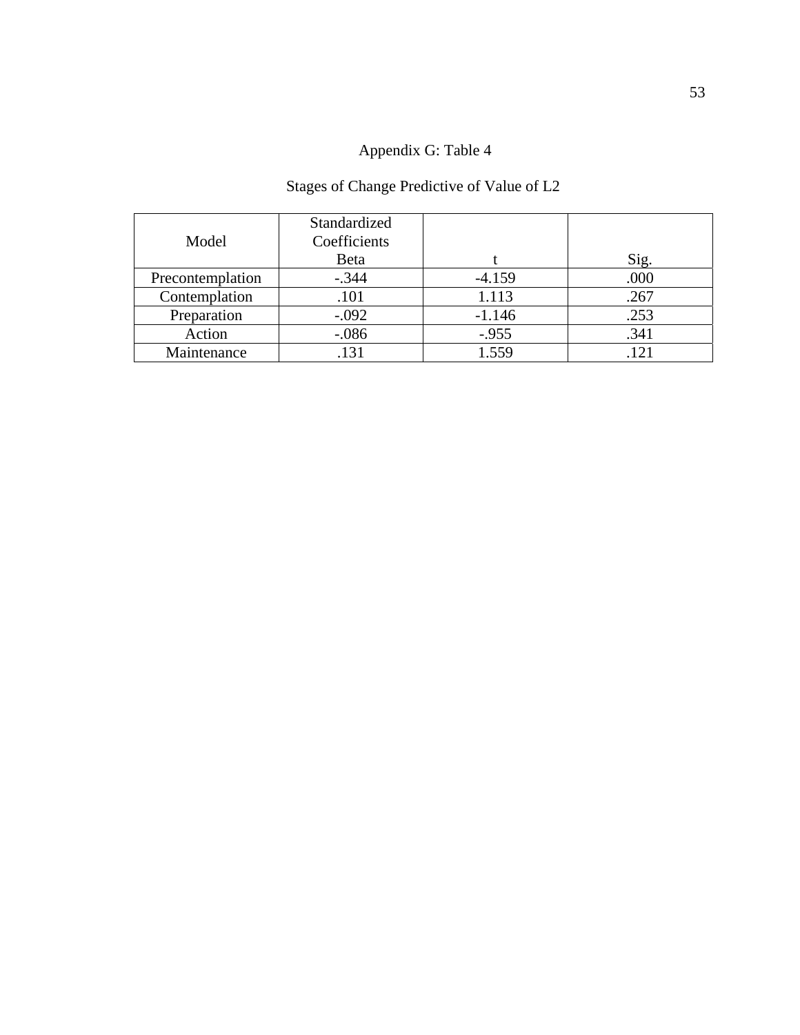Appendix G: Table 4

Stages of Change Predictive of Value of L2

| Model | Standardized Coefficients Beta | t | Sig. |
|---|---|---|---|
| Precontemplation | -.344 | -4.159 | .000 |
| Contemplation | .101 | 1.113 | .267 |
| Preparation | -.092 | -1.146 | .253 |
| Action | -.086 | -.955 | .341 |
| Maintenance | .131 | 1.559 | .121 |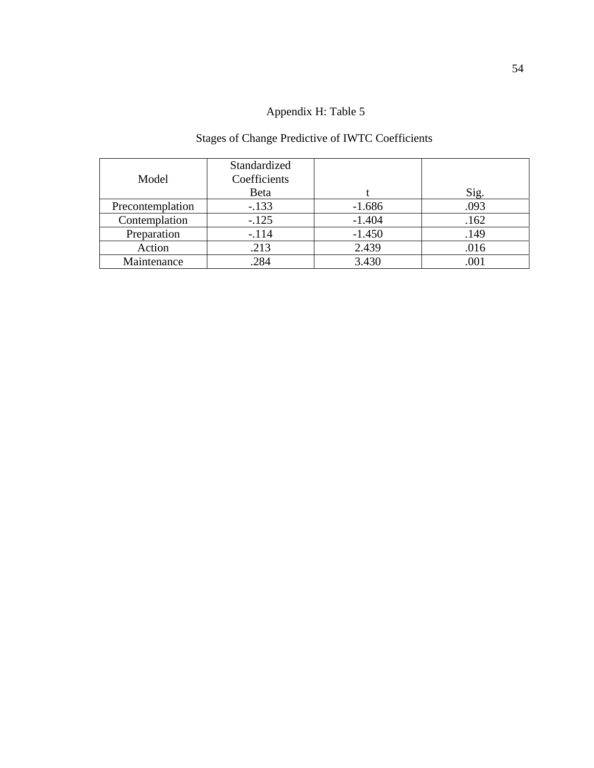Appendix H: Table 5

Stages of Change Predictive of IWTC Coefficients

| Model | Standardized Coefficients Beta | t | Sig. |
|---|---|---|---|
| Precontemplation | -.133 | -1.686 | .093 |
| Contemplation | -.125 | -1.404 | .162 |
| Preparation | -.114 | -1.450 | .149 |
| Action | .213 | 2.439 | .016 |
| Maintenance | .284 | 3.430 | .001 |